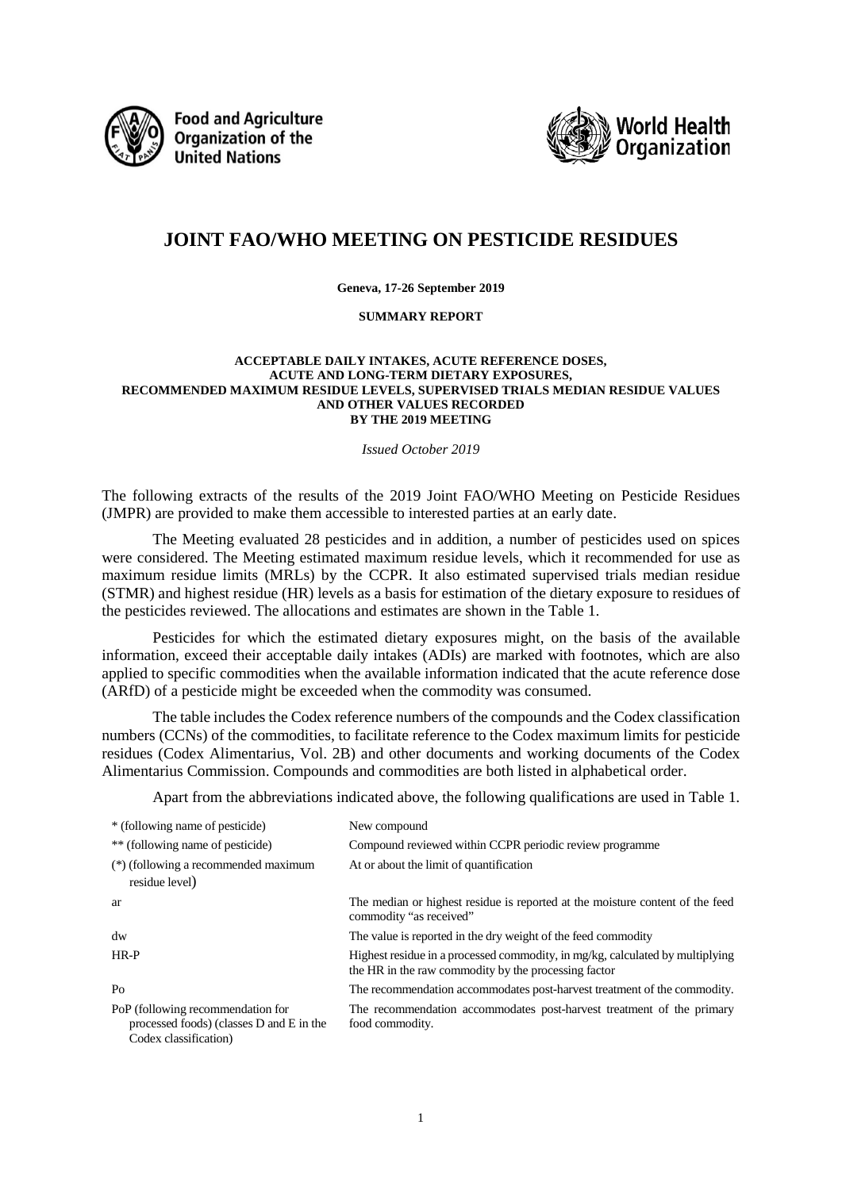Food and Agriculture Organization of the United Nations

World Health Organization

# JOINT FAO/WHO MEETING ON PESTICIDE RESIDUES

**Geneva, 17-26 September 2019**

**SUMMARY REPORT**

**ACCEPTABLE DAILY INTAKES, ACUTE REFERENCE DOSES, ACUTE AND LONG-TERM DIETARY EXPOSURES, RECOMMENDED MAXIMUM RESIDUE LEVELS, SUPERVISED TRIALS MEDIAN RESIDUE VALUES AND OTHER VALUES RECORDED BY THE 2019 MEETING**

*Issued October 2019*

The following extracts of the results of the 2019 Joint FAO/WHO Meeting on Pesticide Residues (JMPR) are provided to make them accessible to interested parties at an early date.

The Meeting evaluated 28 pesticides and in addition, a number of pesticides used on spices were considered. The Meeting estimated maximum residue levels, which it recommended for use as maximum residue limits (MRLs) by the CCPR. It also estimated supervised trials median residue (STMR) and highest residue (HR) levels as a basis for estimation of the dietary exposure to residues of the pesticides reviewed. The allocations and estimates are shown in the Table 1.

Pesticides for which the estimated dietary exposures might, on the basis of the available information, exceed their acceptable daily intakes (ADIs) are marked with footnotes, which are also applied to specific commodities when the available information indicated that the acute reference dose (ARfD) of a pesticide might be exceeded when the commodity was consumed.

The table includes the Codex reference numbers of the compounds and the Codex classification numbers (CCNs) of the commodities, to facilitate reference to the Codex maximum limits for pesticide residues (Codex Alimentarius, Vol. 2B) and other documents and working documents of the Codex Alimentarius Commission. Compounds and commodities are both listed in alphabetical order.

Apart from the abbreviations indicated above, the following qualifications are used in Table 1.

| | |
|---|---|
| * (following name of pesticide) | New compound |
| ** (following name of pesticide) | Compound reviewed within CCPR periodic review programme |
| (*) (following a recommended maximum residue level) | At or about the limit of quantification |
| ar | The median or highest residue is reported at the moisture content of the feed commodity "as received" |
| dw | The value is reported in the dry weight of the feed commodity |
| HR-P | Highest residue in a processed commodity, in mg/kg, calculated by multiplying the HR in the raw commodity by the processing factor |
| Po | The recommendation accommodates post-harvest treatment of the commodity. |
| PoP (following recommendation for processed foods) (classes D and E in the Codex classification) | The recommendation accommodates post-harvest treatment of the primary food commodity. |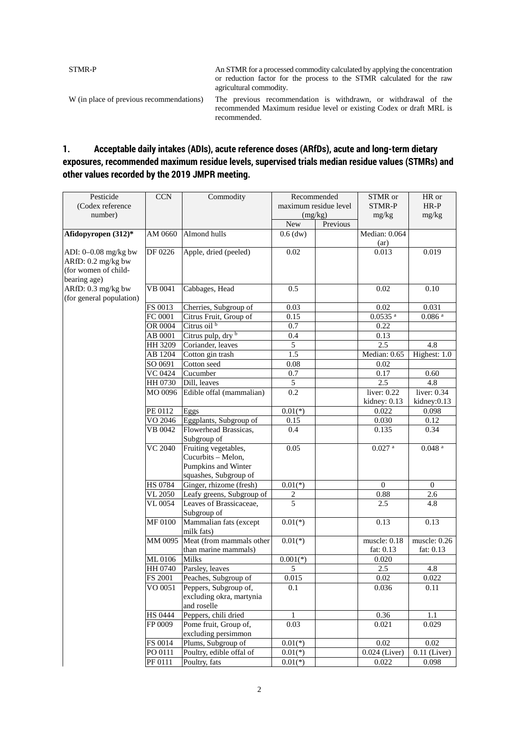STMR-P — An STMR for a processed commodity calculated by applying the concentration or reduction factor for the process to the STMR calculated for the raw agricultural commodity.

W (in place of previous recommendations) — The previous recommendation is withdrawn, or withdrawal of the recommended Maximum residue level or existing Codex or draft MRL is recommended.

## 1. Acceptable daily intakes (ADIs), acute reference doses (ARfDs), acute and long-term dietary exposures, recommended maximum residue levels, supervised trials median residue values (STMRs) and other values recorded by the 2019 JMPR meeting.

| Pesticide (Codex reference number) | CCN | Commodity | Recommended maximum residue level (mg/kg) | | STMR or STMR-P mg/kg | HR or HR-P mg/kg |
|---|---|---|---|---|---|---|
| | | | New | Previous | | |
| **Afidopyropen (312)*** | AM 0660 | Almond hulls | 0.6 (dw) | | Median: 0.064 (ar) | |
| ADI: 0–0.08 mg/kg bw ARfD: 0.2 mg/kg bw (for women of child-bearing age) | DF 0226 | Apple, dried (peeled) | 0.02 | | 0.013 | 0.019 |
| ARfD: 0.3 mg/kg bw (for general population) | VB 0041 | Cabbages, Head | 0.5 | | 0.02 | 0.10 |
| | FS 0013 | Cherries, Subgroup of | 0.03 | | 0.02 | 0.031 |
| | FC 0001 | Citrus Fruit, Group of | 0.15 | | 0.0535 [a] | 0.086 [a] |
| | OR 0004 | Citrus oil [b] | 0.7 | | 0.22 | |
| | AB 0001 | Citrus pulp, dry [b] | 0.4 | | 0.13 | |
| | HH 3209 | Coriander, leaves | 5 | | 2.5 | 4.8 |
| | AB 1204 | Cotton gin trash | 1.5 | | Median: 0.65 | Highest: 1.0 |
| | SO 0691 | Cotton seed | 0.08 | | 0.02 | |
| | VC 0424 | Cucumber | 0.7 | | 0.17 | 0.60 |
| | HH 0730 | Dill, leaves | 5 | | 2.5 | 4.8 |
| | MO 0096 | Edible offal (mammalian) | 0.2 | | liver: 0.22 kidney: 0.13 | liver: 0.34 kidney:0.13 |
| | PE 0112 | Eggs | 0.01(*) | | 0.022 | 0.098 |
| | VO 2046 | Eggplants, Subgroup of | 0.15 | | 0.030 | 0.12 |
| | VB 0042 | Flowerhead Brassicas, Subgroup of | 0.4 | | 0.135 | 0.34 |
| | VC 2040 | Fruiting vegetables, Cucurbits – Melon, Pumpkins and Winter squashes, Subgroup of | 0.05 | | 0.027 [a] | 0.048 [a] |
| | HS 0784 | Ginger, rhizome (fresh) | 0.01(*) | | 0 | 0 |
| | VL 2050 | Leafy greens, Subgroup of | 2 | | 0.88 | 2.6 |
| | VL 0054 | Leaves of Brassicaceae, Subgroup of | 5 | | 2.5 | 4.8 |
| | MF 0100 | Mammalian fats (except milk fats) | 0.01(*) | | 0.13 | 0.13 |
| | MM 0095 | Meat (from mammals other than marine mammals) | 0.01(*) | | muscle: 0.18 fat: 0.13 | muscle: 0.26 fat: 0.13 |
| | ML 0106 | Milks | 0.001(*) | | 0.020 | |
| | HH 0740 | Parsley, leaves | 5 | | 2.5 | 4.8 |
| | FS 2001 | Peaches, Subgroup of | 0.015 | | 0.02 | 0.022 |
| | VO 0051 | Peppers, Subgroup of, excluding okra, martynia and roselle | 0.1 | | 0.036 | 0.11 |
| | HS 0444 | Peppers, chili dried | 1 | | 0.36 | 1.1 |
| | FP 0009 | Pome fruit, Group of, excluding persimmon | 0.03 | | 0.021 | 0.029 |
| | FS 0014 | Plums, Subgroup of | 0.01(*) | | 0.02 | 0.02 |
| | PO 0111 | Poultry, edible offal of | 0.01(*) | | 0.024 (Liver) | 0.11 (Liver) |
| | PF 0111 | Poultry, fats | 0.01(*) | | 0.022 | 0.098 |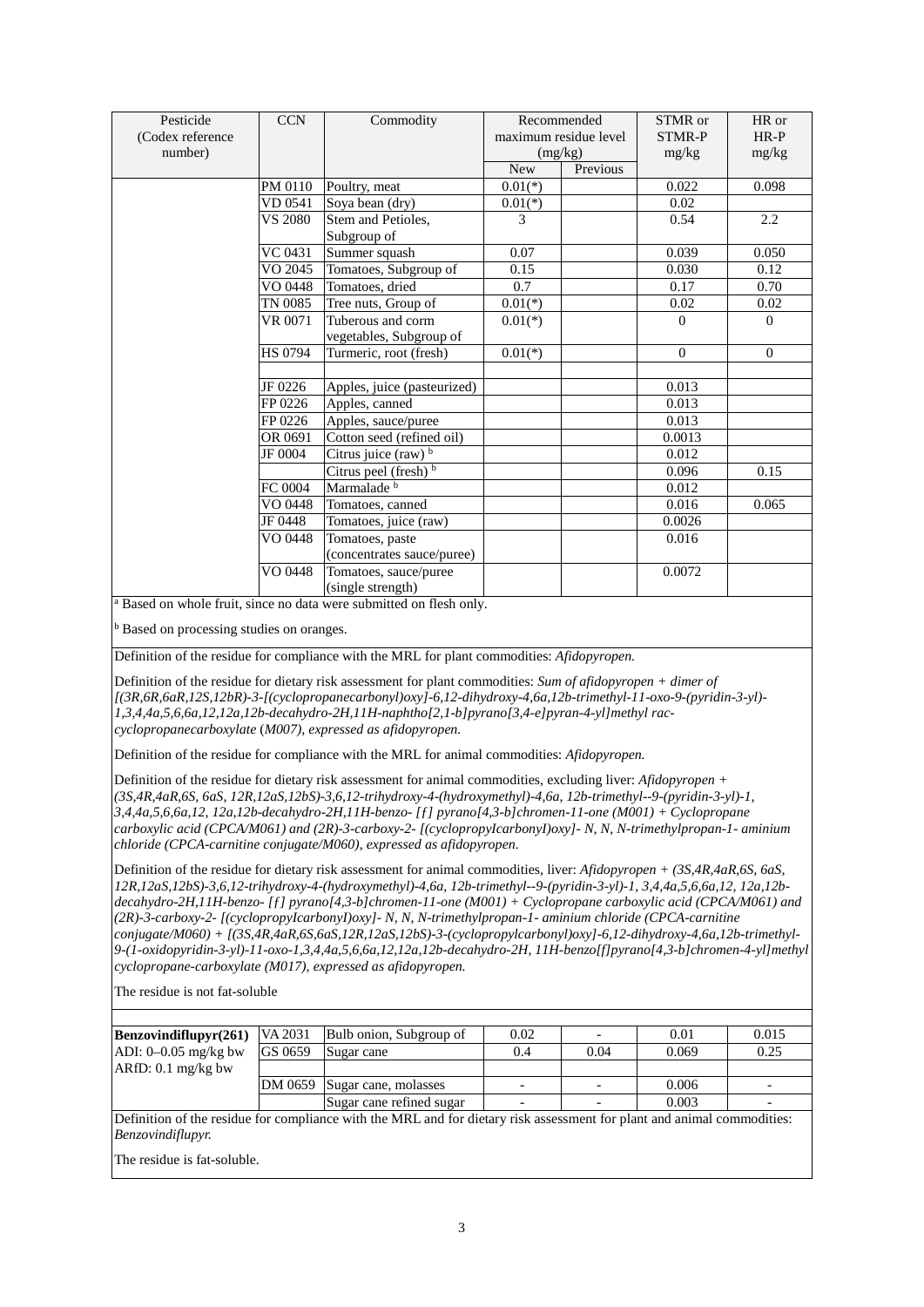| Pesticide (Codex reference number) | CCN | Commodity | Recommended maximum residue level (mg/kg) | | STMR or STMR-P mg/kg | HR or HR-P mg/kg |
|---|---|---|---|---|---|---|
| | | | New | Previous | | |
| | PM 0110 | Poultry, meat | 0.01(*) | | 0.022 | 0.098 |
| | VD 0541 | Soya bean (dry) | 0.01(*) | | 0.02 | |
| | VS 2080 | Stem and Petioles, Subgroup of | 3 | | 0.54 | 2.2 |
| | VC 0431 | Summer squash | 0.07 | | 0.039 | 0.050 |
| | VO 2045 | Tomatoes, Subgroup of | 0.15 | | 0.030 | 0.12 |
| | VO 0448 | Tomatoes, dried | 0.7 | | 0.17 | 0.70 |
| | TN 0085 | Tree nuts, Group of | 0.01(*) | | 0.02 | 0.02 |
| | VR 0071 | Tuberous and corm vegetables, Subgroup of | 0.01(*) | | 0 | 0 |
| | HS 0794 | Turmeric, root (fresh) | 0.01(*) | | 0 | 0 |
| | | | | | | |
| | JF 0226 | Apples, juice (pasteurized) | | | 0.013 | |
| | FP 0226 | Apples, canned | | | 0.013 | |
| | FP 0226 | Apples, sauce/puree | | | 0.013 | |
| | OR 0691 | Cotton seed (refined oil) | | | 0.0013 | |
| | JF 0004 | Citrus juice (raw) [b] | | | 0.012 | |
| | | Citrus peel (fresh) [b] | | | 0.096 | 0.15 |
| | FC 0004 | Marmalade [b] | | | 0.012 | |
| | VO 0448 | Tomatoes, canned | | | 0.016 | 0.065 |
| | JF 0448 | Tomatoes, juice (raw) | | | 0.0026 | |
| | VO 0448 | Tomatoes, paste (concentrates sauce/puree) | | | 0.016 | |
| | VO 0448 | Tomatoes, sauce/puree (single strength) | | | 0.0072 | |

[a] Based on whole fruit, since no data were submitted on flesh only.

[b] Based on processing studies on oranges.

Definition of the residue for compliance with the MRL for plant commodities: *Afidopyropen.*

Definition of the residue for dietary risk assessment for plant commodities: *Sum of afidopyropen + dimer of [(3R,6R,6aR,12S,12bR)-3-[(cyclopropanecarbonyl)oxy]-6,12-dihydroxy-4,6a,12b-trimethyl-11-oxo-9-(pyridin-3-yl)-1,3,4,4a,5,6,6a,12,12a,12b-decahydro-2H,11H-naphtho[2,1-b]pyrano[3,4-e]pyran-4-yl]methyl rac-cyclopropanecarboxylate (M007), expressed as afidopyropen.*

Definition of the residue for compliance with the MRL for animal commodities: *Afidopyropen.*

Definition of the residue for dietary risk assessment for animal commodities, excluding liver: *Afidopyropen + (3S,4R,4aR,6S, 6aS, 12R,12aS,12bS)-3,6,12-trihydroxy-4-(hydroxymethyl)-4,6a, 12b-trimethyl--9-(pyridin-3-yl)-1, 3,4,4a,5,6,6a,12, 12a,12b-decahydro-2H,11H-benzo- [f] pyrano[4,3-b]chromen-11-one (M001) + Cyclopropane carboxylic acid (CPCA/M061) and (2R)-3-carboxy-2- [(cyclopropylcarbonyl)oxy]- N, N, N-trimethylpropan-1- aminium chloride (CPCA-carnitine conjugate/M060), expressed as afidopyropen.*

Definition of the residue for dietary risk assessment for animal commodities, liver: *Afidopyropen + (3S,4R,4aR,6S, 6aS, 12R,12aS,12bS)-3,6,12-trihydroxy-4-(hydroxymethyl)-4,6a, 12b-trimethyl--9-(pyridin-3-yl)-1, 3,4,4a,5,6,6a,12, 12a,12b-decahydro-2H,11H-benzo- [f] pyrano[4,3-b]chromen-11-one (M001) + Cyclopropane carboxylic acid (CPCA/M061) and (2R)-3-carboxy-2- [(cyclopropylcarbonyl)oxy]- N, N, N-trimethylpropan-1- aminium chloride (CPCA-carnitine conjugate/M060) + [(3S,4R,4aR,6S,6aS,12R,12aS,12bS)-3-(cyclopropylcarbonyl)oxy]-6,12-dihydroxy-4,6a,12b-trimethyl-9-(1-oxidopyridin-3-yl)-11-oxo-1,3,4,4a,5,6,6a,12,12a,12b-decahydro-2H, 11H-benzo[f]pyrano[4,3-b]chromen-4-yl]methyl cyclopropane-carboxylate (M017), expressed as afidopyropen.*

The residue is not fat-soluble

| Pesticide (Codex reference number) | CCN | Commodity | New | Previous | STMR or STMR-P mg/kg | HR or HR-P mg/kg |
|---|---|---|---|---|---|---|
| **Benzovindiflupyr(261)** | VA 2031 | Bulb onion, Subgroup of | 0.02 | - | 0.01 | 0.015 |
| ADI: 0–0.05 mg/kg bw | GS 0659 | Sugar cane | 0.4 | 0.04 | 0.069 | 0.25 |
| ARfD: 0.1 mg/kg bw | | | | | | |
| | DM 0659 | Sugar cane, molasses | - | - | 0.006 | - |
| | | Sugar cane refined sugar | - | - | 0.003 | - |

Definition of the residue for compliance with the MRL and for dietary risk assessment for plant and animal commodities: *Benzovindiflupyr.*

The residue is fat-soluble.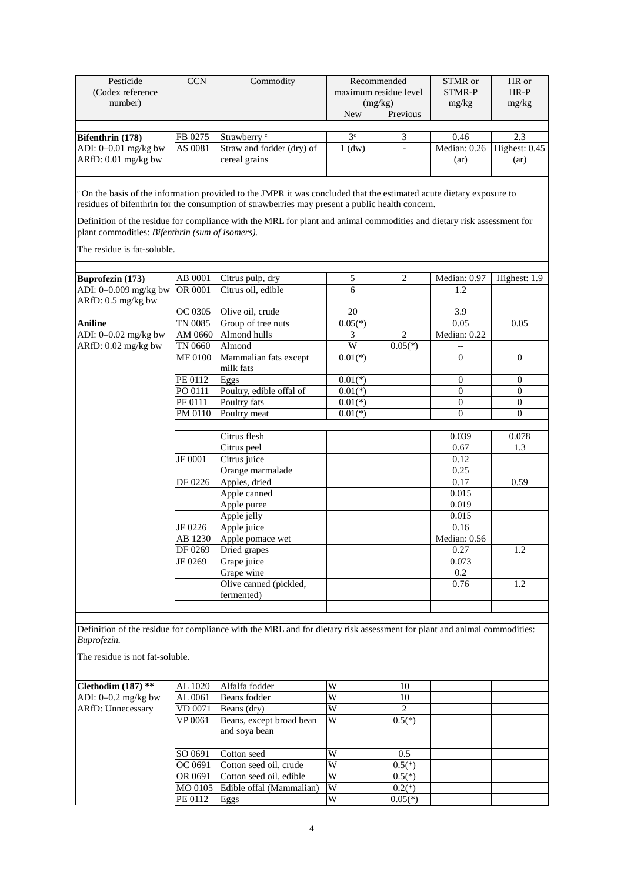| Pesticide (Codex reference number) | CCN | Commodity | Recommended maximum residue level (mg/kg) | | STMR or STMR-P mg/kg | HR or HR-P mg/kg |
|---|---|---|---|---|---|---|
| | | | New | Previous | | |
| **Bifenthrin (178)** | FB 0275 | Strawberry [c] | 3[c] | 3 | 0.46 | 2.3 |
| ADI: 0–0.01 mg/kg bw | AS 0081 | Straw and fodder (dry) of cereal grains | 1 (dw) | - | Median: 0.26 (ar) | Highest: 0.45 (ar) |
| ARfD: 0.01 mg/kg bw | | | | | | |

[c] On the basis of the information provided to the JMPR it was concluded that the estimated acute dietary exposure to residues of bifenthrin for the consumption of strawberries may present a public health concern.

Definition of the residue for compliance with the MRL for plant and animal commodities and dietary risk assessment for plant commodities: *Bifenthrin (sum of isomers).*

The residue is fat-soluble.

| Pesticide (Codex reference number) | CCN | Commodity | New | Previous | STMR or STMR-P mg/kg | HR or HR-P mg/kg |
|---|---|---|---|---|---|---|
| **Buprofezin (173)** | AB 0001 | Citrus pulp, dry | 5 | 2 | Median: 0.97 | Highest: 1.9 |
| ADI: 0–0.009 mg/kg bw | OR 0001 | Citrus oil, edible | 6 | | 1.2 | |
| ARfD: 0.5 mg/kg bw | | | | | | |
| | OC 0305 | Olive oil, crude | 20 | | 3.9 | |
| **Aniline** | TN 0085 | Group of tree nuts | 0.05(*) | | 0.05 | 0.05 |
| ADI: 0–0.02 mg/kg bw | AM 0660 | Almond hulls | 3 | 2 | Median: 0.22 | |
| ARfD: 0.02 mg/kg bw | TN 0660 | Almond | W | 0.05(*) | -- | |
| | MF 0100 | Mammalian fats except milk fats | 0.01(*) | | 0 | 0 |
| | PE 0112 | Eggs | 0.01(*) | | 0 | 0 |
| | PO 0111 | Poultry, edible offal of | 0.01(*) | | 0 | 0 |
| | PF 0111 | Poultry fats | 0.01(*) | | 0 | 0 |
| | PM 0110 | Poultry meat | 0.01(*) | | 0 | 0 |
| | | | | | | |
| | | Citrus flesh | | | 0.039 | 0.078 |
| | | Citrus peel | | | 0.67 | 1.3 |
| | JF 0001 | Citrus juice | | | 0.12 | |
| | | Orange marmalade | | | 0.25 | |
| | DF 0226 | Apples, dried | | | 0.17 | 0.59 |
| | | Apple canned | | | 0.015 | |
| | | Apple puree | | | 0.019 | |
| | | Apple jelly | | | 0.015 | |
| | JF 0226 | Apple juice | | | 0.16 | |
| | AB 1230 | Apple pomace wet | | | Median: 0.56 | |
| | DF 0269 | Dried grapes | | | 0.27 | 1.2 |
| | JF 0269 | Grape juice | | | 0.073 | |
| | | Grape wine | | | 0.2 | |
| | | Olive canned (pickled, fermented) | | | 0.76 | 1.2 |

Definition of the residue for compliance with the MRL and for dietary risk assessment for plant and animal commodities: *Buprofezin.*

The residue is not fat-soluble.

| Pesticide (Codex reference number) | CCN | Commodity | New | Previous | STMR or STMR-P mg/kg | HR or HR-P mg/kg |
|---|---|---|---|---|---|---|
| **Clethodim (187) ** ** | AL 1020 | Alfalfa fodder | W | 10 | | |
| ADI: 0–0.2 mg/kg bw | AL 0061 | Beans fodder | W | 10 | | |
| ARfD: Unnecessary | VD 0071 | Beans (dry) | W | 2 | | |
| | VP 0061 | Beans, except broad bean and soya bean | W | 0.5(*) | | |
| | | | | | | |
| | SO 0691 | Cotton seed | W | 0.5 | | |
| | OC 0691 | Cotton seed oil, crude | W | 0.5(*) | | |
| | OR 0691 | Cotton seed oil, edible | W | 0.5(*) | | |
| | MO 0105 | Edible offal (Mammalian) | W | 0.2(*) | | |
| | PE 0112 | Eggs | W | 0.05(*) | | |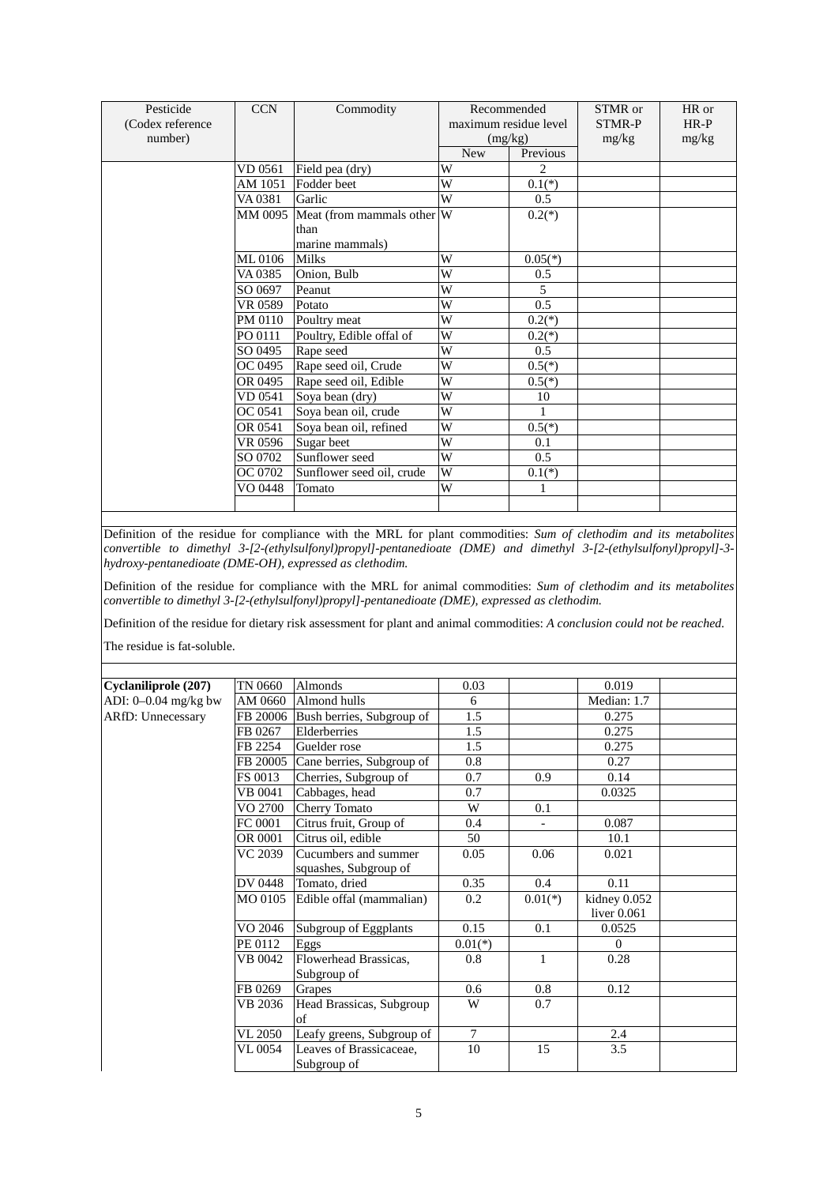| Pesticide (Codex reference number) | CCN | Commodity | Recommended maximum residue level (mg/kg) | | STMR or STMR-P mg/kg | HR or HR-P mg/kg |
|---|---|---|---|---|---|---|
| | | | New | Previous | | |
| | VD 0561 | Field pea (dry) | W | 2 | | |
| | AM 1051 | Fodder beet | W | 0.1(*) | | |
| | VA 0381 | Garlic | W | 0.5 | | |
| | MM 0095 | Meat (from mammals other than marine mammals) | W | 0.2(*) | | |
| | ML 0106 | Milks | W | 0.05(*) | | |
| | VA 0385 | Onion, Bulb | W | 0.5 | | |
| | SO 0697 | Peanut | W | 5 | | |
| | VR 0589 | Potato | W | 0.5 | | |
| | PM 0110 | Poultry meat | W | 0.2(*) | | |
| | PO 0111 | Poultry, Edible offal of | W | 0.2(*) | | |
| | SO 0495 | Rape seed | W | 0.5 | | |
| | OC 0495 | Rape seed oil, Crude | W | 0.5(*) | | |
| | OR 0495 | Rape seed oil, Edible | W | 0.5(*) | | |
| | VD 0541 | Soya bean (dry) | W | 10 | | |
| | OC 0541 | Soya bean oil, crude | W | 1 | | |
| | OR 0541 | Soya bean oil, refined | W | 0.5(*) | | |
| | VR 0596 | Sugar beet | W | 0.1 | | |
| | SO 0702 | Sunflower seed | W | 0.5 | | |
| | OC 0702 | Sunflower seed oil, crude | W | 0.1(*) | | |
| | VO 0448 | Tomato | W | 1 | | |

Definition of the residue for compliance with the MRL for plant commodities: *Sum of clethodim and its metabolites convertible to dimethyl 3-[2-(ethylsulfonyl)propyl]-pentanedioate (DME) and dimethyl 3-[2-(ethylsulfonyl)propyl]-3-hydroxy-pentanedioate (DME-OH), expressed as clethodim.*

Definition of the residue for compliance with the MRL for animal commodities: *Sum of clethodim and its metabolites convertible to dimethyl 3-[2-(ethylsulfonyl)propyl]-pentanedioate (DME), expressed as clethodim.*

Definition of the residue for dietary risk assessment for plant and animal commodities: *A conclusion could not be reached.*

The residue is fat-soluble.

| Pesticide (Codex reference number) | CCN | Commodity | New | Previous | STMR or STMR-P mg/kg | HR or HR-P mg/kg |
|---|---|---|---|---|---|---|
| **Cyclaniliprole (207)** | TN 0660 | Almonds | 0.03 | | 0.019 | |
| ADI: 0–0.04 mg/kg bw | AM 0660 | Almond hulls | 6 | | Median: 1.7 | |
| ARfD: Unnecessary | FB 20006 | Bush berries, Subgroup of | 1.5 | | 0.275 | |
| | FB 0267 | Elderberries | 1.5 | | 0.275 | |
| | FB 2254 | Guelder rose | 1.5 | | 0.275 | |
| | FB 20005 | Cane berries, Subgroup of | 0.8 | | 0.27 | |
| | FS 0013 | Cherries, Subgroup of | 0.7 | 0.9 | 0.14 | |
| | VB 0041 | Cabbages, head | 0.7 | | 0.0325 | |
| | VO 2700 | Cherry Tomato | W | 0.1 | | |
| | FC 0001 | Citrus fruit, Group of | 0.4 | - | 0.087 | |
| | OR 0001 | Citrus oil, edible | 50 | | 10.1 | |
| | VC 2039 | Cucumbers and summer squashes, Subgroup of | 0.05 | 0.06 | 0.021 | |
| | DV 0448 | Tomato, dried | 0.35 | 0.4 | 0.11 | |
| | MO 0105 | Edible offal (mammalian) | 0.2 | 0.01(*) | kidney 0.052 liver 0.061 | |
| | VO 2046 | Subgroup of Eggplants | 0.15 | 0.1 | 0.0525 | |
| | PE 0112 | Eggs | 0.01(*) | | 0 | |
| | VB 0042 | Flowerhead Brassicas, Subgroup of | 0.8 | 1 | 0.28 | |
| | FB 0269 | Grapes | 0.6 | 0.8 | 0.12 | |
| | VB 2036 | Head Brassicas, Subgroup of | W | 0.7 | | |
| | VL 2050 | Leafy greens, Subgroup of | 7 | | 2.4 | |
| | VL 0054 | Leaves of Brassicaceae, Subgroup of | 10 | 15 | 3.5 | |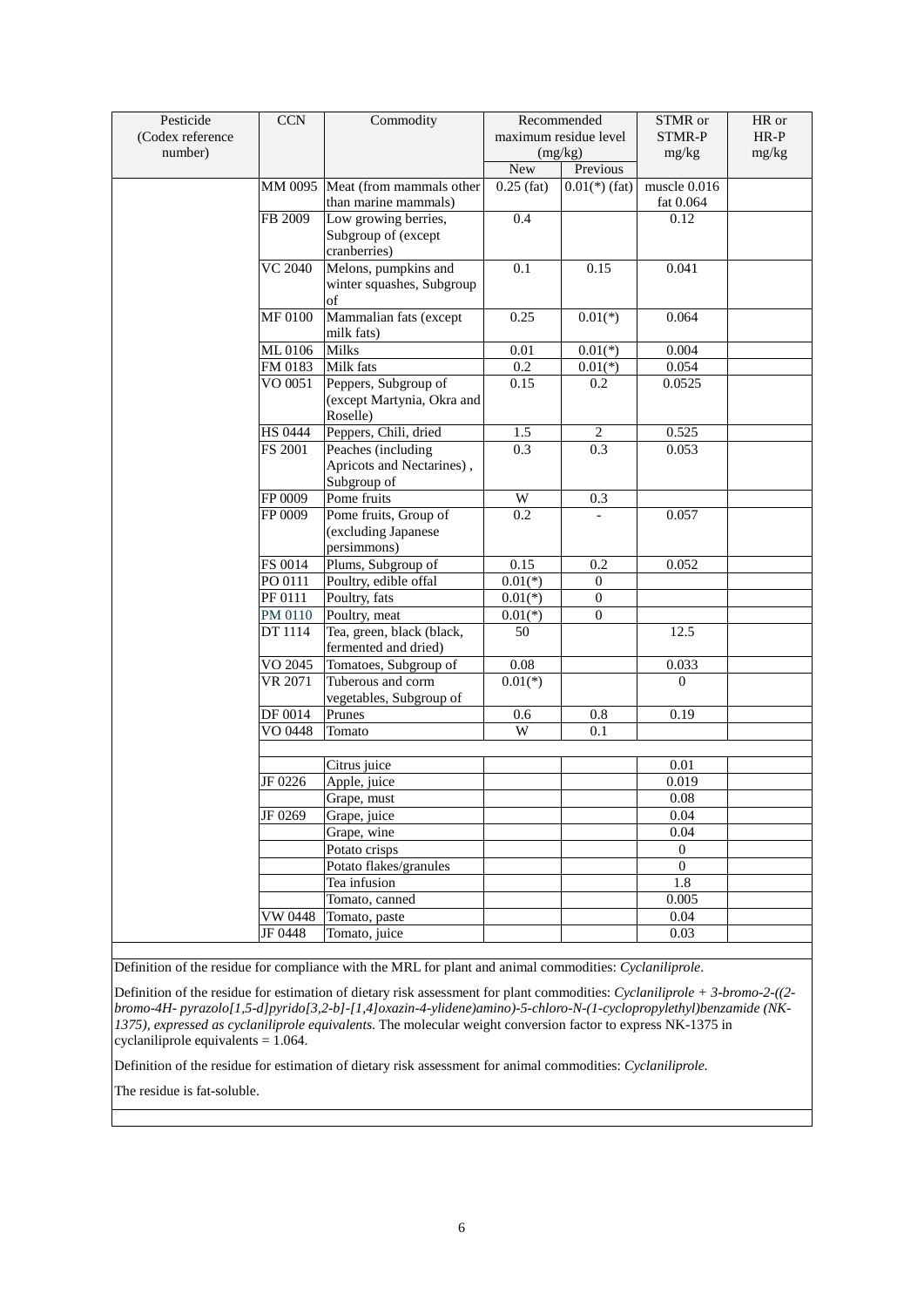| Pesticide (Codex reference number) | CCN | Commodity | Recommended maximum residue level (mg/kg) | | STMR or STMR-P mg/kg | HR or HR-P mg/kg |
|---|---|---|---|---|---|---|
| | | | New | Previous | | |
| | MM 0095 | Meat (from mammals other than marine mammals) | 0.25 (fat) | 0.01(*) (fat) | muscle 0.016 fat 0.064 | |
| | FB 2009 | Low growing berries, Subgroup of (except cranberries) | 0.4 | | 0.12 | |
| | VC 2040 | Melons, pumpkins and winter squashes, Subgroup of | 0.1 | 0.15 | 0.041 | |
| | MF 0100 | Mammalian fats (except milk fats) | 0.25 | 0.01(*) | 0.064 | |
| | ML 0106 | Milks | 0.01 | 0.01(*) | 0.004 | |
| | FM 0183 | Milk fats | 0.2 | 0.01(*) | 0.054 | |
| | VO 0051 | Peppers, Subgroup of (except Martynia, Okra and Roselle) | 0.15 | 0.2 | 0.0525 | |
| | HS 0444 | Peppers, Chili, dried | 1.5 | 2 | 0.525 | |
| | FS 2001 | Peaches (including Apricots and Nectarines) , Subgroup of | 0.3 | 0.3 | 0.053 | |
| | FP 0009 | Pome fruits | W | 0.3 | | |
| | FP 0009 | Pome fruits, Group of (excluding Japanese persimmons) | 0.2 | - | 0.057 | |
| | FS 0014 | Plums, Subgroup of | 0.15 | 0.2 | 0.052 | |
| | PO 0111 | Poultry, edible offal | 0.01(*) | 0 | | |
| | PF 0111 | Poultry, fats | 0.01(*) | 0 | | |
| | PM 0110 | Poultry, meat | 0.01(*) | 0 | | |
| | DT 1114 | Tea, green, black (black, fermented and dried) | 50 | | 12.5 | |
| | VO 2045 | Tomatoes, Subgroup of | 0.08 | | 0.033 | |
| | VR 2071 | Tuberous and corm vegetables, Subgroup of | 0.01(*) | | 0 | |
| | DF 0014 | Prunes | 0.6 | 0.8 | 0.19 | |
| | VO 0448 | Tomato | W | 0.1 | | |
| | | | | | | |
| | | Citrus juice | | | 0.01 | |
| | JF 0226 | Apple, juice | | | 0.019 | |
| | | Grape, must | | | 0.08 | |
| | JF 0269 | Grape, juice | | | 0.04 | |
| | | Grape, wine | | | 0.04 | |
| | | Potato crisps | | | 0 | |
| | | Potato flakes/granules | | | 0 | |
| | | Tea infusion | | | 1.8 | |
| | | Tomato, canned | | | 0.005 | |
| | VW 0448 | Tomato, paste | | | 0.04 | |
| | JF 0448 | Tomato, juice | | | 0.03 | |

Definition of the residue for compliance with the MRL for plant and animal commodities: *Cyclaniliprole*.

Definition of the residue for estimation of dietary risk assessment for plant commodities: *Cyclaniliprole + 3-bromo-2-((2-bromo-4H- pyrazolo[1,5-d]pyrido[3,2-b]-[1,4]oxazin-4-ylidene)amino)-5-chloro-N-(1-cyclopropylethyl)benzamide (NK-1375), expressed as cyclaniliprole equivalents*. The molecular weight conversion factor to express NK-1375 in cyclaniliprole equivalents = 1.064.

Definition of the residue for estimation of dietary risk assessment for animal commodities: *Cyclaniliprole*.

The residue is fat-soluble.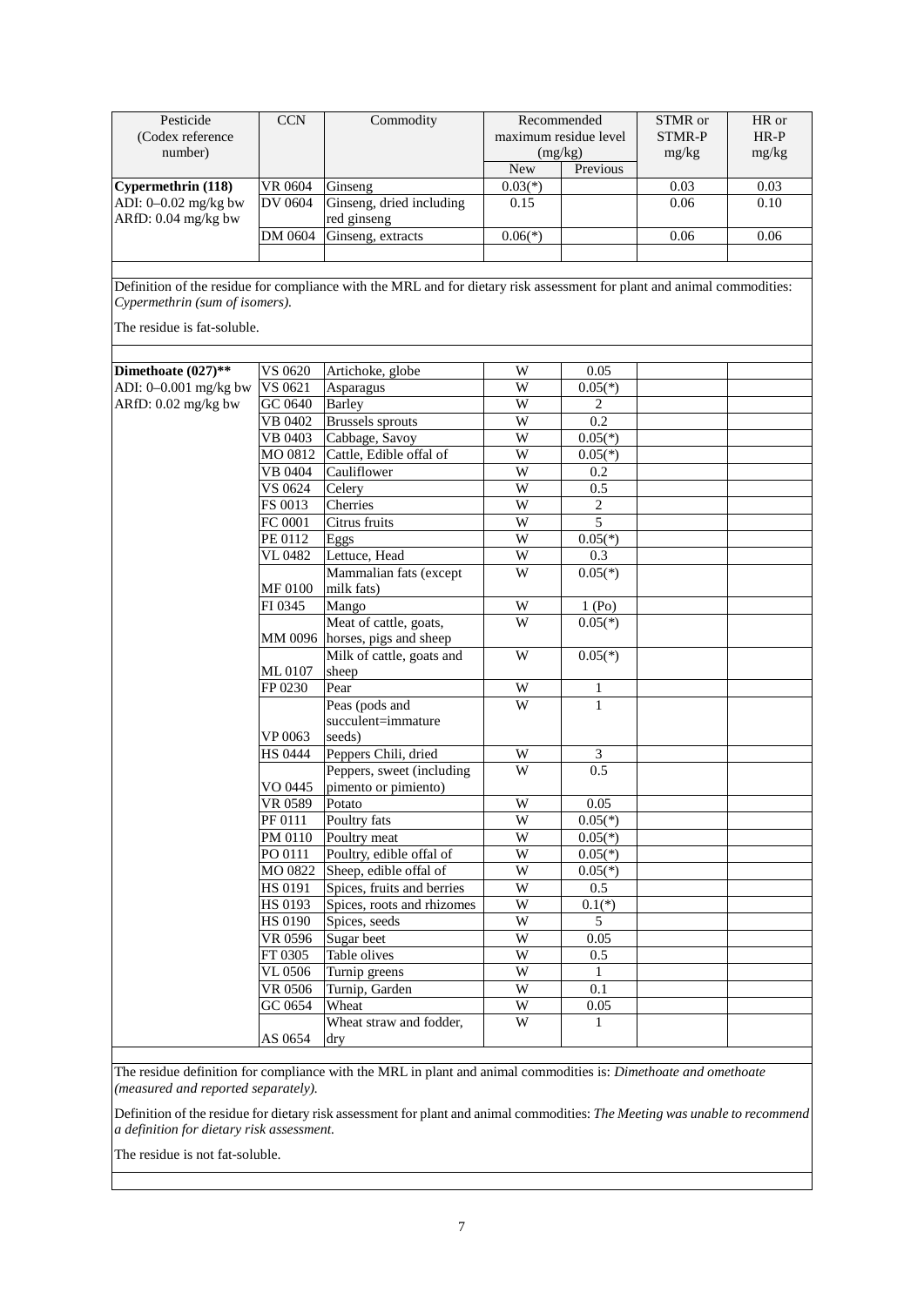| Pesticide (Codex reference number) | CCN | Commodity | Recommended maximum residue level (mg/kg) | | STMR or STMR-P mg/kg | HR or HR-P mg/kg |
|---|---|---|---|---|---|---|
| | | | New | Previous | | |
| **Cypermethrin (118)** | VR 0604 | Ginseng | 0.03(*) | | 0.03 | 0.03 |
| ADI: 0–0.02 mg/kg bw | DV 0604 | Ginseng, dried including red ginseng | 0.15 | | 0.06 | 0.10 |
| ARfD: 0.04 mg/kg bw | DM 0604 | Ginseng, extracts | 0.06(*) | | 0.06 | 0.06 |

Definition of the residue for compliance with the MRL and for dietary risk assessment for plant and animal commodities: *Cypermethrin (sum of isomers).*

The residue is fat-soluble.

| Pesticide (Codex reference number) | CCN | Commodity | New | Previous | STMR or STMR-P mg/kg | HR or HR-P mg/kg |
|---|---|---|---|---|---|---|
| **Dimethoate (027)**** | VS 0620 | Artichoke, globe | W | 0.05 | | |
| ADI: 0–0.001 mg/kg bw | VS 0621 | Asparagus | W | 0.05(*) | | |
| ARfD: 0.02 mg/kg bw | GC 0640 | Barley | W | 2 | | |
| | VB 0402 | Brussels sprouts | W | 0.2 | | |
| | VB 0403 | Cabbage, Savoy | W | 0.05(*) | | |
| | MO 0812 | Cattle, Edible offal of | W | 0.05(*) | | |
| | VB 0404 | Cauliflower | W | 0.2 | | |
| | VS 0624 | Celery | W | 0.5 | | |
| | FS 0013 | Cherries | W | 2 | | |
| | FC 0001 | Citrus fruits | W | 5 | | |
| | PE 0112 | Eggs | W | 0.05(*) | | |
| | VL 0482 | Lettuce, Head | W | 0.3 | | |
| | MF 0100 | Mammalian fats (except milk fats) | W | 0.05(*) | | |
| | FI 0345 | Mango | W | 1 (Po) | | |
| | MM 0096 | Meat of cattle, goats, horses, pigs and sheep | W | 0.05(*) | | |
| | ML 0107 | Milk of cattle, goats and sheep | W | 0.05(*) | | |
| | FP 0230 | Pear | W | 1 | | |
| | VP 0063 | Peas (pods and succulent=immature seeds) | W | 1 | | |
| | HS 0444 | Peppers Chili, dried | W | 3 | | |
| | VO 0445 | Peppers, sweet (including pimento or pimiento) | W | 0.5 | | |
| | VR 0589 | Potato | W | 0.05 | | |
| | PF 0111 | Poultry fats | W | 0.05(*) | | |
| | PM 0110 | Poultry meat | W | 0.05(*) | | |
| | PO 0111 | Poultry, edible offal of | W | 0.05(*) | | |
| | MO 0822 | Sheep, edible offal of | W | 0.05(*) | | |
| | HS 0191 | Spices, fruits and berries | W | 0.5 | | |
| | HS 0193 | Spices, roots and rhizomes | W | 0.1(*) | | |
| | HS 0190 | Spices, seeds | W | 5 | | |
| | VR 0596 | Sugar beet | W | 0.05 | | |
| | FT 0305 | Table olives | W | 0.5 | | |
| | VL 0506 | Turnip greens | W | 1 | | |
| | VR 0506 | Turnip, Garden | W | 0.1 | | |
| | GC 0654 | Wheat | W | 0.05 | | |
| | AS 0654 | Wheat straw and fodder, dry | W | 1 | | |

The residue definition for compliance with the MRL in plant and animal commodities is: *Dimethoate and omethoate (measured and reported separately).*

Definition of the residue for dietary risk assessment for plant and animal commodities: *The Meeting was unable to recommend a definition for dietary risk assessment.*

The residue is not fat-soluble.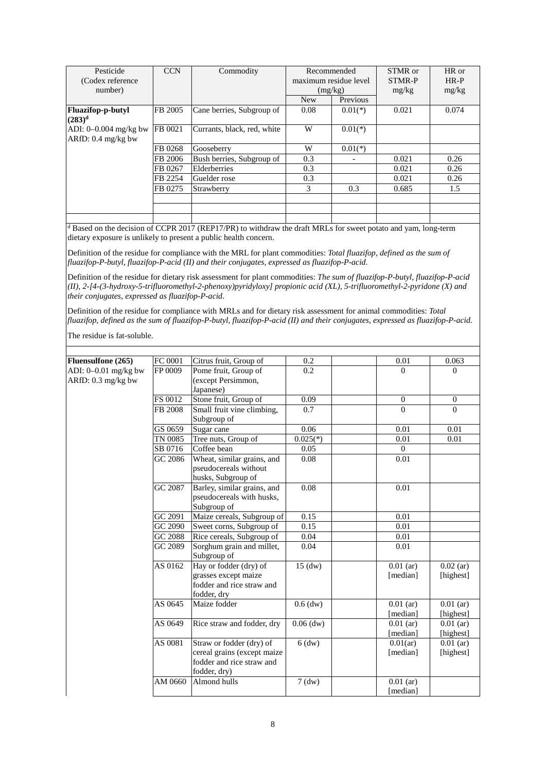| Pesticide (Codex reference number) | CCN | Commodity | Recommended maximum residue level (mg/kg) | | STMR or STMR-P mg/kg | HR or HR-P mg/kg |
|---|---|---|---|---|---|---|
| | | | New | Previous | | |
| **Fluazifop-p-butyl (283)**[d] | FB 2005 | Cane berries, Subgroup of | 0.08 | 0.01(*) | 0.021 | 0.074 |
| ADI: 0–0.004 mg/kg bw ARfD: 0.4 mg/kg bw | FB 0021 | Currants, black, red, white | W | 0.01(*) | | |
| | FB 0268 | Gooseberry | W | 0.01(*) | | |
| | FB 2006 | Bush berries, Subgroup of | 0.3 | - | 0.021 | 0.26 |
| | FB 0267 | Elderberries | 0.3 | | 0.021 | 0.26 |
| | FB 2254 | Guelder rose | 0.3 | | 0.021 | 0.26 |
| | FB 0275 | Strawberry | 3 | 0.3 | 0.685 | 1.5 |

[d] Based on the decision of CCPR 2017 (REP17/PR) to withdraw the draft MRLs for sweet potato and yam, long-term dietary exposure is unlikely to present a public health concern.

Definition of the residue for compliance with the MRL for plant commodities: *Total fluazifop, defined as the sum of fluazifop-P-butyl, fluazifop-P-acid (II) and their conjugates, expressed as fluazifop-P-acid*.

Definition of the residue for dietary risk assessment for plant commodities: *The sum of fluazifop-P-butyl, fluazifop-P-acid (II), 2-[4-(3-hydroxy-5-trifluoromethyl-2-phenoxy)pyridyloxy] propionic acid (XL), 5-trifluoromethyl-2-pyridone (X) and their conjugates, expressed as fluazifop-P-acid*.

Definition of the residue for compliance with MRLs and for dietary risk assessment for animal commodities: *Total fluazifop, defined as the sum of fluazifop-P-butyl, fluazifop-P-acid (II) and their conjugates, expressed as fluazifop-P-acid.*

The residue is fat-soluble.

| Pesticide (Codex reference number) | CCN | Commodity | New | Previous | STMR or STMR-P mg/kg | HR or HR-P mg/kg |
|---|---|---|---|---|---|---|
| **Fluensulfone (265)** | FC 0001 | Citrus fruit, Group of | 0.2 | | 0.01 | 0.063 |
| ADI: 0–0.01 mg/kg bw ARfD: 0.3 mg/kg bw | FP 0009 | Pome fruit, Group of (except Persimmon, Japanese) | 0.2 | | 0 | 0 |
| | FS 0012 | Stone fruit, Group of | 0.09 | | 0 | 0 |
| | FB 2008 | Small fruit vine climbing, Subgroup of | 0.7 | | 0 | 0 |
| | GS 0659 | Sugar cane | 0.06 | | 0.01 | 0.01 |
| | TN 0085 | Tree nuts, Group of | 0.025(*) | | 0.01 | 0.01 |
| | SB 0716 | Coffee bean | 0.05 | | 0 | |
| | GC 2086 | Wheat, similar grains, and pseudocereals without husks, Subgroup of | 0.08 | | 0.01 | |
| | GC 2087 | Barley, similar grains, and pseudocereals with husks, Subgroup of | 0.08 | | 0.01 | |
| | GC 2091 | Maize cereals, Subgroup of | 0.15 | | 0.01 | |
| | GC 2090 | Sweet corns, Subgroup of | 0.15 | | 0.01 | |
| | GC 2088 | Rice cereals, Subgroup of | 0.04 | | 0.01 | |
| | GC 2089 | Sorghum grain and millet, Subgroup of | 0.04 | | 0.01 | |
| | AS 0162 | Hay or fodder (dry) of grasses except maize fodder and rice straw and fodder, dry | 15 (dw) | | 0.01 (ar) [median] | 0.02 (ar) [highest] |
| | AS 0645 | Maize fodder | 0.6 (dw) | | 0.01 (ar) [median] | 0.01 (ar) [highest] |
| | AS 0649 | Rice straw and fodder, dry | 0.06 (dw) | | 0.01 (ar) [median] | 0.01 (ar) [highest] |
| | AS 0081 | Straw or fodder (dry) of cereal grains (except maize fodder and rice straw and fodder, dry) | 6 (dw) | | 0.01(ar) [median] | 0.01 (ar) [highest] |
| | AM 0660 | Almond hulls | 7 (dw) | | 0.01 (ar) [median] | |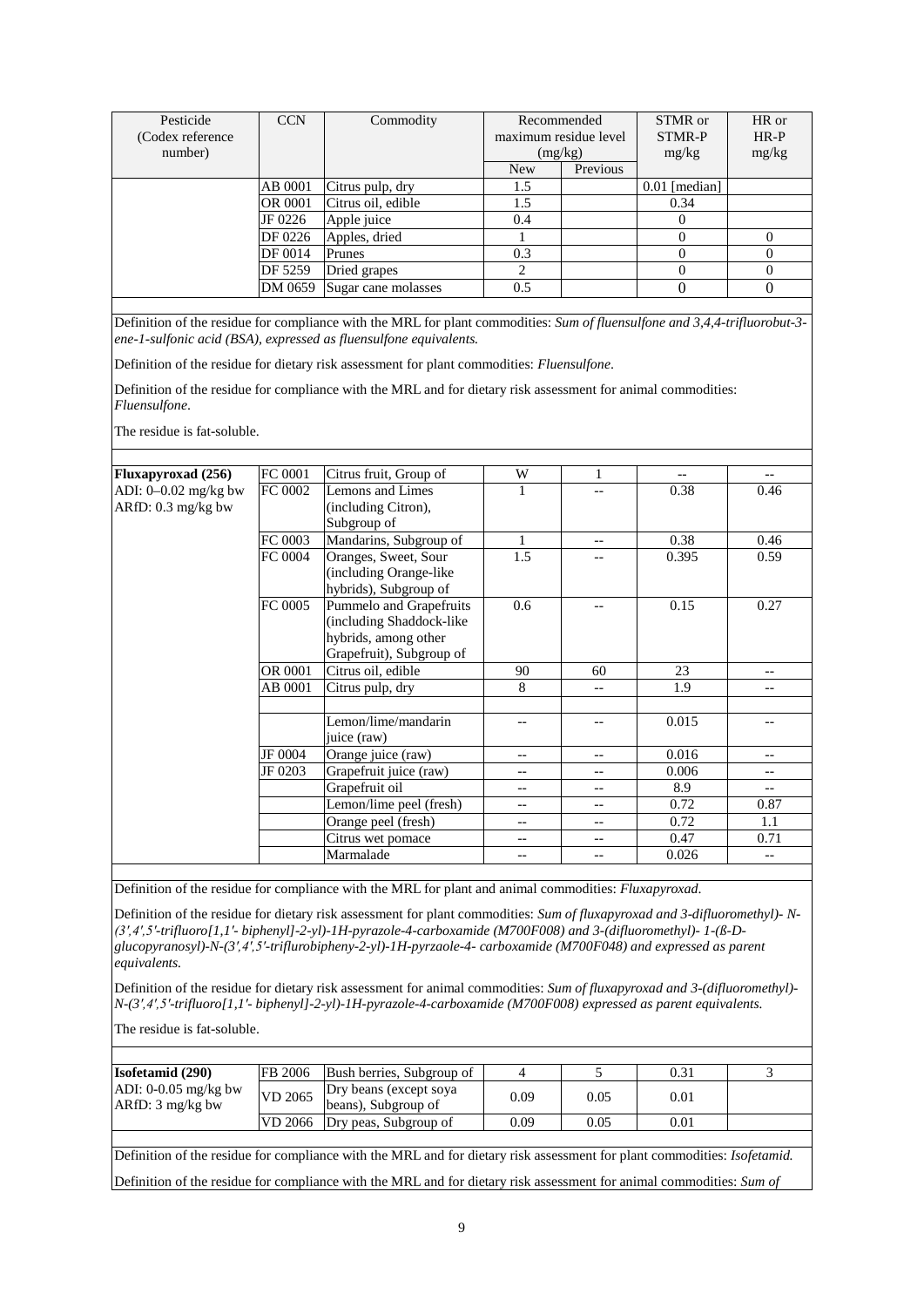| Pesticide (Codex reference number) | CCN | Commodity | Recommended maximum residue level (mg/kg) | | STMR or STMR-P mg/kg | HR or HR-P mg/kg |
|---|---|---|---|---|---|---|
| | | | New | Previous | | |
| | AB 0001 | Citrus pulp, dry | 1.5 | | 0.01 [median] | |
| | OR 0001 | Citrus oil, edible | 1.5 | | 0.34 | |
| | JF 0226 | Apple juice | 0.4 | | 0 | |
| | DF 0226 | Apples, dried | 1 | | 0 | 0 |
| | DF 0014 | Prunes | 0.3 | | 0 | 0 |
| | DF 5259 | Dried grapes | 2 | | 0 | 0 |
| | DM 0659 | Sugar cane molasses | 0.5 | | 0 | 0 |

Definition of the residue for compliance with the MRL for plant commodities: *Sum of fluensulfone and 3,4,4-trifluorobut-3-ene-1-sulfonic acid (BSA), expressed as fluensulfone equivalents.*

Definition of the residue for dietary risk assessment for plant commodities: *Fluensulfone*.

Definition of the residue for compliance with the MRL and for dietary risk assessment for animal commodities: *Fluensulfone*.

The residue is fat-soluble.

| Pesticide (Codex reference number) | CCN | Commodity | New | Previous | STMR or STMR-P mg/kg | HR or HR-P mg/kg |
|---|---|---|---|---|---|---|
| **Fluxapyroxad (256)** ADI: 0–0.02 mg/kg bw ARfD: 0.3 mg/kg bw | FC 0001 | Citrus fruit, Group of | W | 1 | -- | -- |
| | FC 0002 | Lemons and Limes (including Citron), Subgroup of | 1 | -- | 0.38 | 0.46 |
| | FC 0003 | Mandarins, Subgroup of | 1 | -- | 0.38 | 0.46 |
| | FC 0004 | Oranges, Sweet, Sour (including Orange-like hybrids), Subgroup of | 1.5 | -- | 0.395 | 0.59 |
| | FC 0005 | Pummelo and Grapefruits (including Shaddock-like hybrids, among other Grapefruit), Subgroup of | 0.6 | -- | 0.15 | 0.27 |
| | OR 0001 | Citrus oil, edible | 90 | 60 | 23 | -- |
| | AB 0001 | Citrus pulp, dry | 8 | -- | 1.9 | -- |
| | | | | | | |
| | | Lemon/lime/mandarin juice (raw) | -- | -- | 0.015 | -- |
| | JF 0004 | Orange juice (raw) | -- | -- | 0.016 | -- |
| | JF 0203 | Grapefruit juice (raw) | -- | -- | 0.006 | -- |
| | | Grapefruit oil | -- | -- | 8.9 | -- |
| | | Lemon/lime peel (fresh) | -- | -- | 0.72 | 0.87 |
| | | Orange peel (fresh) | -- | -- | 0.72 | 1.1 |
| | | Citrus wet pomace | -- | -- | 0.47 | 0.71 |
| | | Marmalade | -- | -- | 0.026 | -- |

Definition of the residue for compliance with the MRL for plant and animal commodities: *Fluxapyroxad*.

Definition of the residue for dietary risk assessment for plant commodities: *Sum of fluxapyroxad and 3-difluoromethyl)- N-(3′,4′,5′-trifluoro[1,1′- biphenyl]-2-yl)-1H-pyrazole-4-carboxamide (M700F008) and 3-(difluoromethyl)- 1-(ß-D-glucopyranosyl)-N-(3′,4′,5′-triflurobipheny-2-yl)-1H-pyrzaole-4- carboxamide (M700F048) and expressed as parent equivalents.*

Definition of the residue for dietary risk assessment for animal commodities: *Sum of fluxapyroxad and 3-(difluoromethyl)-N-(3′,4′,5′-trifluoro[1,1′- biphenyl]-2-yl)-1H-pyrazole-4-carboxamide (M700F008) expressed as parent equivalents.*

The residue is fat-soluble.

| Pesticide (Codex reference number) | CCN | Commodity | New | Previous | STMR or STMR-P mg/kg | HR or HR-P mg/kg |
|---|---|---|---|---|---|---|
| **Isofetamid (290)** ADI: 0-0.05 mg/kg bw ARfD: 3 mg/kg bw | FB 2006 | Bush berries, Subgroup of | 4 | 5 | 0.31 | 3 |
| | VD 2065 | Dry beans (except soya beans), Subgroup of | 0.09 | 0.05 | 0.01 | |
| | VD 2066 | Dry peas, Subgroup of | 0.09 | 0.05 | 0.01 | |

Definition of the residue for compliance with the MRL and for dietary risk assessment for plant commodities: *Isofetamid.*

Definition of the residue for compliance with the MRL and for dietary risk assessment for animal commodities: *Sum of*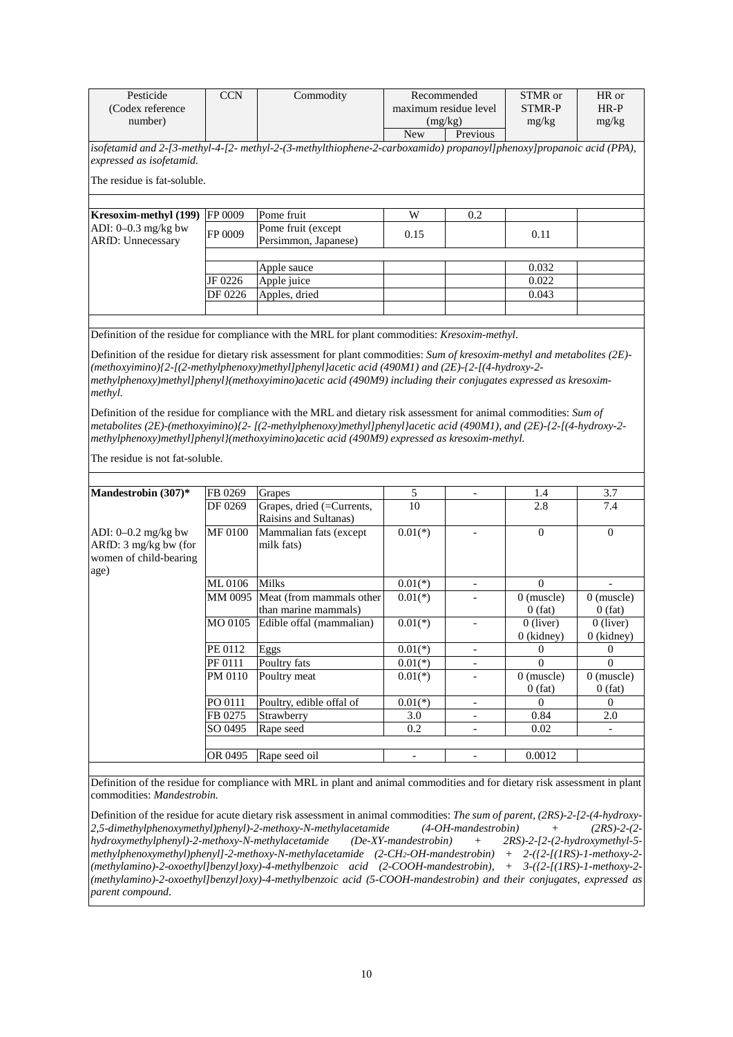| Pesticide (Codex reference number) | CCN | Commodity | Recommended maximum residue level (mg/kg) | | STMR or STMR-P mg/kg | HR or HR-P mg/kg |
|---|---|---|---|---|---|---|
| | | | New | Previous | | |

*isofetamid and 2-[3-methyl-4-[2- methyl-2-(3-methylthiophene-2-carboxamido) propanoyl]phenoxy]propanoic acid (PPA), expressed as isofetamid.*

The residue is fat-soluble.

| Pesticide (Codex reference number) | CCN | Commodity | New | Previous | STMR or STMR-P mg/kg | HR or HR-P mg/kg |
|---|---|---|---|---|---|---|
| **Kresoxim-methyl (199)** | FP 0009 | Pome fruit | W | 0.2 | | |
| ADI: 0–0.3 mg/kg bw ARfD: Unnecessary | FP 0009 | Pome fruit (except Persimmon, Japanese) | 0.15 | | 0.11 | |
| | | Apple sauce | | | 0.032 | |
| | JF 0226 | Apple juice | | | 0.022 | |
| | DF 0226 | Apples, dried | | | 0.043 | |

Definition of the residue for compliance with the MRL for plant commodities: *Kresoxim-methyl*.

Definition of the residue for dietary risk assessment for plant commodities: *Sum of kresoxim-methyl and metabolites (2E)-(methoxyimino){2-[(2-methylphenoxy)methyl]phenyl}acetic acid (490M1) and (2E)-{2-[(4-hydroxy-2-methylphenoxy)methyl]phenyl}(methoxyimino)acetic acid (490M9) including their conjugates expressed as kresoxim-methyl.*

Definition of the residue for compliance with the MRL and dietary risk assessment for animal commodities: *Sum of metabolites (2E)-(methoxyimino){2- [(2-methylphenoxy)methyl]phenyl}acetic acid (490M1), and (2E)-{2-[(4-hydroxy-2-methylphenoxy)methyl]phenyl}(methoxyimino)acetic acid (490M9) expressed as kresoxim-methyl.*

The residue is not fat-soluble.

| Pesticide (Codex reference number) | CCN | Commodity | New | Previous | STMR or STMR-P mg/kg | HR or HR-P mg/kg |
|---|---|---|---|---|---|---|
| **Mandestrobin (307)*** | FB 0269 | Grapes | 5 | - | 1.4 | 3.7 |
| | DF 0269 | Grapes, dried (=Currents, Raisins and Sultanas) | 10 | | 2.8 | 7.4 |
| ADI: 0–0.2 mg/kg bw ARfD: 3 mg/kg bw (for women of child-bearing age) | MF 0100 | Mammalian fats (except milk fats) | 0.01(*) | - | 0 | 0 |
| | ML 0106 | Milks | 0.01(*) | - | 0 | - |
| | MM 0095 | Meat (from mammals other than marine mammals) | 0.01(*) | - | 0 (muscle) 0 (fat) | 0 (muscle) 0 (fat) |
| | MO 0105 | Edible offal (mammalian) | 0.01(*) | - | 0 (liver) 0 (kidney) | 0 (liver) 0 (kidney) |
| | PE 0112 | Eggs | 0.01(*) | - | 0 | 0 |
| | PF 0111 | Poultry fats | 0.01(*) | - | 0 | 0 |
| | PM 0110 | Poultry meat | 0.01(*) | - | 0 (muscle) 0 (fat) | 0 (muscle) 0 (fat) |
| | PO 0111 | Poultry, edible offal of | 0.01(*) | - | 0 | 0 |
| | FB 0275 | Strawberry | 3.0 | - | 0.84 | 2.0 |
| | SO 0495 | Rape seed | 0.2 | - | 0.02 | - |
| | OR 0495 | Rape seed oil | - | - | 0.0012 | |

Definition of the residue for compliance with MRL in plant and animal commodities and for dietary risk assessment in plant commodities: *Mandestrobin.*

Definition of the residue for acute dietary risk assessment in animal commodities: *The sum of parent, (2RS)-2-[2-(4-hydroxy-2,5-dimethylphenoxymethyl)phenyl)-2-methoxy-N-methylacetamide (4-OH-mandestrobin) + (2RS)-2-(2-hydroxymethylphenyl)-2-methoxy-N-methylacetamide (De-XY-mandestrobin) + 2RS)-2-[2-(2-hydroxymethyl-5-methylphenoxymethyl)phenyl]-2-methoxy-N-methylacetamide (2-$CH_2$-OH-mandestrobin) + 2-({2-[(1RS)-1-methoxy-2-(methylamino)-2-oxoethyl]benzyl}oxy)-4-methylbenzoic acid (2-COOH-mandestrobin), + 3-({2-[(1RS)-1-methoxy-2-(methylamino)-2-oxoethyl]benzyl}oxy)-4-methylbenzoic acid (5-COOH-mandestrobin) and their conjugates, expressed as parent compound.*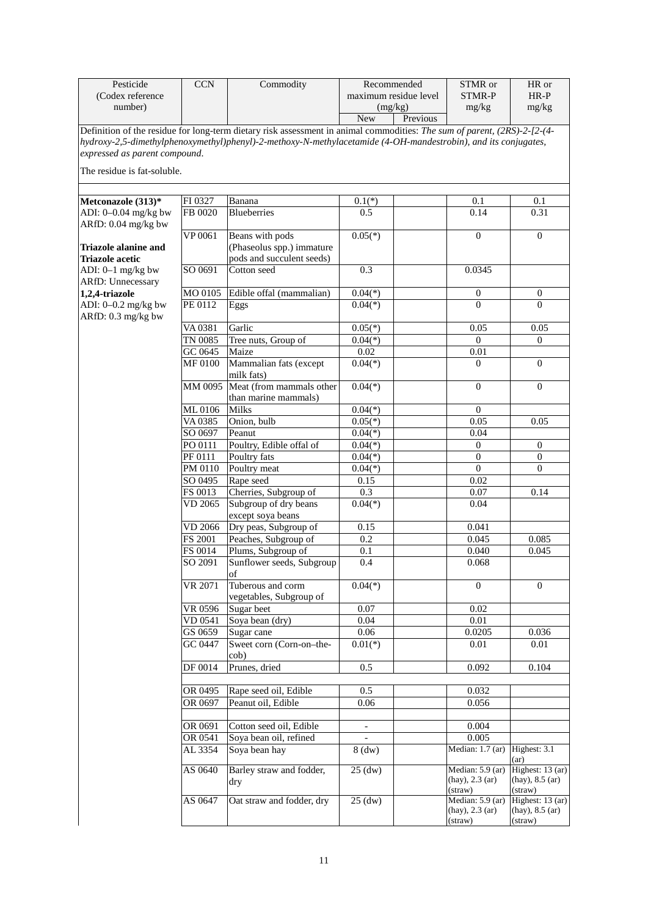| Pesticide (Codex reference number) | CCN | Commodity | Recommended maximum residue level (mg/kg) | | STMR or STMR-P mg/kg | HR or HR-P mg/kg |
|---|---|---|---|---|---|---|
| | | | New | Previous | | |
| Definition of the residue for long-term dietary risk assessment in animal commodities: *The sum of parent, (2RS)-2-[2-(4-hydroxy-2,5-dimethylphenoxymethyl)phenyl)-2-methoxy-N-methylacetamide (4-OH-mandestrobin), and its conjugates, expressed as parent compound.* The residue is fat-soluble. | | | | | | |
| **Metconazole (313)*** | FI 0327 | Banana | 0.1(*) | | 0.1 | 0.1 |
| ADI: 0–0.04 mg/kg bw ARfD: 0.04 mg/kg bw | FB 0020 | Blueberries | 0.5 | | 0.14 | 0.31 |
| | VP 0061 | Beans with pods (Phaseolus spp.) immature pods and succulent seeds) | 0.05(*) | | 0 | 0 |
| **Triazole alanine and Triazole acetic** ADI: 0–1 mg/kg bw ARfD: Unnecessary | SO 0691 | Cotton seed | 0.3 | | 0.0345 | |
| **1,2,4-triazole** | MO 0105 | Edible offal (mammalian) | 0.04(*) | | 0 | 0 |
| ADI: 0–0.2 mg/kg bw ARfD: 0.3 mg/kg bw | PE 0112 | Eggs | 0.04(*) | | 0 | 0 |
| | VA 0381 | Garlic | 0.05(*) | | 0.05 | 0.05 |
| | TN 0085 | Tree nuts, Group of | 0.04(*) | | 0 | 0 |
| | GC 0645 | Maize | 0.02 | | 0.01 | |
| | MF 0100 | Mammalian fats (except milk fats) | 0.04(*) | | 0 | 0 |
| | MM 0095 | Meat (from mammals other than marine mammals) | 0.04(*) | | 0 | 0 |
| | ML 0106 | Milks | 0.04(*) | | 0 | |
| | VA 0385 | Onion, bulb | 0.05(*) | | 0.05 | 0.05 |
| | SO 0697 | Peanut | 0.04(*) | | 0.04 | |
| | PO 0111 | Poultry, Edible offal of | 0.04(*) | | 0 | 0 |
| | PF 0111 | Poultry fats | 0.04(*) | | 0 | 0 |
| | PM 0110 | Poultry meat | 0.04(*) | | 0 | 0 |
| | SO 0495 | Rape seed | 0.15 | | 0.02 | |
| | FS 0013 | Cherries, Subgroup of | 0.3 | | 0.07 | 0.14 |
| | VD 2065 | Subgroup of dry beans except soya beans | 0.04(*) | | 0.04 | |
| | VD 2066 | Dry peas, Subgroup of | 0.15 | | 0.041 | |
| | FS 2001 | Peaches, Subgroup of | 0.2 | | 0.045 | 0.085 |
| | FS 0014 | Plums, Subgroup of | 0.1 | | 0.040 | 0.045 |
| | SO 2091 | Sunflower seeds, Subgroup of | 0.4 | | 0.068 | |
| | VR 2071 | Tuberous and corm vegetables, Subgroup of | 0.04(*) | | 0 | 0 |
| | VR 0596 | Sugar beet | 0.07 | | 0.02 | |
| | VD 0541 | Soya bean (dry) | 0.04 | | 0.01 | |
| | GS 0659 | Sugar cane | 0.06 | | 0.0205 | 0.036 |
| | GC 0447 | Sweet corn (Corn-on–the-cob) | 0.01(*) | | 0.01 | 0.01 |
| | DF 0014 | Prunes, dried | 0.5 | | 0.092 | 0.104 |
| | | | | | | |
| | OR 0495 | Rape seed oil, Edible | 0.5 | | 0.032 | |
| | OR 0697 | Peanut oil, Edible | 0.06 | | 0.056 | |
| | | | | | | |
| | OR 0691 | Cotton seed oil, Edible | - | | 0.004 | |
| | OR 0541 | Soya bean oil, refined | - | | 0.005 | |
| | AL 3354 | Soya bean hay | 8 (dw) | | Median: 1.7 (ar) | Highest: 3.1 (ar) |
| | AS 0640 | Barley straw and fodder, dry | 25 (dw) | | Median: 5.9 (ar) (hay), 2.3 (ar) (straw) | Highest: 13 (ar) (hay), 8.5 (ar) (straw) |
| | AS 0647 | Oat straw and fodder, dry | 25 (dw) | | Median: 5.9 (ar) (hay), 2.3 (ar) (straw) | Highest: 13 (ar) (hay), 8.5 (ar) (straw) |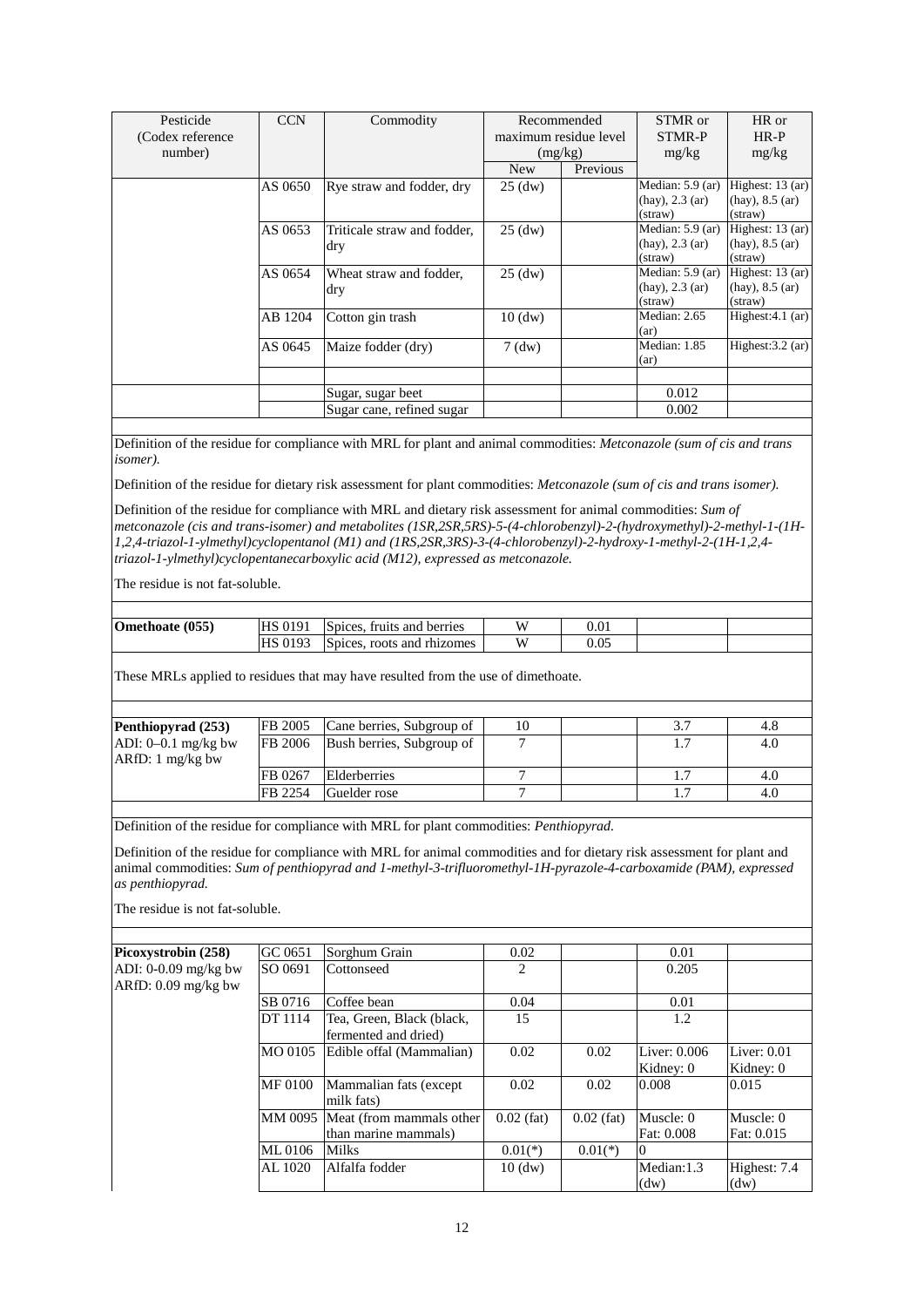| Pesticide (Codex reference number) | CCN | Commodity | Recommended maximum residue level (mg/kg) | | STMR or STMR-P mg/kg | HR or HR-P mg/kg |
|---|---|---|---|---|---|---|
| | | | New | Previous | | |
| | AS 0650 | Rye straw and fodder, dry | 25 (dw) | | Median: 5.9 (ar) (hay), 2.3 (ar) (straw) | Highest: 13 (ar) (hay), 8.5 (ar) (straw) |
| | AS 0653 | Triticale straw and fodder, dry | 25 (dw) | | Median: 5.9 (ar) (hay), 2.3 (ar) (straw) | Highest: 13 (ar) (hay), 8.5 (ar) (straw) |
| | AS 0654 | Wheat straw and fodder, dry | 25 (dw) | | Median: 5.9 (ar) (hay), 2.3 (ar) (straw) | Highest: 13 (ar) (hay), 8.5 (ar) (straw) |
| | AB 1204 | Cotton gin trash | 10 (dw) | | Median: 2.65 (ar) | Highest:4.1 (ar) |
| | AS 0645 | Maize fodder (dry) | 7 (dw) | | Median: 1.85 (ar) | Highest:3.2 (ar) |
| | | | | | | |
| | | Sugar, sugar beet | | | 0.012 | |
| | | Sugar cane, refined sugar | | | 0.002 | |

Definition of the residue for compliance with MRL for plant and animal commodities: *Metconazole (sum of cis and trans isomer).*

Definition of the residue for dietary risk assessment for plant commodities: *Metconazole (sum of cis and trans isomer).*

Definition of the residue for compliance with MRL and dietary risk assessment for animal commodities: *Sum of metconazole (cis and trans-isomer) and metabolites (1SR,2SR,5RS)-5-(4-chlorobenzyl)-2-(hydroxymethyl)-2-methyl-1-(1H-1,2,4-triazol-1-ylmethyl)cyclopentanol (M1) and (1RS,2SR,3RS)-3-(4-chlorobenzyl)-2-hydroxy-1-methyl-2-(1H-1,2,4-triazol-1-ylmethyl)cyclopentanecarboxylic acid (M12), expressed as metconazole.*

The residue is not fat-soluble.

| Pesticide (Codex reference number) | CCN | Commodity | New | Previous | STMR or STMR-P mg/kg | HR or HR-P mg/kg |
|---|---|---|---|---|---|---|
| **Omethoate (055)** | HS 0191 | Spices, fruits and berries | W | 0.01 | | |
| | HS 0193 | Spices, roots and rhizomes | W | 0.05 | | |

These MRLs applied to residues that may have resulted from the use of dimethoate.

| Pesticide (Codex reference number) | CCN | Commodity | New | Previous | STMR or STMR-P mg/kg | HR or HR-P mg/kg |
|---|---|---|---|---|---|---|
| **Penthiopyrad (253)** ADI: 0–0.1 mg/kg bw ARfD: 1 mg/kg bw | FB 2005 | Cane berries, Subgroup of | 10 | | 3.7 | 4.8 |
| | FB 2006 | Bush berries, Subgroup of | 7 | | 1.7 | 4.0 |
| | FB 0267 | Elderberries | 7 | | 1.7 | 4.0 |
| | FB 2254 | Guelder rose | 7 | | 1.7 | 4.0 |

Definition of the residue for compliance with MRL for plant commodities: *Penthiopyrad.*

Definition of the residue for compliance with MRL for animal commodities and for dietary risk assessment for plant and animal commodities: *Sum of penthiopyrad and 1-methyl-3-trifluoromethyl-1H-pyrazole-4-carboxamide (PAM), expressed as penthiopyrad.*

The residue is not fat-soluble.

| Pesticide (Codex reference number) | CCN | Commodity | New | Previous | STMR or STMR-P mg/kg | HR or HR-P mg/kg |
|---|---|---|---|---|---|---|
| **Picoxystrobin (258)** ADI: 0-0.09 mg/kg bw ARfD: 0.09 mg/kg bw | GC 0651 | Sorghum Grain | 0.02 | | 0.01 | |
| | SO 0691 | Cottonseed | 2 | | 0.205 | |
| | SB 0716 | Coffee bean | 0.04 | | 0.01 | |
| | DT 1114 | Tea, Green, Black (black, fermented and dried) | 15 | | 1.2 | |
| | MO 0105 | Edible offal (Mammalian) | 0.02 | 0.02 | Liver: 0.006 Kidney: 0 | Liver: 0.01 Kidney: 0 |
| | MF 0100 | Mammalian fats (except milk fats) | 0.02 | 0.02 | 0.008 | 0.015 |
| | MM 0095 | Meat (from mammals other than marine mammals) | 0.02 (fat) | 0.02 (fat) | Muscle: 0 Fat: 0.008 | Muscle: 0 Fat: 0.015 |
| | ML 0106 | Milks | 0.01(*) | 0.01(*) | 0 | |
| | AL 1020 | Alfalfa fodder | 10 (dw) | | Median:1.3 (dw) | Highest: 7.4 (dw) |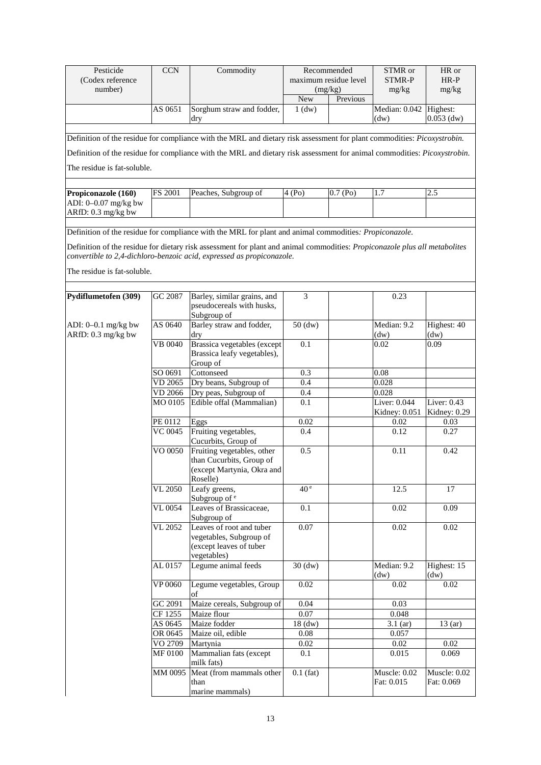| Pesticide (Codex reference number) | CCN | Commodity | Recommended maximum residue level (mg/kg) | | STMR or STMR-P mg/kg | HR or HR-P mg/kg |
|---|---|---|---|---|---|---|
| | | | New | Previous | | |
| | AS 0651 | Sorghum straw and fodder, dry | 1 (dw) | | Median: 0.042 (dw) | Highest: 0.053 (dw) |

Definition of the residue for compliance with the MRL and dietary risk assessment for plant commodities: *Picoxystrobin.*

Definition of the residue for compliance with the MRL and dietary risk assessment for animal commodities: *Picoxystrobin.*

The residue is fat-soluble.

| Pesticide (Codex reference number) | CCN | Commodity | New | Previous | STMR or STMR-P mg/kg | HR or HR-P mg/kg |
|---|---|---|---|---|---|---|
| **Propiconazole (160)** ADI: 0–0.07 mg/kg bw ARfD: 0.3 mg/kg bw | FS 2001 | Peaches, Subgroup of | 4 (Po) | 0.7 (Po) | 1.7 | 2.5 |

Definition of the residue for compliance with the MRL for plant and animal commodities*: Propiconazole*.

Definition of the residue for dietary risk assessment for plant and animal commodities: *Propiconazole plus all metabolites convertible to 2,4-dichloro-benzoic acid, expressed as propiconazole.*

The residue is fat-soluble.

| Pesticide (Codex reference number) | CCN | Commodity | New | Previous | STMR or STMR-P mg/kg | HR or HR-P mg/kg |
|---|---|---|---|---|---|---|
| **Pydiflumetofen (309)** | GC 2087 | Barley, similar grains, and pseudocereals with husks, Subgroup of | 3 | | 0.23 | |
| ADI: 0–0.1 mg/kg bw ARfD: 0.3 mg/kg bw | AS 0640 | Barley straw and fodder, dry | 50 (dw) | | Median: 9.2 (dw) | Highest: 40 (dw) |
| | VB 0040 | Brassica vegetables (except Brassica leafy vegetables), Group of | 0.1 | | 0.02 | 0.09 |
| | SO 0691 | Cottonseed | 0.3 | | 0.08 | |
| | VD 2065 | Dry beans, Subgroup of | 0.4 | | 0.028 | |
| | VD 2066 | Dry peas, Subgroup of | 0.4 | | 0.028 | |
| | MO 0105 | Edible offal (Mammalian) | 0.1 | | Liver: 0.044 Kidney: 0.051 | Liver: 0.43 Kidney: 0.29 |
| | PE 0112 | Eggs | 0.02 | | 0.02 | 0.03 |
| | VC 0045 | Fruiting vegetables, Cucurbits, Group of | 0.4 | | 0.12 | 0.27 |
| | VO 0050 | Fruiting vegetables, other than Cucurbits, Group of (except Martynia, Okra and Roselle) | 0.5 | | 0.11 | 0.42 |
| | VL 2050 | Leafy greens, Subgroup of [e] | 40 [e] | | 12.5 | 17 |
| | VL 0054 | Leaves of Brassicaceae, Subgroup of | 0.1 | | 0.02 | 0.09 |
| | VL 2052 | Leaves of root and tuber vegetables, Subgroup of (except leaves of tuber vegetables) | 0.07 | | 0.02 | 0.02 |
| | AL 0157 | Legume animal feeds | 30 (dw) | | Median: 9.2 (dw) | Highest: 15 (dw) |
| | VP 0060 | Legume vegetables, Group of | 0.02 | | 0.02 | 0.02 |
| | GC 2091 | Maize cereals, Subgroup of | 0.04 | | 0.03 | |
| | CF 1255 | Maize flour | 0.07 | | 0.048 | |
| | AS 0645 | Maize fodder | 18 (dw) | | 3.1 (ar) | 13 (ar) |
| | OR 0645 | Maize oil, edible | 0.08 | | 0.057 | |
| | VO 2709 | Martynia | 0.02 | | 0.02 | 0.02 |
| | MF 0100 | Mammalian fats (except milk fats) | 0.1 | | 0.015 | 0.069 |
| | MM 0095 | Meat (from mammals other than marine mammals) | 0.1 (fat) | | Muscle: 0.02 Fat: 0.015 | Muscle: 0.02 Fat: 0.069 |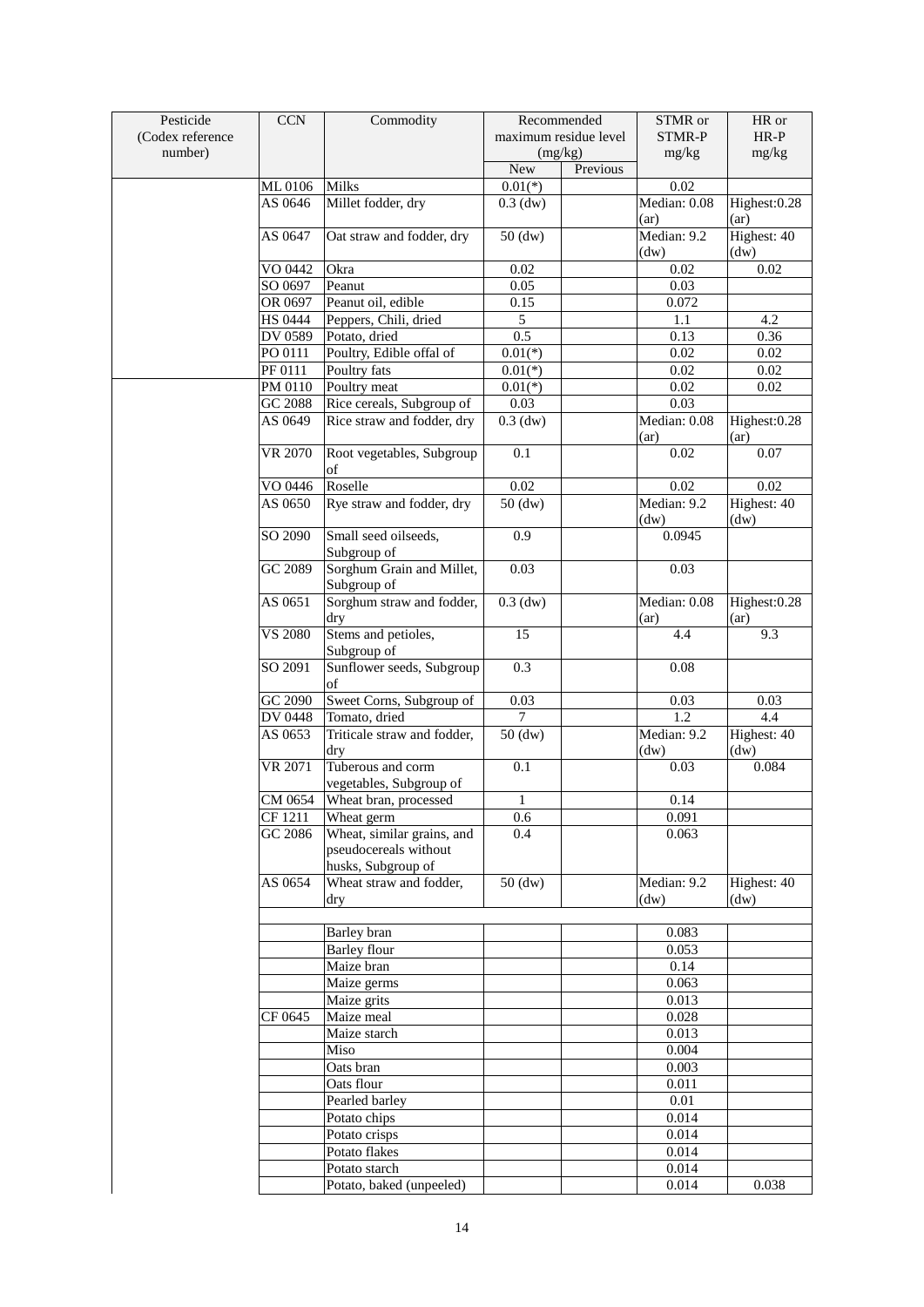| Pesticide (Codex reference number) | CCN | Commodity | Recommended maximum residue level (mg/kg) | | STMR or STMR-P mg/kg | HR or HR-P mg/kg |
|---|---|---|---|---|---|---|
| | | | New | Previous | | |
| | ML 0106 | Milks | 0.01(*) | | 0.02 | |
| | AS 0646 | Millet fodder, dry | 0.3 (dw) | | Median: 0.08 (ar) | Highest:0.28 (ar) |
| | AS 0647 | Oat straw and fodder, dry | 50 (dw) | | Median: 9.2 (dw) | Highest: 40 (dw) |
| | VO 0442 | Okra | 0.02 | | 0.02 | 0.02 |
| | SO 0697 | Peanut | 0.05 | | 0.03 | |
| | OR 0697 | Peanut oil, edible | 0.15 | | 0.072 | |
| | HS 0444 | Peppers, Chili, dried | 5 | | 1.1 | 4.2 |
| | DV 0589 | Potato, dried | 0.5 | | 0.13 | 0.36 |
| | PO 0111 | Poultry, Edible offal of | 0.01(*) | | 0.02 | 0.02 |
| | PF 0111 | Poultry fats | 0.01(*) | | 0.02 | 0.02 |
| | PM 0110 | Poultry meat | 0.01(*) | | 0.02 | 0.02 |
| | GC 2088 | Rice cereals, Subgroup of | 0.03 | | 0.03 | |
| | AS 0649 | Rice straw and fodder, dry | 0.3 (dw) | | Median: 0.08 (ar) | Highest:0.28 (ar) |
| | VR 2070 | Root vegetables, Subgroup of | 0.1 | | 0.02 | 0.07 |
| | VO 0446 | Roselle | 0.02 | | 0.02 | 0.02 |
| | AS 0650 | Rye straw and fodder, dry | 50 (dw) | | Median: 9.2 (dw) | Highest: 40 (dw) |
| | SO 2090 | Small seed oilseeds, Subgroup of | 0.9 | | 0.0945 | |
| | GC 2089 | Sorghum Grain and Millet, Subgroup of | 0.03 | | 0.03 | |
| | AS 0651 | Sorghum straw and fodder, dry | 0.3 (dw) | | Median: 0.08 (ar) | Highest:0.28 (ar) |
| | VS 2080 | Stems and petioles, Subgroup of | 15 | | 4.4 | 9.3 |
| | SO 2091 | Sunflower seeds, Subgroup of | 0.3 | | 0.08 | |
| | GC 2090 | Sweet Corns, Subgroup of | 0.03 | | 0.03 | 0.03 |
| | DV 0448 | Tomato, dried | 7 | | 1.2 | 4.4 |
| | AS 0653 | Triticale straw and fodder, dry | 50 (dw) | | Median: 9.2 (dw) | Highest: 40 (dw) |
| | VR 2071 | Tuberous and corm vegetables, Subgroup of | 0.1 | | 0.03 | 0.084 |
| | CM 0654 | Wheat bran, processed | 1 | | 0.14 | |
| | CF 1211 | Wheat germ | 0.6 | | 0.091 | |
| | GC 2086 | Wheat, similar grains, and pseudocereals without husks, Subgroup of | 0.4 | | 0.063 | |
| | AS 0654 | Wheat straw and fodder, dry | 50 (dw) | | Median: 9.2 (dw) | Highest: 40 (dw) |
| | | | | | | |
| | | Barley bran | | | 0.083 | |
| | | Barley flour | | | 0.053 | |
| | | Maize bran | | | 0.14 | |
| | | Maize germs | | | 0.063 | |
| | | Maize grits | | | 0.013 | |
| | CF 0645 | Maize meal | | | 0.028 | |
| | | Maize starch | | | 0.013 | |
| | | Miso | | | 0.004 | |
| | | Oats bran | | | 0.003 | |
| | | Oats flour | | | 0.011 | |
| | | Pearled barley | | | 0.01 | |
| | | Potato chips | | | 0.014 | |
| | | Potato crisps | | | 0.014 | |
| | | Potato flakes | | | 0.014 | |
| | | Potato starch | | | 0.014 | |
| | | Potato, baked (unpeeled) | | | 0.014 | 0.038 |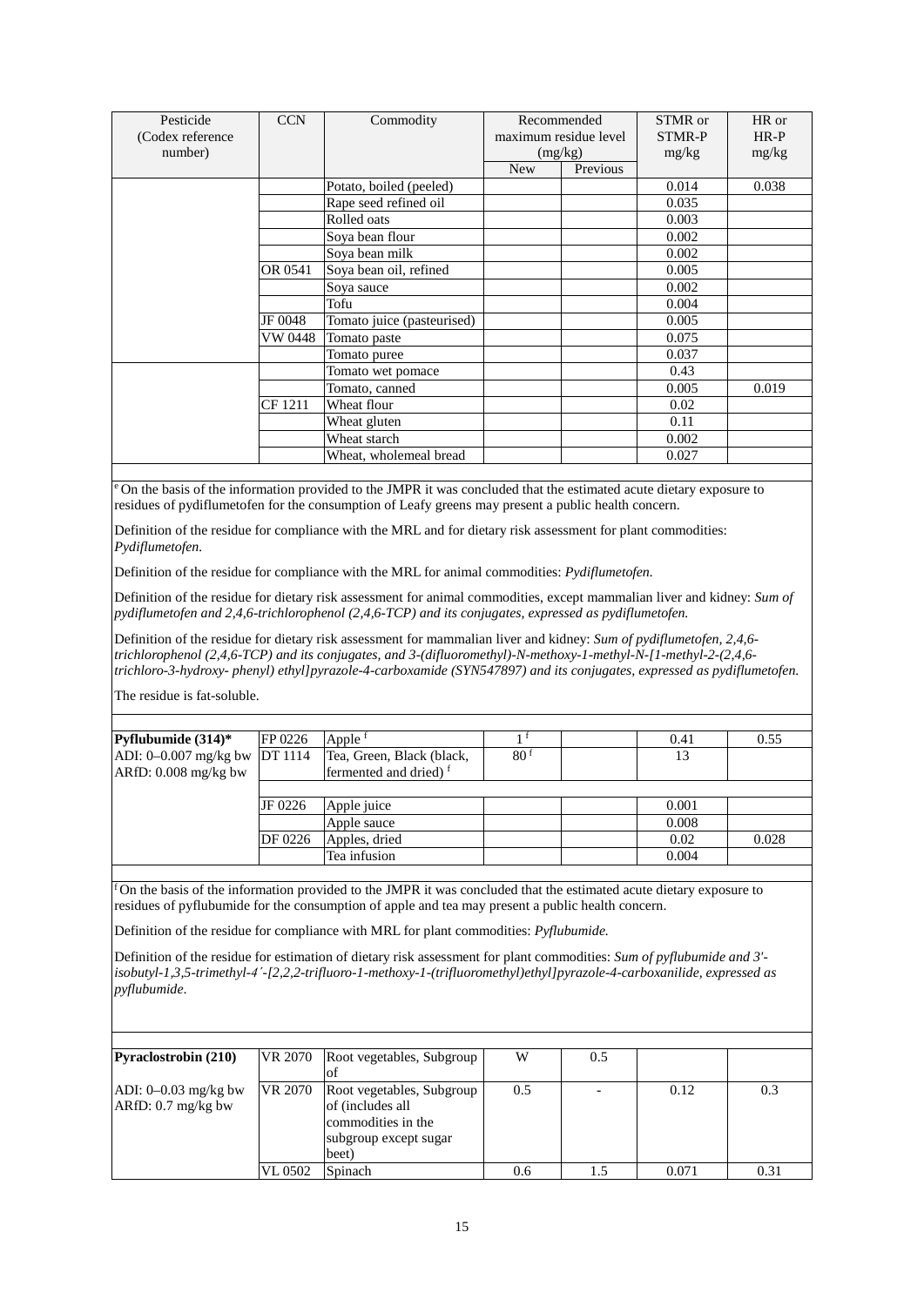| Pesticide (Codex reference number) | CCN | Commodity | Recommended maximum residue level (mg/kg) | | STMR or STMR-P mg/kg | HR or HR-P mg/kg |
|---|---|---|---|---|---|---|
| | | | New | Previous | | |
| | | Potato, boiled (peeled) | | | 0.014 | 0.038 |
| | | Rape seed refined oil | | | 0.035 | |
| | | Rolled oats | | | 0.003 | |
| | | Soya bean flour | | | 0.002 | |
| | | Soya bean milk | | | 0.002 | |
| | OR 0541 | Soya bean oil, refined | | | 0.005 | |
| | | Soya sauce | | | 0.002 | |
| | | Tofu | | | 0.004 | |
| | JF 0048 | Tomato juice (pasteurised) | | | 0.005 | |
| | VW 0448 | Tomato paste | | | 0.075 | |
| | | Tomato puree | | | 0.037 | |
| | | Tomato wet pomace | | | 0.43 | |
| | | Tomato, canned | | | 0.005 | 0.019 |
| | CF 1211 | Wheat flour | | | 0.02 | |
| | | Wheat gluten | | | 0.11 | |
| | | Wheat starch | | | 0.002 | |
| | | Wheat, wholemeal bread | | | 0.027 | |

[e] On the basis of the information provided to the JMPR it was concluded that the estimated acute dietary exposure to residues of pydiflumetofen for the consumption of Leafy greens may present a public health concern.

Definition of the residue for compliance with the MRL and for dietary risk assessment for plant commodities: *Pydiflumetofen.*

Definition of the residue for compliance with the MRL for animal commodities: *Pydiflumetofen.*

Definition of the residue for dietary risk assessment for animal commodities, except mammalian liver and kidney: *Sum of pydiflumetofen and 2,4,6-trichlorophenol (2,4,6-TCP) and its conjugates, expressed as pydiflumetofen.*

Definition of the residue for dietary risk assessment for mammalian liver and kidney: *Sum of pydiflumetofen, 2,4,6-trichlorophenol (2,4,6-TCP) and its conjugates, and 3-(difluoromethyl)-N-methoxy-1-methyl-N-[1-methyl-2-(2,4,6-trichloro-3-hydroxy- phenyl) ethyl]pyrazole-4-carboxamide (SYN547897) and its conjugates, expressed as pydiflumetofen.*

The residue is fat-soluble.

| Pesticide (Codex reference number) | CCN | Commodity | New | Previous | STMR or STMR-P mg/kg | HR or HR-P mg/kg |
|---|---|---|---|---|---|---|
| **Pyflubumide (314)*** | FP 0226 | Apple [f] | 1 [f] | | 0.41 | 0.55 |
| ADI: 0–0.007 mg/kg bw ARfD: 0.008 mg/kg bw | DT 1114 | Tea, Green, Black (black, fermented and dried) [f] | 80 [f] | | 13 | |
| | JF 0226 | Apple juice | | | 0.001 | |
| | | Apple sauce | | | 0.008 | |
| | DF 0226 | Apples, dried | | | 0.02 | 0.028 |
| | | Tea infusion | | | 0.004 | |

[f] On the basis of the information provided to the JMPR it was concluded that the estimated acute dietary exposure to residues of pyflubumide for the consumption of apple and tea may present a public health concern.

Definition of the residue for compliance with MRL for plant commodities: *Pyflubumide.*

Definition of the residue for estimation of dietary risk assessment for plant commodities: *Sum of pyflubumide and 3'-isobutyl-1,3,5-trimethyl-4´-[2,2,2-trifluoro-1-methoxy-1-(trifluoromethyl)ethyl]pyrazole-4-carboxanilide, expressed as pyflubumide*.

| Pesticide (Codex reference number) | CCN | Commodity | New | Previous | STMR or STMR-P mg/kg | HR or HR-P mg/kg |
|---|---|---|---|---|---|---|
| **Pyraclostrobin (210)** | VR 2070 | Root vegetables, Subgroup of | W | 0.5 | | |
| ADI: 0–0.03 mg/kg bw ARfD: 0.7 mg/kg bw | VR 2070 | Root vegetables, Subgroup of (includes all commodities in the subgroup except sugar beet) | 0.5 | - | 0.12 | 0.3 |
| | VL 0502 | Spinach | 0.6 | 1.5 | 0.071 | 0.31 |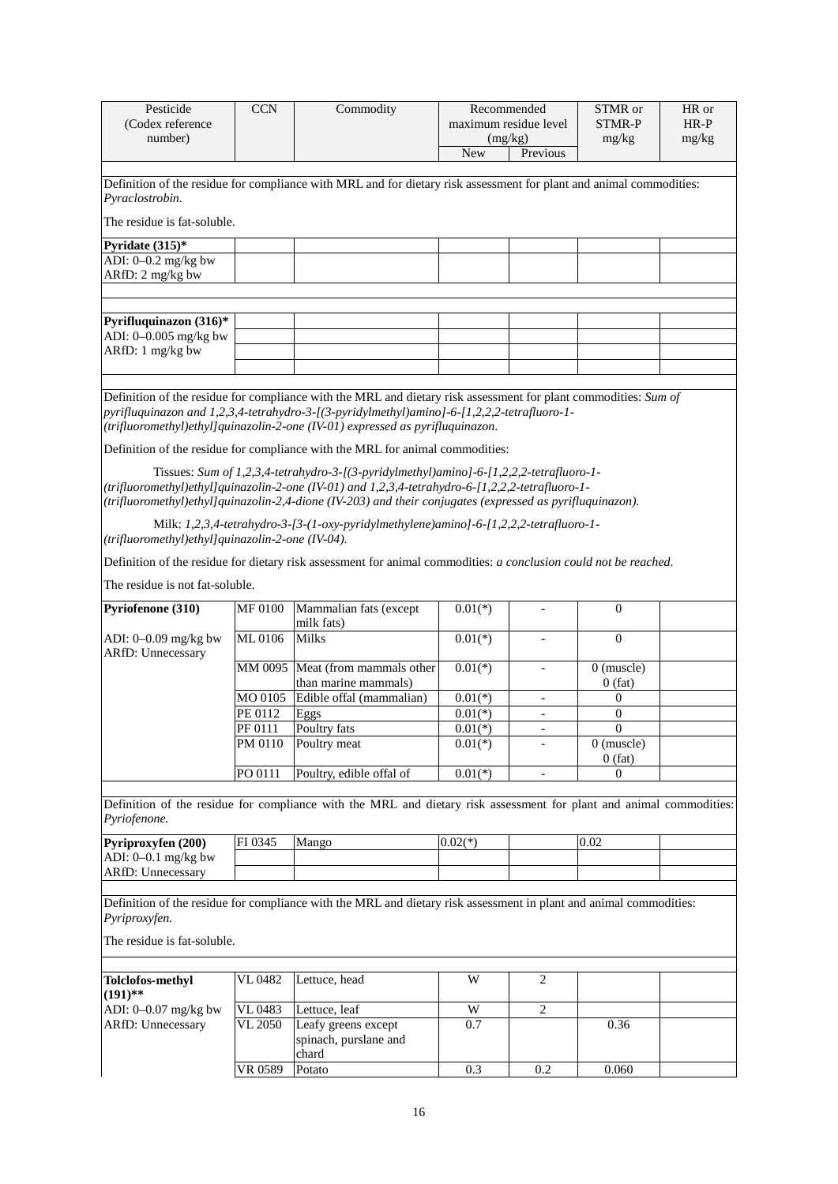| Pesticide (Codex reference number) | CCN | Commodity | Recommended maximum residue level (mg/kg) | | STMR or STMR-P mg/kg | HR or HR-P mg/kg |
|---|---|---|---|---|---|---|
| | | | New | Previous | | |
| Definition of the residue for compliance with MRL and for dietary risk assessment for plant and animal commodities: *Pyraclostrobin.* The residue is fat-soluble. | | | | | | |
| **Pyridate (315)*** | | | | | | |
| ADI: 0–0.2 mg/kg bw ARfD: 2 mg/kg bw | | | | | | |
| **Pyrifluquinazon (316)*** | | | | | | |
| ADI: 0–0.005 mg/kg bw ARfD: 1 mg/kg bw | | | | | | |
| Definition of the residue for compliance with the MRL and dietary risk assessment for plant commodities: *Sum of pyrifluquinazon and 1,2,3,4-tetrahydro-3-[(3-pyridylmethyl)amino]-6-[1,2,2,2-tetrafluoro-1-(trifluoromethyl)ethyl]quinazolin-2-one (IV-01) expressed as pyrifluquinazon.* Definition of the residue for compliance with the MRL for animal commodities: Tissues: *Sum of 1,2,3,4-tetrahydro-3-[(3-pyridylmethyl)amino]-6-[1,2,2,2-tetrafluoro-1-(trifluoromethyl)ethyl]quinazolin-2-one (IV-01) and 1,2,3,4-tetrahydro-6-[1,2,2,2-tetrafluoro-1-(trifluoromethyl)ethyl]quinazolin-2,4-dione (IV-203) and their conjugates (expressed as pyrifluquinazon).* Milk: *1,2,3,4-tetrahydro-3-[3-(1-oxy-pyridylmethylene)amino]-6-[1,2,2,2-tetrafluoro-1-(trifluoromethyl)ethyl]quinazolin-2-one (IV-04).* Definition of the residue for dietary risk assessment for animal commodities: *a conclusion could not be reached.* The residue is not fat-soluble. | | | | | | |
| **Pyriofenone (310)** | MF 0100 | Mammalian fats (except milk fats) | 0.01(*) | - | 0 | |
| ADI: 0–0.09 mg/kg bw ARfD: Unnecessary | ML 0106 | Milks | 0.01(*) | - | 0 | |
| | MM 0095 | Meat (from mammals other than marine mammals) | 0.01(*) | - | 0 (muscle) 0 (fat) | |
| | MO 0105 | Edible offal (mammalian) | 0.01(*) | - | 0 | |
| | PE 0112 | Eggs | 0.01(*) | - | 0 | |
| | PF 0111 | Poultry fats | 0.01(*) | - | 0 | |
| | PM 0110 | Poultry meat | 0.01(*) | - | 0 (muscle) 0 (fat) | |
| | PO 0111 | Poultry, edible offal of | 0.01(*) | - | 0 | |
| Definition of the residue for compliance with the MRL and dietary risk assessment for plant and animal commodities: *Pyriofenone.* | | | | | | |
| **Pyriproxyfen (200)** | FI 0345 | Mango | 0.02(*) | | 0.02 | |
| ADI: 0–0.1 mg/kg bw ARfD: Unnecessary | | | | | | |
| Definition of the residue for compliance with the MRL and dietary risk assessment in plant and animal commodities: *Pyriproxyfen.* The residue is fat-soluble. | | | | | | |
| **Tolclofos-methyl (191)**** | VL 0482 | Lettuce, head | W | 2 | | |
| ADI: 0–0.07 mg/kg bw | VL 0483 | Lettuce, leaf | W | 2 | | |
| ARfD: Unnecessary | VL 2050 | Leafy greens except spinach, purslane and chard | 0.7 | | 0.36 | |
| | VR 0589 | Potato | 0.3 | 0.2 | 0.060 | |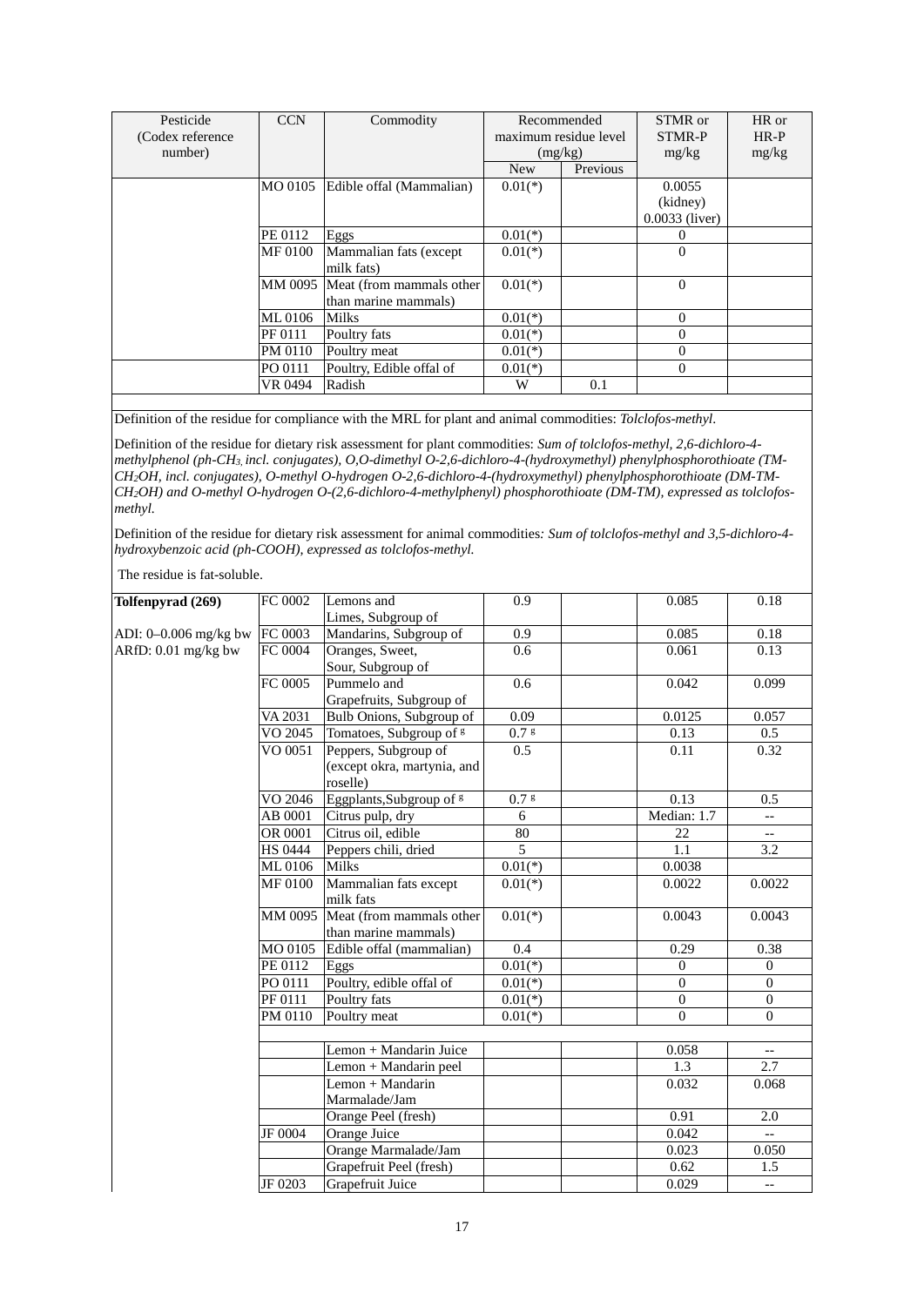| Pesticide (Codex reference number) | CCN | Commodity | Recommended maximum residue level (mg/kg) | | STMR or STMR-P mg/kg | HR or HR-P mg/kg |
|---|---|---|---|---|---|---|
| | | | New | Previous | | |
| | MO 0105 | Edible offal (Mammalian) | 0.01(*) | | 0.0055 (kidney) 0.0033 (liver) | |
| | PE 0112 | Eggs | 0.01(*) | | 0 | |
| | MF 0100 | Mammalian fats (except milk fats) | 0.01(*) | | 0 | |
| | MM 0095 | Meat (from mammals other than marine mammals) | 0.01(*) | | 0 | |
| | ML 0106 | Milks | 0.01(*) | | 0 | |
| | PF 0111 | Poultry fats | 0.01(*) | | 0 | |
| | PM 0110 | Poultry meat | 0.01(*) | | 0 | |
| | PO 0111 | Poultry, Edible offal of | 0.01(*) | | 0 | |
| | VR 0494 | Radish | W | 0.1 | | |

Definition of the residue for compliance with the MRL for plant and animal commodities: *Tolclofos-methyl*.

Definition of the residue for dietary risk assessment for plant commodities: *Sum of tolclofos-methyl, 2,6-dichloro-4-methylphenol (ph-$CH_3$, incl. conjugates), O,O-dimethyl O-2,6-dichloro-4-(hydroxymethyl) phenylphosphorothioate (TM-$CH_2$OH, incl. conjugates), O-methyl O-hydrogen O-2,6-dichloro-4-(hydroxymethyl) phenylphosphorothioate (DM-TM-$CH_2$OH) and O-methyl O-hydrogen O-(2,6-dichloro-4-methylphenyl) phosphorothioate (DM-TM), expressed as tolclofos-methyl.*

Definition of the residue for dietary risk assessment for animal commodities*: Sum of tolclofos-methyl and 3,5-dichloro-4-hydroxybenzoic acid (ph-COOH), expressed as tolclofos-methyl.*

The residue is fat-soluble.

| Pesticide (Codex reference number) | CCN | Commodity | New | Previous | STMR or STMR-P mg/kg | HR or HR-P mg/kg |
|---|---|---|---|---|---|---|
| **Tolfenpyrad (269)** | FC 0002 | Lemons and Limes, Subgroup of | 0.9 | | 0.085 | 0.18 |
| ADI: 0–0.006 mg/kg bw | FC 0003 | Mandarins, Subgroup of | 0.9 | | 0.085 | 0.18 |
| ARfD: 0.01 mg/kg bw | FC 0004 | Oranges, Sweet, Sour, Subgroup of | 0.6 | | 0.061 | 0.13 |
| | FC 0005 | Pummelo and Grapefruits, Subgroup of | 0.6 | | 0.042 | 0.099 |
| | VA 2031 | Bulb Onions, Subgroup of | 0.09 | | 0.0125 | 0.057 |
| | VO 2045 | Tomatoes, Subgroup of g | 0.7 g | | 0.13 | 0.5 |
| | VO 0051 | Peppers, Subgroup of (except okra, martynia, and roselle) | 0.5 | | 0.11 | 0.32 |
| | VO 2046 | Eggplants,Subgroup of g | 0.7 g | | 0.13 | 0.5 |
| | AB 0001 | Citrus pulp, dry | 6 | | Median: 1.7 | -- |
| | OR 0001 | Citrus oil, edible | 80 | | 22 | -- |
| | HS 0444 | Peppers chili, dried | 5 | | 1.1 | 3.2 |
| | ML 0106 | Milks | 0.01(*) | | 0.0038 | |
| | MF 0100 | Mammalian fats except milk fats | 0.01(*) | | 0.0022 | 0.0022 |
| | MM 0095 | Meat (from mammals other than marine mammals) | 0.01(*) | | 0.0043 | 0.0043 |
| | MO 0105 | Edible offal (mammalian) | 0.4 | | 0.29 | 0.38 |
| | PE 0112 | Eggs | 0.01(*) | | 0 | 0 |
| | PO 0111 | Poultry, edible offal of | 0.01(*) | | 0 | 0 |
| | PF 0111 | Poultry fats | 0.01(*) | | 0 | 0 |
| | PM 0110 | Poultry meat | 0.01(*) | | 0 | 0 |
| | | | | | | |
| | | Lemon + Mandarin Juice | | | 0.058 | -- |
| | | Lemon + Mandarin peel | | | 1.3 | 2.7 |
| | | Lemon + Mandarin Marmalade/Jam | | | 0.032 | 0.068 |
| | | Orange Peel (fresh) | | | 0.91 | 2.0 |
| | JF 0004 | Orange Juice | | | 0.042 | -- |
| | | Orange Marmalade/Jam | | | 0.023 | 0.050 |
| | | Grapefruit Peel (fresh) | | | 0.62 | 1.5 |
| | JF 0203 | Grapefruit Juice | | | 0.029 | -- |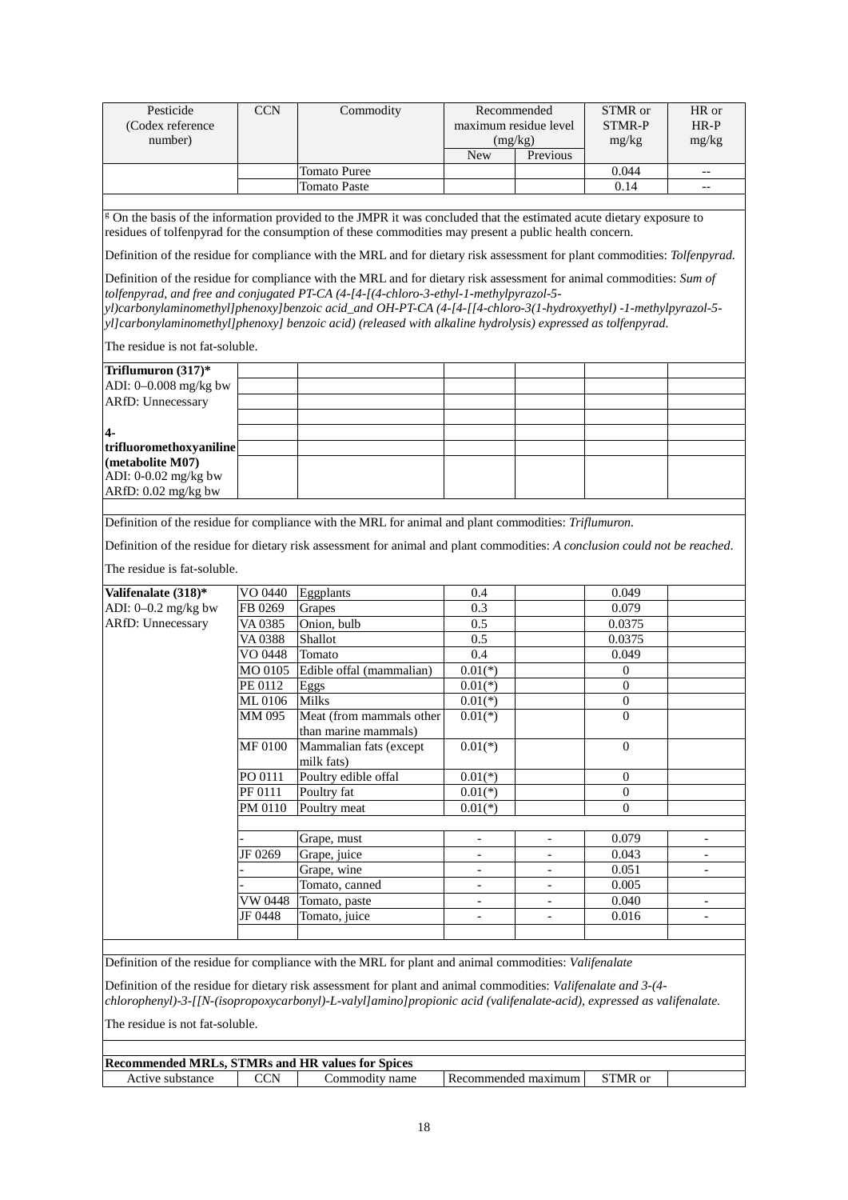| Pesticide (Codex reference number) | CCN | Commodity | Recommended maximum residue level (mg/kg) | | STMR or STMR-P mg/kg | HR or HR-P mg/kg |
|---|---|---|---|---|---|---|
| | | | New | Previous | | |
| | | Tomato Puree | | | 0.044 | -- |
| | | Tomato Paste | | | 0.14 | -- |

[g] On the basis of the information provided to the JMPR it was concluded that the estimated acute dietary exposure to residues of tolfenpyrad for the consumption of these commodities may present a public health concern.

Definition of the residue for compliance with the MRL and for dietary risk assessment for plant commodities: *Tolfenpyrad.*

Definition of the residue for compliance with the MRL and for dietary risk assessment for animal commodities: *Sum of tolfenpyrad, and free and conjugated PT-CA (4-[4-[(4-chloro-3-ethyl-1-methylpyrazol-5-yl)carbonylaminomethyl]phenoxy]benzoic acid_and OH-PT-CA (4-[4-[[4-chloro-3(1-hydroxyethyl) -1-methylpyrazol-5-yl]carbonylaminomethyl]phenoxy] benzoic acid) (released with alkaline hydrolysis) expressed as tolfenpyrad.*

The residue is not fat-soluble.

| Pesticide | CCN | Commodity | New | Previous | STMR or STMR-P mg/kg | HR or HR-P mg/kg |
|---|---|---|---|---|---|---|
| **Triflumuron (317)*** ADI: 0–0.008 mg/kg bw ARfD: Unnecessary | | | | | | |
| **4-trifluoromethoxyaniline (metabolite M07)** ADI: 0-0.02 mg/kg bw ARfD: 0.02 mg/kg bw | | | | | | |

Definition of the residue for compliance with the MRL for animal and plant commodities: *Triflumuron.*

Definition of the residue for dietary risk assessment for animal and plant commodities: *A conclusion could not be reached.*

The residue is fat-soluble.

| Pesticide | CCN | Commodity | New | Previous | STMR or STMR-P mg/kg | HR or HR-P mg/kg |
|---|---|---|---|---|---|---|
| **Valifenalate (318)*** ADI: 0–0.2 mg/kg bw ARfD: Unnecessary | VO 0440 | Eggplants | 0.4 | | 0.049 | |
| | FB 0269 | Grapes | 0.3 | | 0.079 | |
| | VA 0385 | Onion, bulb | 0.5 | | 0.0375 | |
| | VA 0388 | Shallot | 0.5 | | 0.0375 | |
| | VO 0448 | Tomato | 0.4 | | 0.049 | |
| | MO 0105 | Edible offal (mammalian) | 0.01(*) | | 0 | |
| | PE 0112 | Eggs | 0.01(*) | | 0 | |
| | ML 0106 | Milks | 0.01(*) | | 0 | |
| | MM 095 | Meat (from mammals other than marine mammals) | 0.01(*) | | 0 | |
| | MF 0100 | Mammalian fats (except milk fats) | 0.01(*) | | 0 | |
| | PO 0111 | Poultry edible offal | 0.01(*) | | 0 | |
| | PF 0111 | Poultry fat | 0.01(*) | | 0 | |
| | PM 0110 | Poultry meat | 0.01(*) | | 0 | |
| | | | | | | |
| | - | Grape, must | - | - | 0.079 | - |
| | JF 0269 | Grape, juice | - | - | 0.043 | - |
| | - | Grape, wine | - | - | 0.051 | - |
| | - | Tomato, canned | - | - | 0.005 | |
| | VW 0448 | Tomato, paste | - | - | 0.040 | - |
| | JF 0448 | Tomato, juice | - | - | 0.016 | - |

Definition of the residue for compliance with the MRL for plant and animal commodities: *Valifenalate*

Definition of the residue for dietary risk assessment for plant and animal commodities: *Valifenalate and 3-(4-chlorophenyl)-3-[[N-(isopropoxycarbonyl)-L-valyl]amino]propionic acid (valifenalate-acid), expressed as valifenalate.*

The residue is not fat-soluble.

**Recommended MRLs, STMRs and HR values for Spices**

| Active substance | CCN | Commodity name | Recommended maximum | STMR or | |
|---|---|---|---|---|---|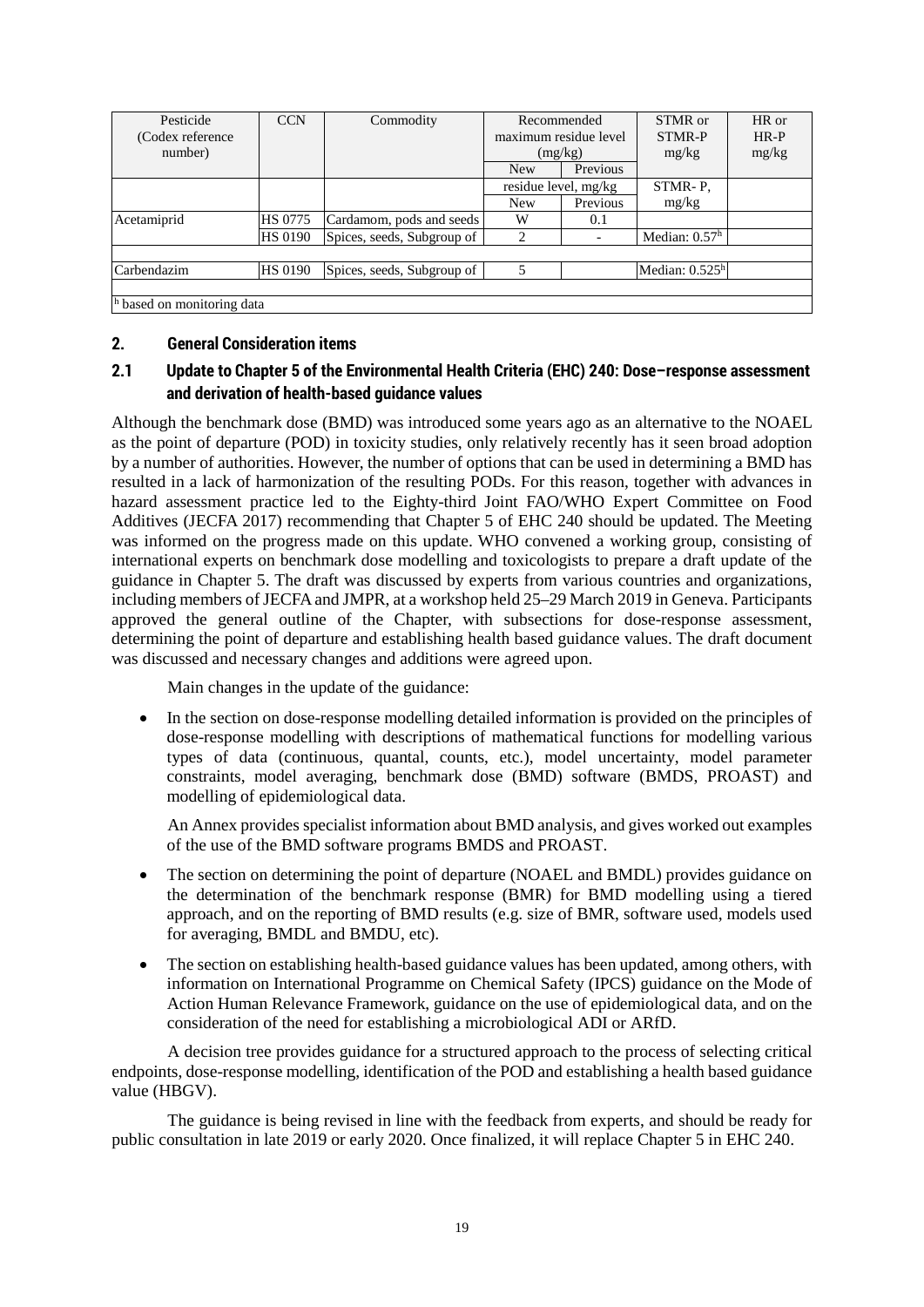| Pesticide (Codex reference number) | CCN | Commodity | Recommended maximum residue level (mg/kg) | | STMR or STMR-P mg/kg | HR or HR-P mg/kg |
|---|---|---|---|---|---|---|
| | | | New | Previous | | |
| | | | residue level, mg/kg | | STMR- P, mg/kg | |
| | | | New | Previous | | |
| Acetamiprid | HS 0775 | Cardamom, pods and seeds | W | 0.1 | | |
| | HS 0190 | Spices, seeds, Subgroup of | 2 | - | Median: 0.57[h] | |
| | | | | | | |
| Carbendazim | HS 0190 | Spices, seeds, Subgroup of | 5 | | Median: 0.525[h] | |
| | | | | | | |

[h] based on monitoring data

## 2. General Consideration items

### 2.1 Update to Chapter 5 of the Environmental Health Criteria (EHC) 240: Dose–response assessment and derivation of health-based guidance values

Although the benchmark dose (BMD) was introduced some years ago as an alternative to the NOAEL as the point of departure (POD) in toxicity studies, only relatively recently has it seen broad adoption by a number of authorities. However, the number of options that can be used in determining a BMD has resulted in a lack of harmonization of the resulting PODs. For this reason, together with advances in hazard assessment practice led to the Eighty-third Joint FAO/WHO Expert Committee on Food Additives (JECFA 2017) recommending that Chapter 5 of EHC 240 should be updated. The Meeting was informed on the progress made on this update. WHO convened a working group, consisting of international experts on benchmark dose modelling and toxicologists to prepare a draft update of the guidance in Chapter 5. The draft was discussed by experts from various countries and organizations, including members of JECFA and JMPR, at a workshop held 25–29 March 2019 in Geneva. Participants approved the general outline of the Chapter, with subsections for dose-response assessment, determining the point of departure and establishing health based guidance values. The draft document was discussed and necessary changes and additions were agreed upon.

Main changes in the update of the guidance:

- In the section on dose-response modelling detailed information is provided on the principles of dose-response modelling with descriptions of mathematical functions for modelling various types of data (continuous, quantal, counts, etc.), model uncertainty, model parameter constraints, model averaging, benchmark dose (BMD) software (BMDS, PROAST) and modelling of epidemiological data.

  An Annex provides specialist information about BMD analysis, and gives worked out examples of the use of the BMD software programs BMDS and PROAST.

- The section on determining the point of departure (NOAEL and BMDL) provides guidance on the determination of the benchmark response (BMR) for BMD modelling using a tiered approach, and on the reporting of BMD results (e.g. size of BMR, software used, models used for averaging, BMDL and BMDU, etc).

- The section on establishing health-based guidance values has been updated, among others, with information on International Programme on Chemical Safety (IPCS) guidance on the Mode of Action Human Relevance Framework, guidance on the use of epidemiological data, and on the consideration of the need for establishing a microbiological ADI or ARfD.

A decision tree provides guidance for a structured approach to the process of selecting critical endpoints, dose-response modelling, identification of the POD and establishing a health based guidance value (HBGV).

The guidance is being revised in line with the feedback from experts, and should be ready for public consultation in late 2019 or early 2020. Once finalized, it will replace Chapter 5 in EHC 240.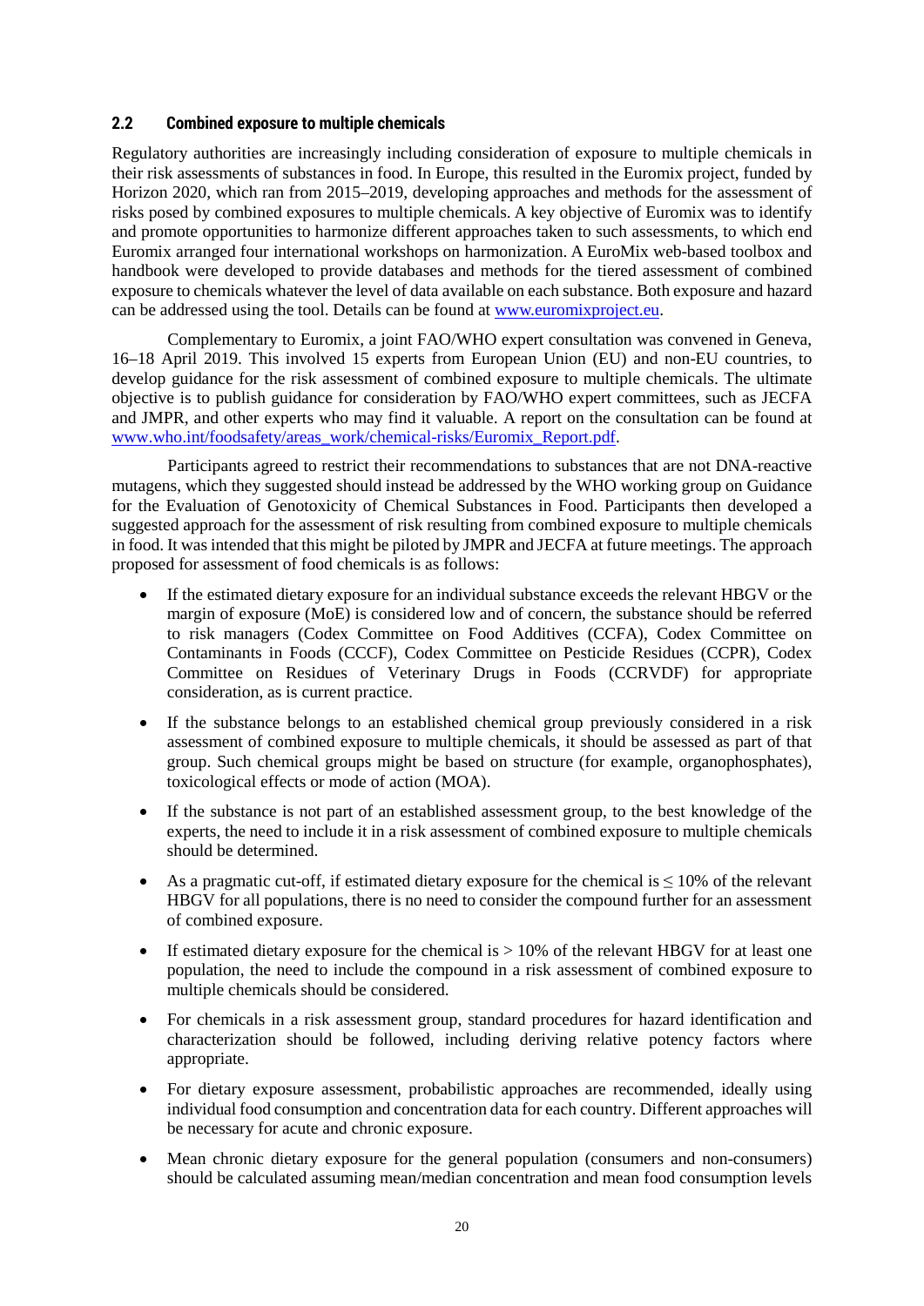## 2.2 Combined exposure to multiple chemicals

Regulatory authorities are increasingly including consideration of exposure to multiple chemicals in their risk assessments of substances in food. In Europe, this resulted in the Euromix project, funded by Horizon 2020, which ran from 2015–2019, developing approaches and methods for the assessment of risks posed by combined exposures to multiple chemicals. A key objective of Euromix was to identify and promote opportunities to harmonize different approaches taken to such assessments, to which end Euromix arranged four international workshops on harmonization. A EuroMix web-based toolbox and handbook were developed to provide databases and methods for the tiered assessment of combined exposure to chemicals whatever the level of data available on each substance. Both exposure and hazard can be addressed using the tool. Details can be found at [www.euromixproject.eu](http://www.euromixproject.eu).

Complementary to Euromix, a joint FAO/WHO expert consultation was convened in Geneva, 16–18 April 2019. This involved 15 experts from European Union (EU) and non-EU countries, to develop guidance for the risk assessment of combined exposure to multiple chemicals. The ultimate objective is to publish guidance for consideration by FAO/WHO expert committees, such as JECFA and JMPR, and other experts who may find it valuable. A report on the consultation can be found at [www.who.int/foodsafety/areas_work/chemical-risks/Euromix_Report.pdf](http://www.who.int/foodsafety/areas_work/chemical-risks/Euromix_Report.pdf).

Participants agreed to restrict their recommendations to substances that are not DNA-reactive mutagens, which they suggested should instead be addressed by the WHO working group on Guidance for the Evaluation of Genotoxicity of Chemical Substances in Food. Participants then developed a suggested approach for the assessment of risk resulting from combined exposure to multiple chemicals in food. It was intended that this might be piloted by JMPR and JECFA at future meetings. The approach proposed for assessment of food chemicals is as follows:

- If the estimated dietary exposure for an individual substance exceeds the relevant HBGV or the margin of exposure (MoE) is considered low and of concern, the substance should be referred to risk managers (Codex Committee on Food Additives (CCFA), Codex Committee on Contaminants in Foods (CCCF), Codex Committee on Pesticide Residues (CCPR), Codex Committee on Residues of Veterinary Drugs in Foods (CCRVDF) for appropriate consideration, as is current practice.
- If the substance belongs to an established chemical group previously considered in a risk assessment of combined exposure to multiple chemicals, it should be assessed as part of that group. Such chemical groups might be based on structure (for example, organophosphates), toxicological effects or mode of action (MOA).
- If the substance is not part of an established assessment group, to the best knowledge of the experts, the need to include it in a risk assessment of combined exposure to multiple chemicals should be determined.
- As a pragmatic cut-off, if estimated dietary exposure for the chemical is $\leq$ 10% of the relevant HBGV for all populations, there is no need to consider the compound further for an assessment of combined exposure.
- If estimated dietary exposure for the chemical is > 10% of the relevant HBGV for at least one population, the need to include the compound in a risk assessment of combined exposure to multiple chemicals should be considered.
- For chemicals in a risk assessment group, standard procedures for hazard identification and characterization should be followed, including deriving relative potency factors where appropriate.
- For dietary exposure assessment, probabilistic approaches are recommended, ideally using individual food consumption and concentration data for each country. Different approaches will be necessary for acute and chronic exposure.
- Mean chronic dietary exposure for the general population (consumers and non-consumers) should be calculated assuming mean/median concentration and mean food consumption levels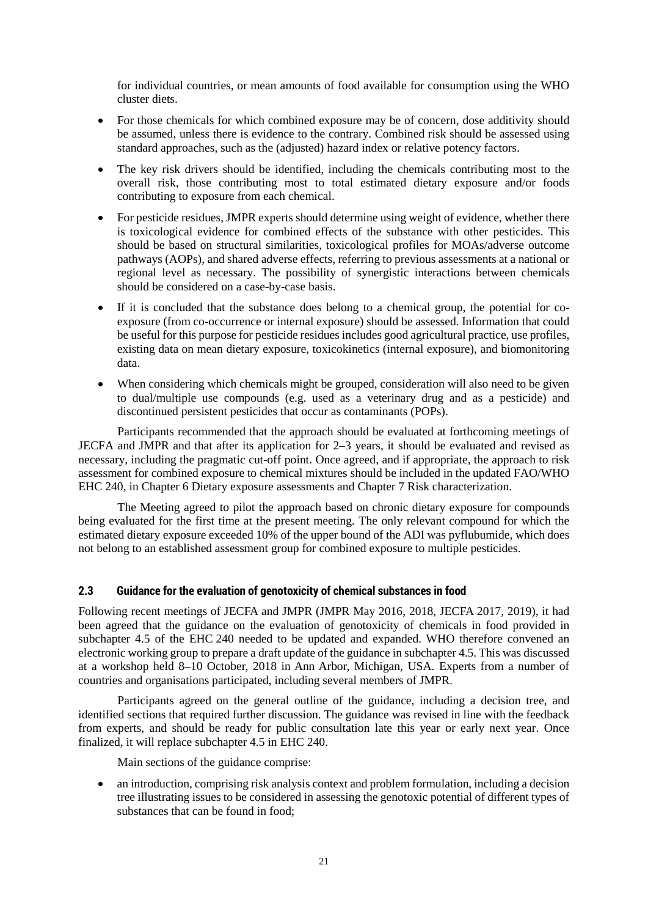for individual countries, or mean amounts of food available for consumption using the WHO cluster diets.

- For those chemicals for which combined exposure may be of concern, dose additivity should be assumed, unless there is evidence to the contrary. Combined risk should be assessed using standard approaches, such as the (adjusted) hazard index or relative potency factors.
- The key risk drivers should be identified, including the chemicals contributing most to the overall risk, those contributing most to total estimated dietary exposure and/or foods contributing to exposure from each chemical.
- For pesticide residues, JMPR experts should determine using weight of evidence, whether there is toxicological evidence for combined effects of the substance with other pesticides. This should be based on structural similarities, toxicological profiles for MOAs/adverse outcome pathways (AOPs), and shared adverse effects, referring to previous assessments at a national or regional level as necessary. The possibility of synergistic interactions between chemicals should be considered on a case-by-case basis.
- If it is concluded that the substance does belong to a chemical group, the potential for co-exposure (from co-occurrence or internal exposure) should be assessed. Information that could be useful for this purpose for pesticide residues includes good agricultural practice, use profiles, existing data on mean dietary exposure, toxicokinetics (internal exposure), and biomonitoring data.
- When considering which chemicals might be grouped, consideration will also need to be given to dual/multiple use compounds (e.g. used as a veterinary drug and as a pesticide) and discontinued persistent pesticides that occur as contaminants (POPs).

Participants recommended that the approach should be evaluated at forthcoming meetings of JECFA and JMPR and that after its application for 2–3 years, it should be evaluated and revised as necessary, including the pragmatic cut-off point. Once agreed, and if appropriate, the approach to risk assessment for combined exposure to chemical mixtures should be included in the updated FAO/WHO EHC 240, in Chapter 6 Dietary exposure assessments and Chapter 7 Risk characterization.

The Meeting agreed to pilot the approach based on chronic dietary exposure for compounds being evaluated for the first time at the present meeting. The only relevant compound for which the estimated dietary exposure exceeded 10% of the upper bound of the ADI was pyflubumide, which does not belong to an established assessment group for combined exposure to multiple pesticides.

## 2.3 Guidance for the evaluation of genotoxicity of chemical substances in food

Following recent meetings of JECFA and JMPR (JMPR May 2016, 2018, JECFA 2017, 2019), it had been agreed that the guidance on the evaluation of genotoxicity of chemicals in food provided in subchapter 4.5 of the EHC 240 needed to be updated and expanded. WHO therefore convened an electronic working group to prepare a draft update of the guidance in subchapter 4.5. This was discussed at a workshop held 8–10 October, 2018 in Ann Arbor, Michigan, USA. Experts from a number of countries and organisations participated, including several members of JMPR.

Participants agreed on the general outline of the guidance, including a decision tree, and identified sections that required further discussion. The guidance was revised in line with the feedback from experts, and should be ready for public consultation late this year or early next year. Once finalized, it will replace subchapter 4.5 in EHC 240.

Main sections of the guidance comprise:

- an introduction, comprising risk analysis context and problem formulation, including a decision tree illustrating issues to be considered in assessing the genotoxic potential of different types of substances that can be found in food;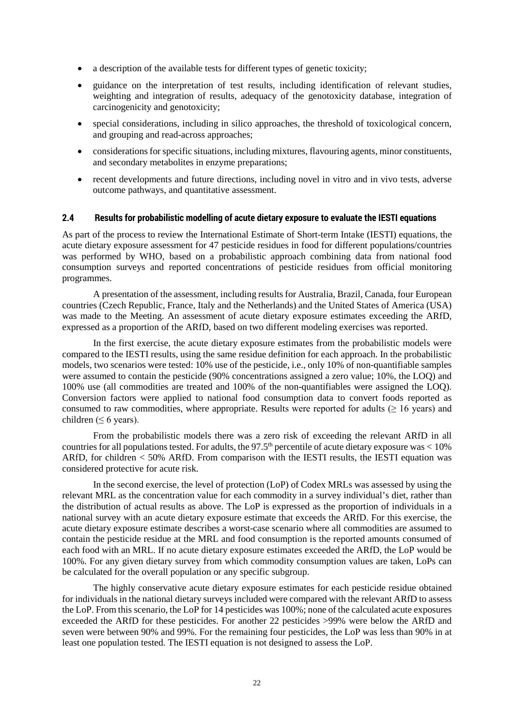- a description of the available tests for different types of genetic toxicity;
- guidance on the interpretation of test results, including identification of relevant studies, weighting and integration of results, adequacy of the genotoxicity database, integration of carcinogenicity and genotoxicity;
- special considerations, including in silico approaches, the threshold of toxicological concern, and grouping and read-across approaches;
- considerations for specific situations, including mixtures, flavouring agents, minor constituents, and secondary metabolites in enzyme preparations;
- recent developments and future directions, including novel in vitro and in vivo tests, adverse outcome pathways, and quantitative assessment.

## 2.4 Results for probabilistic modelling of acute dietary exposure to evaluate the IESTI equations

As part of the process to review the International Estimate of Short-term Intake (IESTI) equations, the acute dietary exposure assessment for 47 pesticide residues in food for different populations/countries was performed by WHO, based on a probabilistic approach combining data from national food consumption surveys and reported concentrations of pesticide residues from official monitoring programmes.

A presentation of the assessment, including results for Australia, Brazil, Canada, four European countries (Czech Republic, France, Italy and the Netherlands) and the United States of America (USA) was made to the Meeting. An assessment of acute dietary exposure estimates exceeding the ARfD, expressed as a proportion of the ARfD, based on two different modeling exercises was reported.

In the first exercise, the acute dietary exposure estimates from the probabilistic models were compared to the IESTI results, using the same residue definition for each approach. In the probabilistic models, two scenarios were tested: 10% use of the pesticide, i.e., only 10% of non-quantifiable samples were assumed to contain the pesticide (90% concentrations assigned a zero value; 10%, the LOQ) and 100% use (all commodities are treated and 100% of the non-quantifiables were assigned the LOQ). Conversion factors were applied to national food consumption data to convert foods reported as consumed to raw commodities, where appropriate. Results were reported for adults ($\geq$ 16 years) and children ($\leq$ 6 years).

From the probabilistic models there was a zero risk of exceeding the relevant ARfD in all countries for all populations tested. For adults, the 97.5th percentile of acute dietary exposure was < 10% ARfD, for children < 50% ARfD. From comparison with the IESTI results, the IESTI equation was considered protective for acute risk.

In the second exercise, the level of protection (LoP) of Codex MRLs was assessed by using the relevant MRL as the concentration value for each commodity in a survey individual's diet, rather than the distribution of actual results as above. The LoP is expressed as the proportion of individuals in a national survey with an acute dietary exposure estimate that exceeds the ARfD. For this exercise, the acute dietary exposure estimate describes a worst-case scenario where all commodities are assumed to contain the pesticide residue at the MRL and food consumption is the reported amounts consumed of each food with an MRL. If no acute dietary exposure estimates exceeded the ARfD, the LoP would be 100%. For any given dietary survey from which commodity consumption values are taken, LoPs can be calculated for the overall population or any specific subgroup.

The highly conservative acute dietary exposure estimates for each pesticide residue obtained for individuals in the national dietary surveys included were compared with the relevant ARfD to assess the LoP. From this scenario, the LoP for 14 pesticides was 100%; none of the calculated acute exposures exceeded the ARfD for these pesticides. For another 22 pesticides >99% were below the ARfD and seven were between 90% and 99%. For the remaining four pesticides, the LoP was less than 90% in at least one population tested. The IESTI equation is not designed to assess the LoP.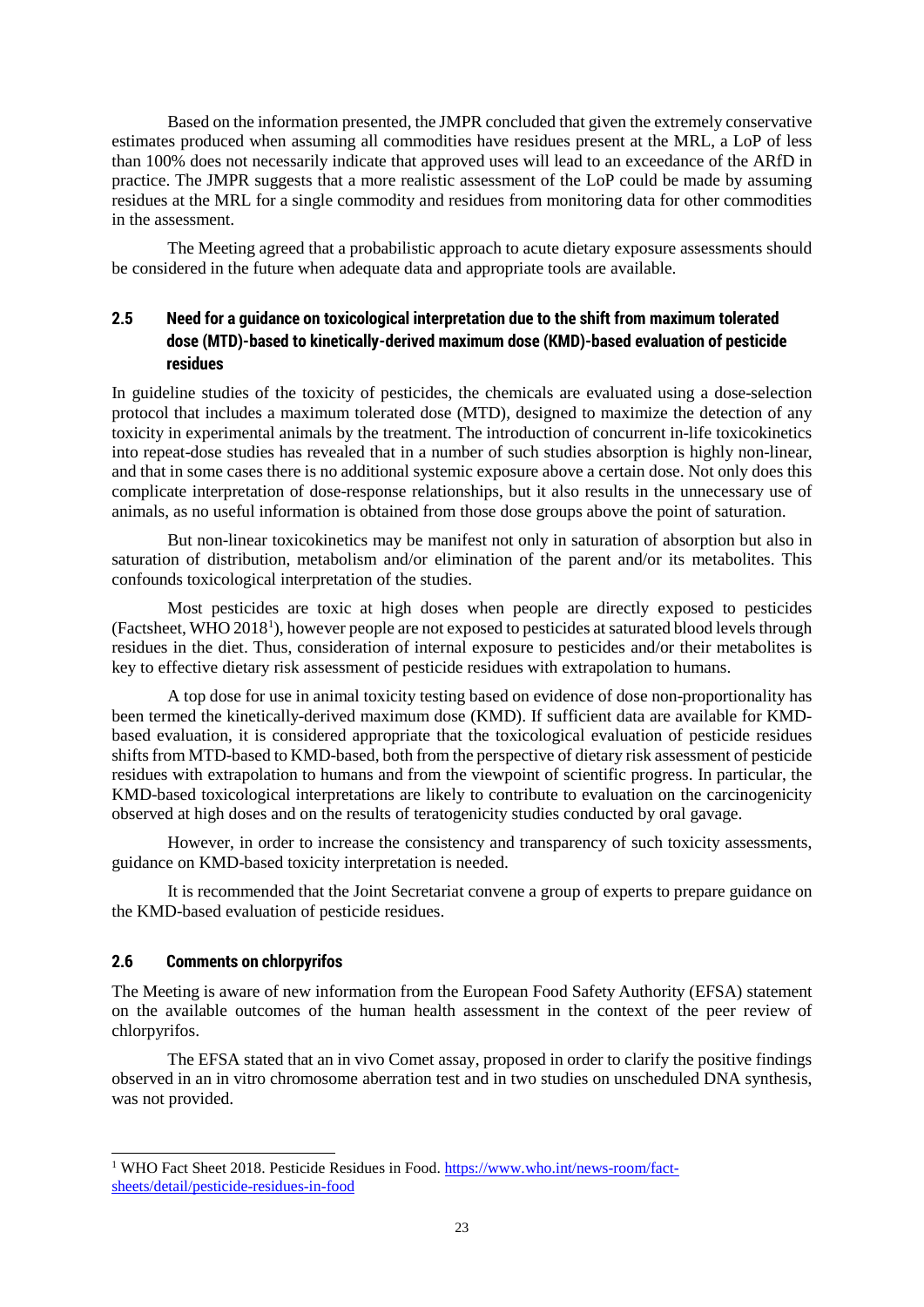Based on the information presented, the JMPR concluded that given the extremely conservative estimates produced when assuming all commodities have residues present at the MRL, a LoP of less than 100% does not necessarily indicate that approved uses will lead to an exceedance of the ARfD in practice. The JMPR suggests that a more realistic assessment of the LoP could be made by assuming residues at the MRL for a single commodity and residues from monitoring data for other commodities in the assessment.

The Meeting agreed that a probabilistic approach to acute dietary exposure assessments should be considered in the future when adequate data and appropriate tools are available.

## 2.5 Need for a guidance on toxicological interpretation due to the shift from maximum tolerated dose (MTD)-based to kinetically-derived maximum dose (KMD)-based evaluation of pesticide residues

In guideline studies of the toxicity of pesticides, the chemicals are evaluated using a dose-selection protocol that includes a maximum tolerated dose (MTD), designed to maximize the detection of any toxicity in experimental animals by the treatment. The introduction of concurrent in-life toxicokinetics into repeat-dose studies has revealed that in a number of such studies absorption is highly non-linear, and that in some cases there is no additional systemic exposure above a certain dose. Not only does this complicate interpretation of dose-response relationships, but it also results in the unnecessary use of animals, as no useful information is obtained from those dose groups above the point of saturation.

But non-linear toxicokinetics may be manifest not only in saturation of absorption but also in saturation of distribution, metabolism and/or elimination of the parent and/or its metabolites. This confounds toxicological interpretation of the studies.

Most pesticides are toxic at high doses when people are directly exposed to pesticides (Factsheet, WHO 2018[1]), however people are not exposed to pesticides at saturated blood levels through residues in the diet. Thus, consideration of internal exposure to pesticides and/or their metabolites is key to effective dietary risk assessment of pesticide residues with extrapolation to humans.

A top dose for use in animal toxicity testing based on evidence of dose non-proportionality has been termed the kinetically-derived maximum dose (KMD). If sufficient data are available for KMD-based evaluation, it is considered appropriate that the toxicological evaluation of pesticide residues shifts from MTD-based to KMD-based, both from the perspective of dietary risk assessment of pesticide residues with extrapolation to humans and from the viewpoint of scientific progress. In particular, the KMD-based toxicological interpretations are likely to contribute to evaluation on the carcinogenicity observed at high doses and on the results of teratogenicity studies conducted by oral gavage.

However, in order to increase the consistency and transparency of such toxicity assessments, guidance on KMD-based toxicity interpretation is needed.

It is recommended that the Joint Secretariat convene a group of experts to prepare guidance on the KMD-based evaluation of pesticide residues.

## 2.6 Comments on chlorpyrifos

The Meeting is aware of new information from the European Food Safety Authority (EFSA) statement on the available outcomes of the human health assessment in the context of the peer review of chlorpyrifos.

The EFSA stated that an in vivo Comet assay, proposed in order to clarify the positive findings observed in an in vitro chromosome aberration test and in two studies on unscheduled DNA synthesis, was not provided.

---

[1] WHO Fact Sheet 2018. Pesticide Residues in Food. https://www.who.int/news-room/fact-sheets/detail/pesticide-residues-in-food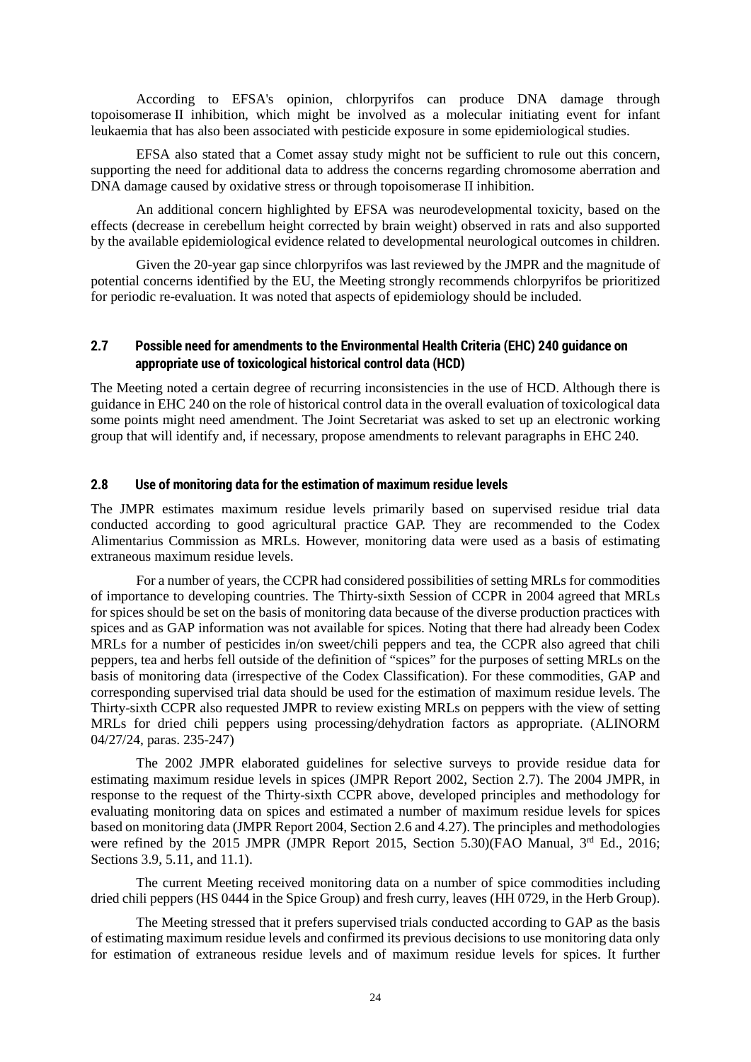According to EFSA's opinion, chlorpyrifos can produce DNA damage through topoisomerase II inhibition, which might be involved as a molecular initiating event for infant leukaemia that has also been associated with pesticide exposure in some epidemiological studies.

EFSA also stated that a Comet assay study might not be sufficient to rule out this concern, supporting the need for additional data to address the concerns regarding chromosome aberration and DNA damage caused by oxidative stress or through topoisomerase II inhibition.

An additional concern highlighted by EFSA was neurodevelopmental toxicity, based on the effects (decrease in cerebellum height corrected by brain weight) observed in rats and also supported by the available epidemiological evidence related to developmental neurological outcomes in children.

Given the 20-year gap since chlorpyrifos was last reviewed by the JMPR and the magnitude of potential concerns identified by the EU, the Meeting strongly recommends chlorpyrifos be prioritized for periodic re-evaluation. It was noted that aspects of epidemiology should be included.

## 2.7 Possible need for amendments to the Environmental Health Criteria (EHC) 240 guidance on appropriate use of toxicological historical control data (HCD)

The Meeting noted a certain degree of recurring inconsistencies in the use of HCD. Although there is guidance in EHC 240 on the role of historical control data in the overall evaluation of toxicological data some points might need amendment. The Joint Secretariat was asked to set up an electronic working group that will identify and, if necessary, propose amendments to relevant paragraphs in EHC 240.

## 2.8 Use of monitoring data for the estimation of maximum residue levels

The JMPR estimates maximum residue levels primarily based on supervised residue trial data conducted according to good agricultural practice GAP. They are recommended to the Codex Alimentarius Commission as MRLs. However, monitoring data were used as a basis of estimating extraneous maximum residue levels.

For a number of years, the CCPR had considered possibilities of setting MRLs for commodities of importance to developing countries. The Thirty-sixth Session of CCPR in 2004 agreed that MRLs for spices should be set on the basis of monitoring data because of the diverse production practices with spices and as GAP information was not available for spices. Noting that there had already been Codex MRLs for a number of pesticides in/on sweet/chili peppers and tea, the CCPR also agreed that chili peppers, tea and herbs fell outside of the definition of "spices" for the purposes of setting MRLs on the basis of monitoring data (irrespective of the Codex Classification). For these commodities, GAP and corresponding supervised trial data should be used for the estimation of maximum residue levels. The Thirty-sixth CCPR also requested JMPR to review existing MRLs on peppers with the view of setting MRLs for dried chili peppers using processing/dehydration factors as appropriate. (ALINORM 04/27/24, paras. 235-247)

The 2002 JMPR elaborated guidelines for selective surveys to provide residue data for estimating maximum residue levels in spices (JMPR Report 2002, Section 2.7). The 2004 JMPR, in response to the request of the Thirty-sixth CCPR above, developed principles and methodology for evaluating monitoring data on spices and estimated a number of maximum residue levels for spices based on monitoring data (JMPR Report 2004, Section 2.6 and 4.27). The principles and methodologies were refined by the 2015 JMPR (JMPR Report 2015, Section 5.30)(FAO Manual, 3rd Ed., 2016; Sections 3.9, 5.11, and 11.1).

The current Meeting received monitoring data on a number of spice commodities including dried chili peppers (HS 0444 in the Spice Group) and fresh curry, leaves (HH 0729, in the Herb Group).

The Meeting stressed that it prefers supervised trials conducted according to GAP as the basis of estimating maximum residue levels and confirmed its previous decisions to use monitoring data only for estimation of extraneous residue levels and of maximum residue levels for spices. It further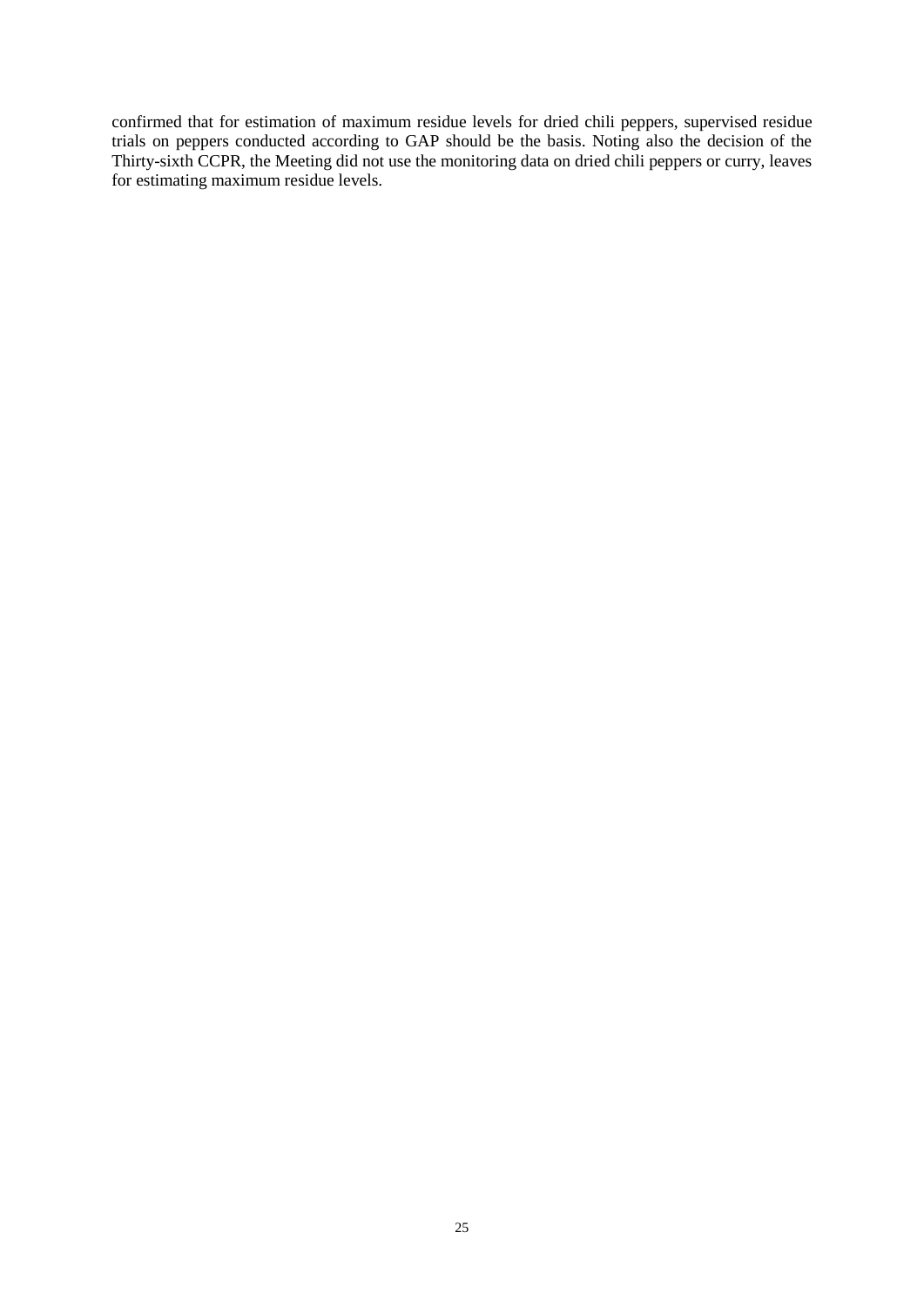confirmed that for estimation of maximum residue levels for dried chili peppers, supervised residue trials on peppers conducted according to GAP should be the basis. Noting also the decision of the Thirty-sixth CCPR, the Meeting did not use the monitoring data on dried chili peppers or curry, leaves for estimating maximum residue levels.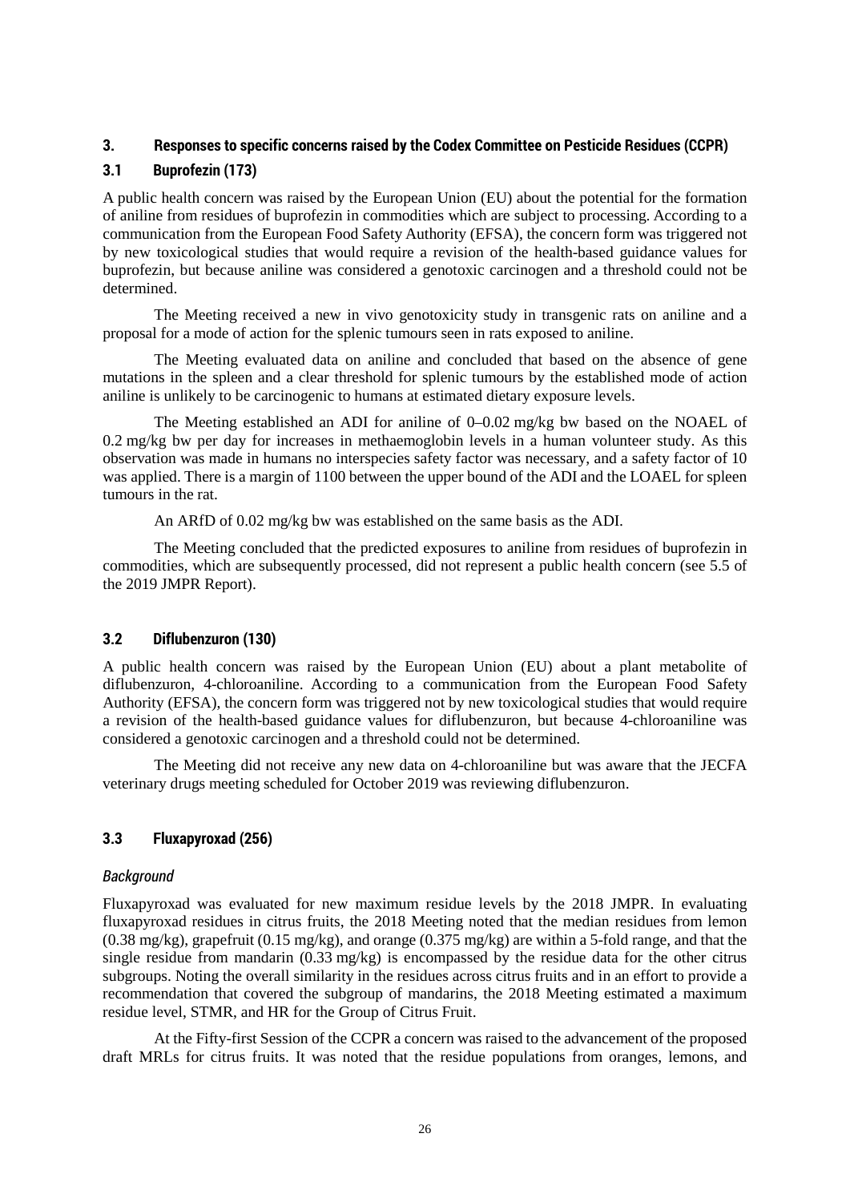## 3. Responses to specific concerns raised by the Codex Committee on Pesticide Residues (CCPR)

### 3.1 Buprofezin (173)

A public health concern was raised by the European Union (EU) about the potential for the formation of aniline from residues of buprofezin in commodities which are subject to processing. According to a communication from the European Food Safety Authority (EFSA), the concern form was triggered not by new toxicological studies that would require a revision of the health-based guidance values for buprofezin, but because aniline was considered a genotoxic carcinogen and a threshold could not be determined.

The Meeting received a new in vivo genotoxicity study in transgenic rats on aniline and a proposal for a mode of action for the splenic tumours seen in rats exposed to aniline.

The Meeting evaluated data on aniline and concluded that based on the absence of gene mutations in the spleen and a clear threshold for splenic tumours by the established mode of action aniline is unlikely to be carcinogenic to humans at estimated dietary exposure levels.

The Meeting established an ADI for aniline of 0–0.02 mg/kg bw based on the NOAEL of 0.2 mg/kg bw per day for increases in methaemoglobin levels in a human volunteer study. As this observation was made in humans no interspecies safety factor was necessary, and a safety factor of 10 was applied. There is a margin of 1100 between the upper bound of the ADI and the LOAEL for spleen tumours in the rat.

An ARfD of 0.02 mg/kg bw was established on the same basis as the ADI.

The Meeting concluded that the predicted exposures to aniline from residues of buprofezin in commodities, which are subsequently processed, did not represent a public health concern (see 5.5 of the 2019 JMPR Report).

### 3.2 Diflubenzuron (130)

A public health concern was raised by the European Union (EU) about a plant metabolite of diflubenzuron, 4-chloroaniline. According to a communication from the European Food Safety Authority (EFSA), the concern form was triggered not by new toxicological studies that would require a revision of the health-based guidance values for diflubenzuron, but because 4-chloroaniline was considered a genotoxic carcinogen and a threshold could not be determined.

The Meeting did not receive any new data on 4-chloroaniline but was aware that the JECFA veterinary drugs meeting scheduled for October 2019 was reviewing diflubenzuron.

### 3.3 Fluxapyroxad (256)

*Background*

Fluxapyroxad was evaluated for new maximum residue levels by the 2018 JMPR. In evaluating fluxapyroxad residues in citrus fruits, the 2018 Meeting noted that the median residues from lemon (0.38 mg/kg), grapefruit (0.15 mg/kg), and orange (0.375 mg/kg) are within a 5-fold range, and that the single residue from mandarin (0.33 mg/kg) is encompassed by the residue data for the other citrus subgroups. Noting the overall similarity in the residues across citrus fruits and in an effort to provide a recommendation that covered the subgroup of mandarins, the 2018 Meeting estimated a maximum residue level, STMR, and HR for the Group of Citrus Fruit.

At the Fifty-first Session of the CCPR a concern was raised to the advancement of the proposed draft MRLs for citrus fruits. It was noted that the residue populations from oranges, lemons, and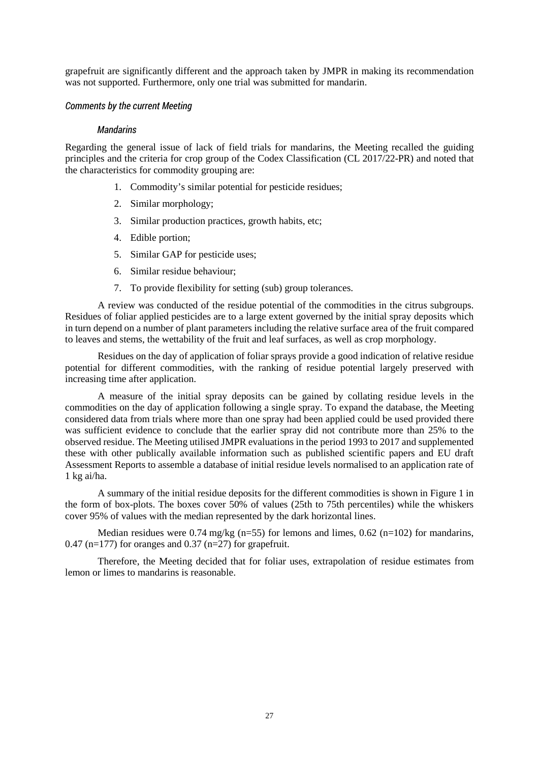grapefruit are significantly different and the approach taken by JMPR in making its recommendation was not supported. Furthermore, only one trial was submitted for mandarin.

### *Comments by the current Meeting*

#### *Mandarins*

Regarding the general issue of lack of field trials for mandarins, the Meeting recalled the guiding principles and the criteria for crop group of the Codex Classification (CL 2017/22-PR) and noted that the characteristics for commodity grouping are:

1. Commodity's similar potential for pesticide residues;
2. Similar morphology;
3. Similar production practices, growth habits, etc;
4. Edible portion;
5. Similar GAP for pesticide uses;
6. Similar residue behaviour;
7. To provide flexibility for setting (sub) group tolerances.

A review was conducted of the residue potential of the commodities in the citrus subgroups. Residues of foliar applied pesticides are to a large extent governed by the initial spray deposits which in turn depend on a number of plant parameters including the relative surface area of the fruit compared to leaves and stems, the wettability of the fruit and leaf surfaces, as well as crop morphology.

Residues on the day of application of foliar sprays provide a good indication of relative residue potential for different commodities, with the ranking of residue potential largely preserved with increasing time after application.

A measure of the initial spray deposits can be gained by collating residue levels in the commodities on the day of application following a single spray. To expand the database, the Meeting considered data from trials where more than one spray had been applied could be used provided there was sufficient evidence to conclude that the earlier spray did not contribute more than 25% to the observed residue. The Meeting utilised JMPR evaluations in the period 1993 to 2017 and supplemented these with other publically available information such as published scientific papers and EU draft Assessment Reports to assemble a database of initial residue levels normalised to an application rate of 1 kg ai/ha.

A summary of the initial residue deposits for the different commodities is shown in Figure 1 in the form of box-plots. The boxes cover 50% of values (25th to 75th percentiles) while the whiskers cover 95% of values with the median represented by the dark horizontal lines.

Median residues were 0.74 mg/kg (n=55) for lemons and limes, 0.62 (n=102) for mandarins, 0.47 (n=177) for oranges and 0.37 (n=27) for grapefruit.

Therefore, the Meeting decided that for foliar uses, extrapolation of residue estimates from lemon or limes to mandarins is reasonable.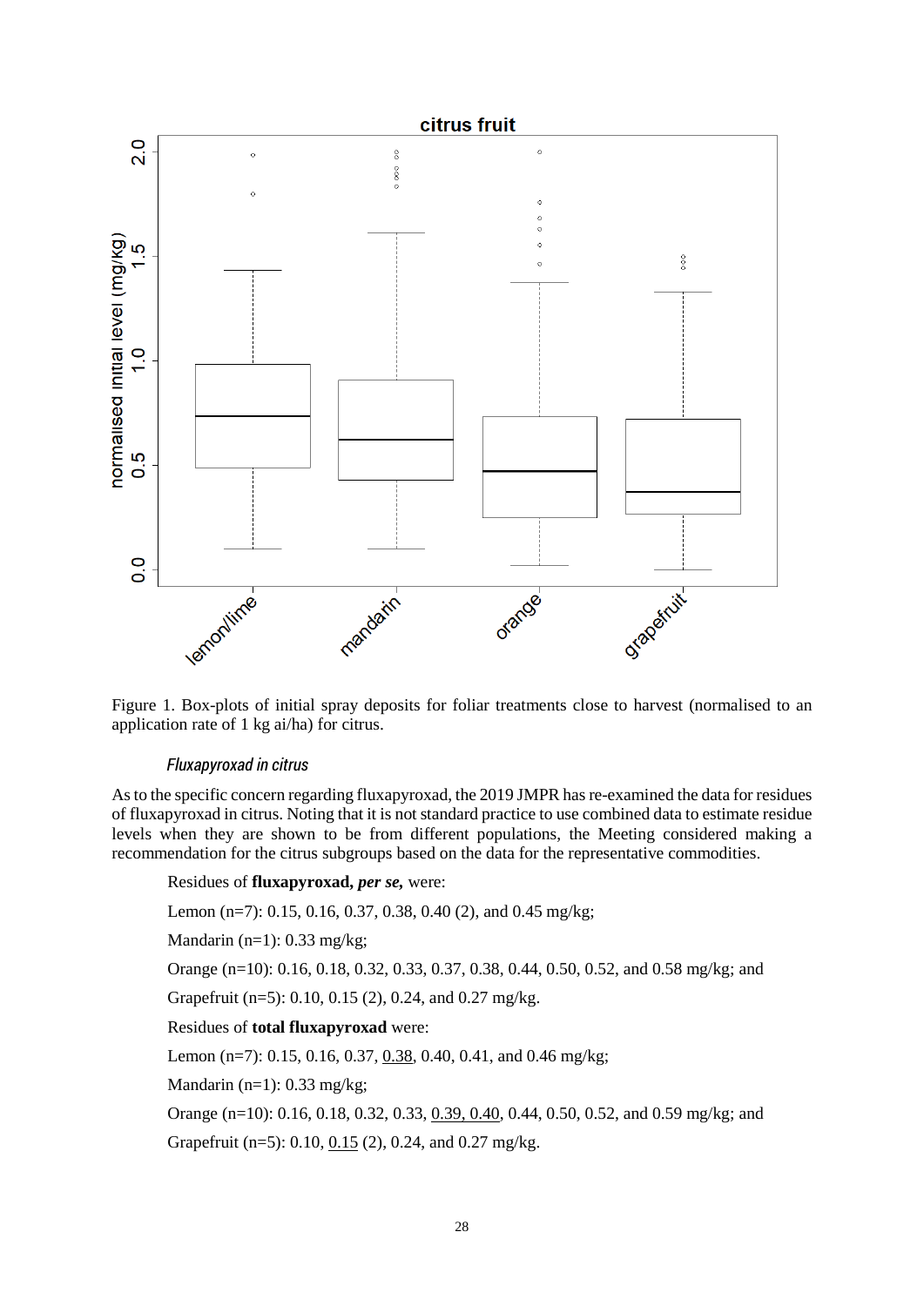Figure 1. Box-plots of initial spray deposits for foliar treatments close to harvest (normalised to an application rate of 1 kg ai/ha) for citrus.

### *Fluxapyroxad in citrus*

As to the specific concern regarding fluxapyroxad, the 2019 JMPR has re-examined the data for residues of fluxapyroxad in citrus. Noting that it is not standard practice to use combined data to estimate residue levels when they are shown to be from different populations, the Meeting considered making a recommendation for the citrus subgroups based on the data for the representative commodities.

Residues of **fluxapyroxad, *per se,*** were:

Lemon (n=7): 0.15, 0.16, 0.37, 0.38, 0.40 (2), and 0.45 mg/kg;

Mandarin (n=1): 0.33 mg/kg;

Orange (n=10): 0.16, 0.18, 0.32, 0.33, 0.37, 0.38, 0.44, 0.50, 0.52, and 0.58 mg/kg; and

Grapefruit (n=5): 0.10, 0.15 (2), 0.24, and 0.27 mg/kg.

Residues of **total fluxapyroxad** were:

Lemon (n=7): 0.15, 0.16, 0.37, 0.38, 0.40, 0.41, and 0.46 mg/kg;

Mandarin (n=1): 0.33 mg/kg;

Orange (n=10): 0.16, 0.18, 0.32, 0.33, 0.39, 0.40, 0.44, 0.50, 0.52, and 0.59 mg/kg; and

Grapefruit (n=5): 0.10, 0.15 (2), 0.24, and 0.27 mg/kg.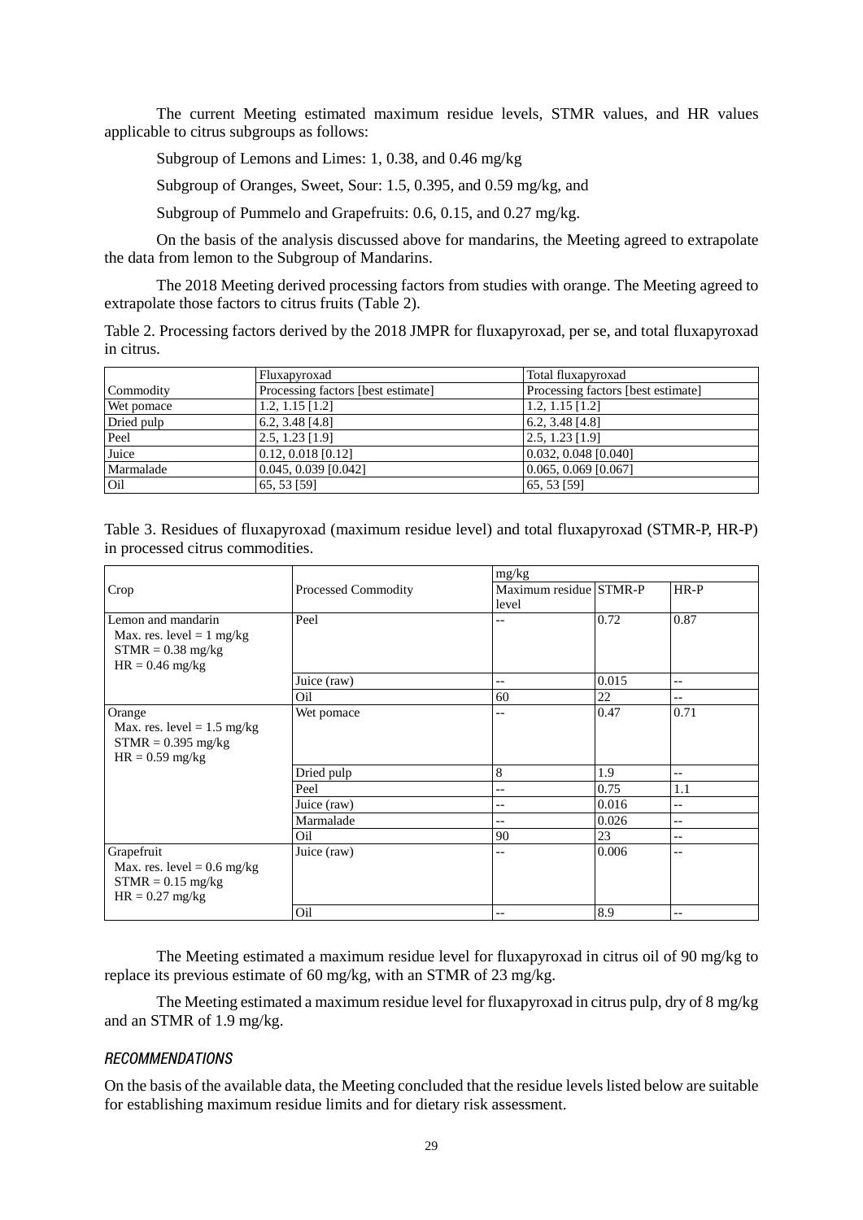The current Meeting estimated maximum residue levels, STMR values, and HR values applicable to citrus subgroups as follows:

Subgroup of Lemons and Limes: 1, 0.38, and 0.46 mg/kg

Subgroup of Oranges, Sweet, Sour: 1.5, 0.395, and 0.59 mg/kg, and

Subgroup of Pummelo and Grapefruits: 0.6, 0.15, and 0.27 mg/kg.

On the basis of the analysis discussed above for mandarins, the Meeting agreed to extrapolate the data from lemon to the Subgroup of Mandarins.

The 2018 Meeting derived processing factors from studies with orange. The Meeting agreed to extrapolate those factors to citrus fruits (Table 2).

Table 2. Processing factors derived by the 2018 JMPR for fluxapyroxad, per se, and total fluxapyroxad in citrus.

| | Fluxapyroxad | Total fluxapyroxad |
|---|---|---|
| Commodity | Processing factors [best estimate] | Processing factors [best estimate] |
| Wet pomace | 1.2, 1.15 [1.2] | 1.2, 1.15 [1.2] |
| Dried pulp | 6.2, 3.48 [4.8] | 6.2, 3.48 [4.8] |
| Peel | 2.5, 1.23 [1.9] | 2.5, 1.23 [1.9] |
| Juice | 0.12, 0.018 [0.12] | 0.032, 0.048 [0.040] |
| Marmalade | 0.045, 0.039 [0.042] | 0.065, 0.069 [0.067] |
| Oil | 65, 53 [59] | 65, 53 [59] |

Table 3. Residues of fluxapyroxad (maximum residue level) and total fluxapyroxad (STMR-P, HR-P) in processed citrus commodities.

| | | mg/kg | | |
|---|---|---|---|---|
| Crop | Processed Commodity | Maximum residue level | STMR-P | HR-P |
| Lemon and mandarin<br>Max. res. level = 1 mg/kg<br>STMR = 0.38 mg/kg<br>HR = 0.46 mg/kg | Peel | -- | 0.72 | 0.87 |
| | Juice (raw) | -- | 0.015 | -- |
| | Oil | 60 | 22 | -- |
| Orange<br>Max. res. level = 1.5 mg/kg<br>STMR = 0.395 mg/kg<br>HR = 0.59 mg/kg | Wet pomace | -- | 0.47 | 0.71 |
| | Dried pulp | 8 | 1.9 | -- |
| | Peel | -- | 0.75 | 1.1 |
| | Juice (raw) | -- | 0.016 | -- |
| | Marmalade | -- | 0.026 | -- |
| | Oil | 90 | 23 | -- |
| Grapefruit<br>Max. res. level = 0.6 mg/kg<br>STMR = 0.15 mg/kg<br>HR = 0.27 mg/kg | Juice (raw) | -- | 0.006 | -- |
| | Oil | -- | 8.9 | -- |

The Meeting estimated a maximum residue level for fluxapyroxad in citrus oil of 90 mg/kg to replace its previous estimate of 60 mg/kg, with an STMR of 23 mg/kg.

The Meeting estimated a maximum residue level for fluxapyroxad in citrus pulp, dry of 8 mg/kg and an STMR of 1.9 mg/kg.

### *RECOMMENDATIONS*

On the basis of the available data, the Meeting concluded that the residue levels listed below are suitable for establishing maximum residue limits and for dietary risk assessment.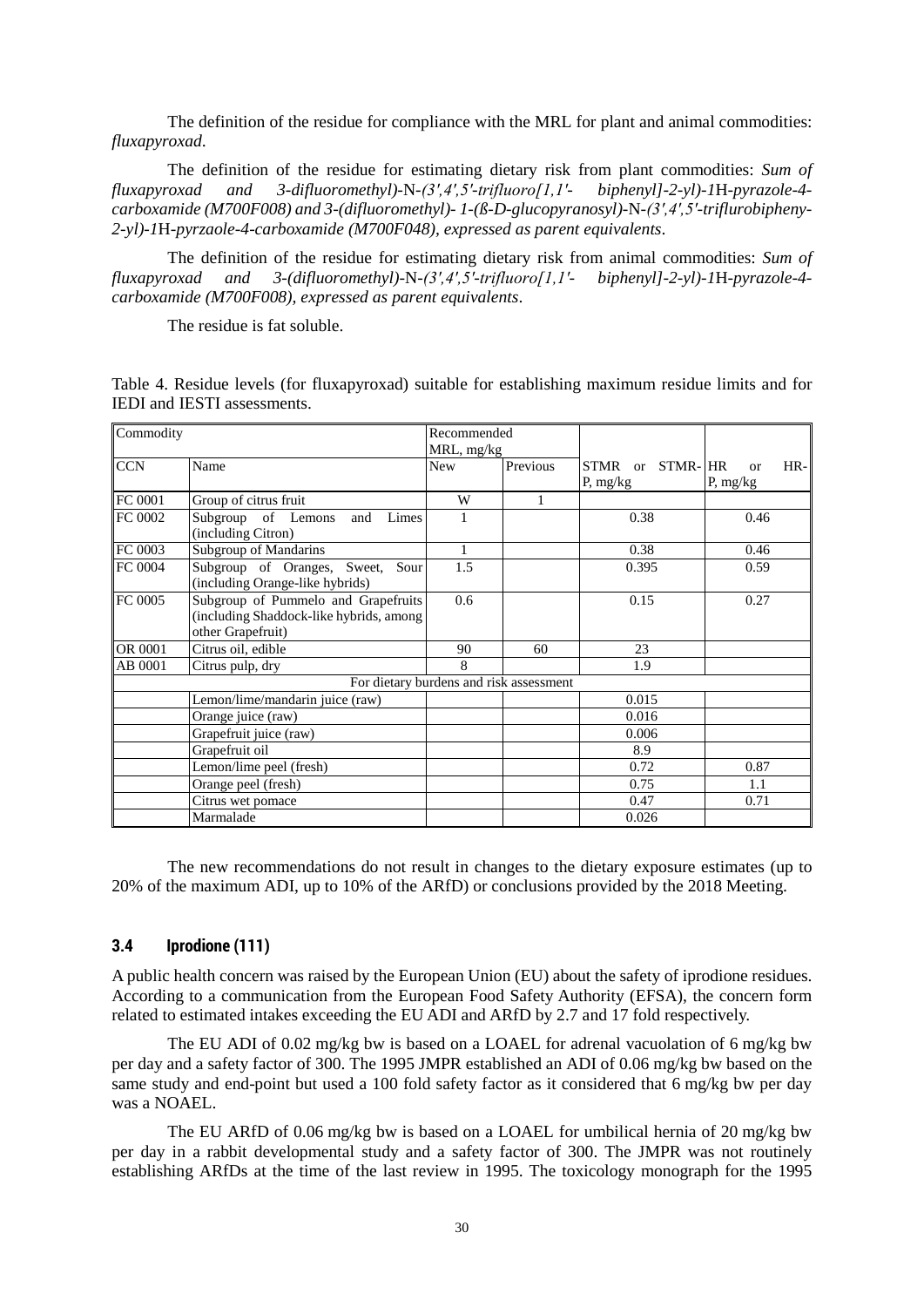The definition of the residue for compliance with the MRL for plant and animal commodities: *fluxapyroxad*.

The definition of the residue for estimating dietary risk from plant commodities: *Sum of fluxapyroxad and 3-difluoromethyl)-*N*-(3',4',5'-trifluoro[1,1'- biphenyl]-2-yl)-1*H*-pyrazole-4-carboxamide (M700F008) and 3-(difluoromethyl)- 1-(ß-D-glucopyranosyl)-*N*-(3',4',5'-triflurobipheny-2-yl)-1*H*-pyrzaole-4-carboxamide (M700F048), expressed as parent equivalents*.

The definition of the residue for estimating dietary risk from animal commodities: *Sum of fluxapyroxad and 3-(difluoromethyl)-*N*-(3',4',5'-trifluoro[1,1'- biphenyl]-2-yl)-1*H*-pyrazole-4-carboxamide (M700F008), expressed as parent equivalents*.

The residue is fat soluble.

Table 4. Residue levels (for fluxapyroxad) suitable for establishing maximum residue limits and for IEDI and IESTI assessments.

| Commodity | | Recommended MRL, mg/kg | | | |
|---|---|---|---|---|---|
| CCN | Name | New | Previous | STMR or STMR-P, mg/kg | HR or HR-P, mg/kg |
| FC 0001 | Group of citrus fruit | W | 1 | | |
| FC 0002 | Subgroup of Lemons and Limes (including Citron) | 1 | | 0.38 | 0.46 |
| FC 0003 | Subgroup of Mandarins | 1 | | 0.38 | 0.46 |
| FC 0004 | Subgroup of Oranges, Sweet, Sour (including Orange-like hybrids) | 1.5 | | 0.395 | 0.59 |
| FC 0005 | Subgroup of Pummelo and Grapefruits (including Shaddock-like hybrids, among other Grapefruit) | 0.6 | | 0.15 | 0.27 |
| OR 0001 | Citrus oil, edible | 90 | 60 | 23 | |
| AB 0001 | Citrus pulp, dry | 8 | | 1.9 | |
| | For dietary burdens and risk assessment | | | | |
| | Lemon/lime/mandarin juice (raw) | | | 0.015 | |
| | Orange juice (raw) | | | 0.016 | |
| | Grapefruit juice (raw) | | | 0.006 | |
| | Grapefruit oil | | | 8.9 | |
| | Lemon/lime peel (fresh) | | | 0.72 | 0.87 |
| | Orange peel (fresh) | | | 0.75 | 1.1 |
| | Citrus wet pomace | | | 0.47 | 0.71 |
| | Marmalade | | | 0.026 | |

The new recommendations do not result in changes to the dietary exposure estimates (up to 20% of the maximum ADI, up to 10% of the ARfD) or conclusions provided by the 2018 Meeting.

### 3.4 Iprodione (111)

A public health concern was raised by the European Union (EU) about the safety of iprodione residues. According to a communication from the European Food Safety Authority (EFSA), the concern form related to estimated intakes exceeding the EU ADI and ARfD by 2.7 and 17 fold respectively.

The EU ADI of 0.02 mg/kg bw is based on a LOAEL for adrenal vacuolation of 6 mg/kg bw per day and a safety factor of 300. The 1995 JMPR established an ADI of 0.06 mg/kg bw based on the same study and end-point but used a 100 fold safety factor as it considered that 6 mg/kg bw per day was a NOAEL.

The EU ARfD of 0.06 mg/kg bw is based on a LOAEL for umbilical hernia of 20 mg/kg bw per day in a rabbit developmental study and a safety factor of 300. The JMPR was not routinely establishing ARfDs at the time of the last review in 1995. The toxicology monograph for the 1995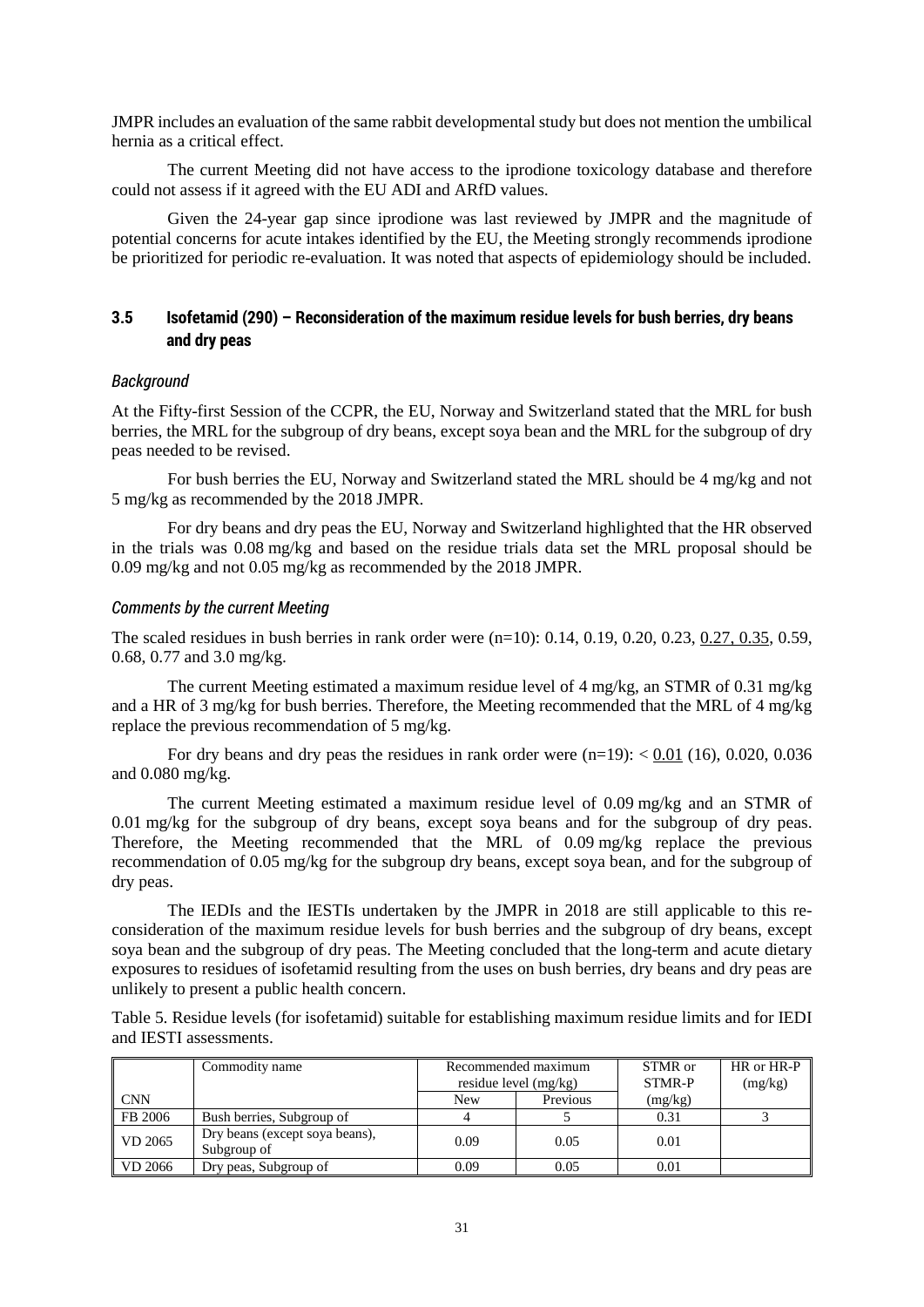JMPR includes an evaluation of the same rabbit developmental study but does not mention the umbilical hernia as a critical effect.

The current Meeting did not have access to the iprodione toxicology database and therefore could not assess if it agreed with the EU ADI and ARfD values.

Given the 24-year gap since iprodione was last reviewed by JMPR and the magnitude of potential concerns for acute intakes identified by the EU, the Meeting strongly recommends iprodione be prioritized for periodic re-evaluation. It was noted that aspects of epidemiology should be included.

### 3.5 Isofetamid (290) – Reconsideration of the maximum residue levels for bush berries, dry beans and dry peas

#### *Background*

At the Fifty-first Session of the CCPR, the EU, Norway and Switzerland stated that the MRL for bush berries, the MRL for the subgroup of dry beans, except soya bean and the MRL for the subgroup of dry peas needed to be revised.

For bush berries the EU, Norway and Switzerland stated the MRL should be 4 mg/kg and not 5 mg/kg as recommended by the 2018 JMPR.

For dry beans and dry peas the EU, Norway and Switzerland highlighted that the HR observed in the trials was 0.08 mg/kg and based on the residue trials data set the MRL proposal should be 0.09 mg/kg and not 0.05 mg/kg as recommended by the 2018 JMPR.

#### *Comments by the current Meeting*

The scaled residues in bush berries in rank order were (n=10): 0.14, 0.19, 0.20, 0.23, <u>0.27, 0.35</u>, 0.59, 0.68, 0.77 and 3.0 mg/kg.

The current Meeting estimated a maximum residue level of 4 mg/kg, an STMR of 0.31 mg/kg and a HR of 3 mg/kg for bush berries. Therefore, the Meeting recommended that the MRL of 4 mg/kg replace the previous recommendation of 5 mg/kg.

For dry beans and dry peas the residues in rank order were (n=19): < <u>0.01</u> (16), 0.020, 0.036 and 0.080 mg/kg.

The current Meeting estimated a maximum residue level of 0.09 mg/kg and an STMR of 0.01 mg/kg for the subgroup of dry beans, except soya beans and for the subgroup of dry peas. Therefore, the Meeting recommended that the MRL of 0.09 mg/kg replace the previous recommendation of 0.05 mg/kg for the subgroup dry beans, except soya bean, and for the subgroup of dry peas.

The IEDIs and the IESTIs undertaken by the JMPR in 2018 are still applicable to this re-consideration of the maximum residue levels for bush berries and the subgroup of dry beans, except soya bean and the subgroup of dry peas. The Meeting concluded that the long-term and acute dietary exposures to residues of isofetamid resulting from the uses on bush berries, dry beans and dry peas are unlikely to present a public health concern.

Table 5. Residue levels (for isofetamid) suitable for establishing maximum residue limits and for IEDI and IESTI assessments.

| CNN | Commodity name | Recommended maximum residue level (mg/kg) | | STMR or STMR-P (mg/kg) | HR or HR-P (mg/kg) |
|---|---|---|---|---|---|
| | | New | Previous | | |
| FB 2006 | Bush berries, Subgroup of | 4 | 5 | 0.31 | 3 |
| VD 2065 | Dry beans (except soya beans), Subgroup of | 0.09 | 0.05 | 0.01 | |
| VD 2066 | Dry peas, Subgroup of | 0.09 | 0.05 | 0.01 | |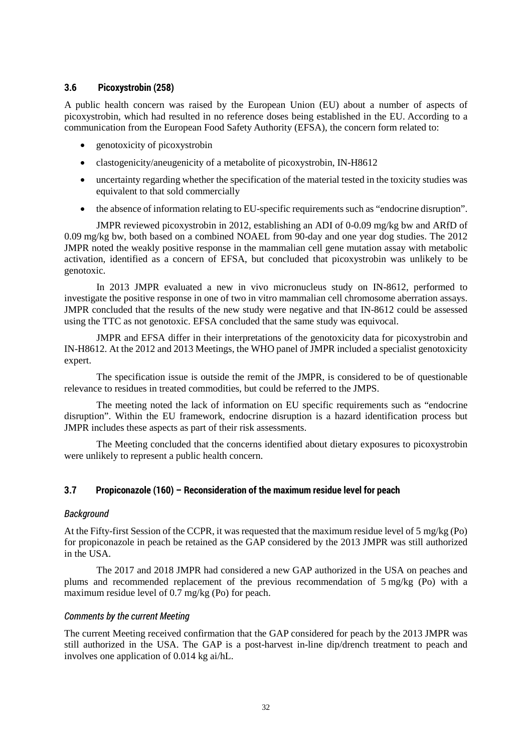### 3.6 Picoxystrobin (258)

A public health concern was raised by the European Union (EU) about a number of aspects of picoxystrobin, which had resulted in no reference doses being established in the EU. According to a communication from the European Food Safety Authority (EFSA), the concern form related to:

- genotoxicity of picoxystrobin
- clastogenicity/aneugenicity of a metabolite of picoxystrobin, IN-H8612
- uncertainty regarding whether the specification of the material tested in the toxicity studies was equivalent to that sold commercially
- the absence of information relating to EU-specific requirements such as "endocrine disruption".

JMPR reviewed picoxystrobin in 2012, establishing an ADI of 0-0.09 mg/kg bw and ARfD of 0.09 mg/kg bw, both based on a combined NOAEL from 90-day and one year dog studies. The 2012 JMPR noted the weakly positive response in the mammalian cell gene mutation assay with metabolic activation, identified as a concern of EFSA, but concluded that picoxystrobin was unlikely to be genotoxic.

In 2013 JMPR evaluated a new in vivo micronucleus study on IN-8612, performed to investigate the positive response in one of two in vitro mammalian cell chromosome aberration assays. JMPR concluded that the results of the new study were negative and that IN-8612 could be assessed using the TTC as not genotoxic. EFSA concluded that the same study was equivocal.

JMPR and EFSA differ in their interpretations of the genotoxicity data for picoxystrobin and IN-H8612. At the 2012 and 2013 Meetings, the WHO panel of JMPR included a specialist genotoxicity expert.

The specification issue is outside the remit of the JMPR, is considered to be of questionable relevance to residues in treated commodities, but could be referred to the JMPS.

The meeting noted the lack of information on EU specific requirements such as "endocrine disruption". Within the EU framework, endocrine disruption is a hazard identification process but JMPR includes these aspects as part of their risk assessments.

The Meeting concluded that the concerns identified about dietary exposures to picoxystrobin were unlikely to represent a public health concern.

### 3.7 Propiconazole (160) – Reconsideration of the maximum residue level for peach

#### *Background*

At the Fifty-first Session of the CCPR, it was requested that the maximum residue level of 5 mg/kg (Po) for propiconazole in peach be retained as the GAP considered by the 2013 JMPR was still authorized in the USA.

The 2017 and 2018 JMPR had considered a new GAP authorized in the USA on peaches and plums and recommended replacement of the previous recommendation of 5 mg/kg (Po) with a maximum residue level of 0.7 mg/kg (Po) for peach.

#### *Comments by the current Meeting*

The current Meeting received confirmation that the GAP considered for peach by the 2013 JMPR was still authorized in the USA. The GAP is a post-harvest in-line dip/drench treatment to peach and involves one application of 0.014 kg ai/hL.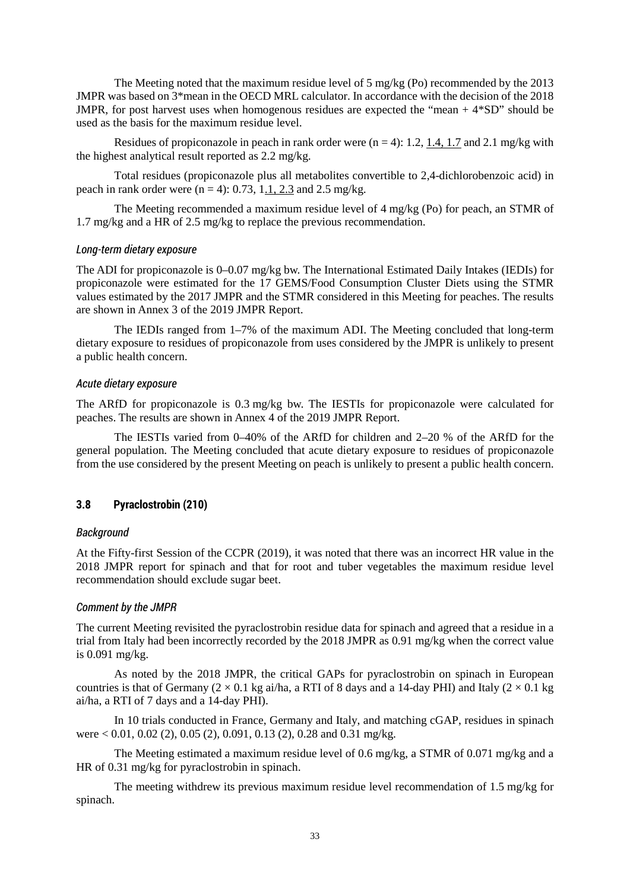The Meeting noted that the maximum residue level of 5 mg/kg (Po) recommended by the 2013 JMPR was based on 3*mean in the OECD MRL calculator. In accordance with the decision of the 2018 JMPR, for post harvest uses when homogenous residues are expected the "mean + 4*SD" should be used as the basis for the maximum residue level.

Residues of propiconazole in peach in rank order were (n = 4): 1.2, <u>1.4, 1.7</u> and 2.1 mg/kg with the highest analytical result reported as 2.2 mg/kg.

Total residues (propiconazole plus all metabolites convertible to 2,4-dichlorobenzoic acid) in peach in rank order were (n = 4): 0.73, <u>1.1, 2.3</u> and 2.5 mg/kg.

The Meeting recommended a maximum residue level of 4 mg/kg (Po) for peach, an STMR of 1.7 mg/kg and a HR of 2.5 mg/kg to replace the previous recommendation.

### *Long-term dietary exposure*

The ADI for propiconazole is 0–0.07 mg/kg bw. The International Estimated Daily Intakes (IEDIs) for propiconazole were estimated for the 17 GEMS/Food Consumption Cluster Diets using the STMR values estimated by the 2017 JMPR and the STMR considered in this Meeting for peaches. The results are shown in Annex 3 of the 2019 JMPR Report.

The IEDIs ranged from 1–7% of the maximum ADI. The Meeting concluded that long-term dietary exposure to residues of propiconazole from uses considered by the JMPR is unlikely to present a public health concern.

### *Acute dietary exposure*

The ARfD for propiconazole is 0.3 mg/kg bw. The IESTIs for propiconazole were calculated for peaches. The results are shown in Annex 4 of the 2019 JMPR Report.

The IESTIs varied from 0–40% of the ARfD for children and 2–20 % of the ARfD for the general population. The Meeting concluded that acute dietary exposure to residues of propiconazole from the use considered by the present Meeting on peach is unlikely to present a public health concern.

## 3.8 Pyraclostrobin (210)

### *Background*

At the Fifty-first Session of the CCPR (2019), it was noted that there was an incorrect HR value in the 2018 JMPR report for spinach and that for root and tuber vegetables the maximum residue level recommendation should exclude sugar beet.

### *Comment by the JMPR*

The current Meeting revisited the pyraclostrobin residue data for spinach and agreed that a residue in a trial from Italy had been incorrectly recorded by the 2018 JMPR as 0.91 mg/kg when the correct value is 0.091 mg/kg.

As noted by the 2018 JMPR, the critical GAPs for pyraclostrobin on spinach in European countries is that of Germany (2 × 0.1 kg ai/ha, a RTI of 8 days and a 14-day PHI) and Italy (2 × 0.1 kg ai/ha, a RTI of 7 days and a 14-day PHI).

In 10 trials conducted in France, Germany and Italy, and matching cGAP, residues in spinach were < 0.01, 0.02 (2), 0.05 (2), 0.091, 0.13 (2), 0.28 and 0.31 mg/kg.

The Meeting estimated a maximum residue level of 0.6 mg/kg, a STMR of 0.071 mg/kg and a HR of 0.31 mg/kg for pyraclostrobin in spinach.

The meeting withdrew its previous maximum residue level recommendation of 1.5 mg/kg for spinach.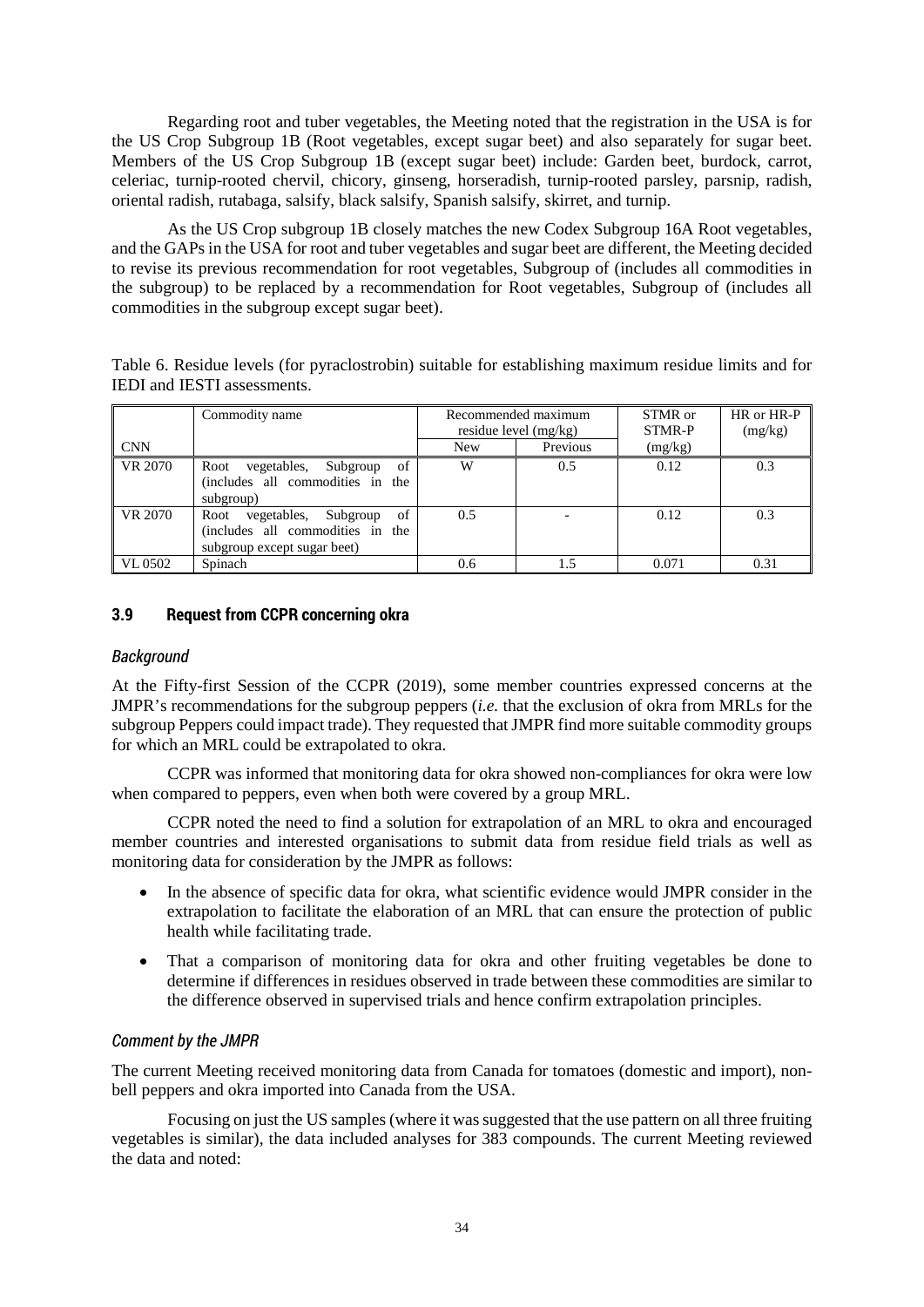Regarding root and tuber vegetables, the Meeting noted that the registration in the USA is for the US Crop Subgroup 1B (Root vegetables, except sugar beet) and also separately for sugar beet. Members of the US Crop Subgroup 1B (except sugar beet) include: Garden beet, burdock, carrot, celeriac, turnip-rooted chervil, chicory, ginseng, horseradish, turnip-rooted parsley, parsnip, radish, oriental radish, rutabaga, salsify, black salsify, Spanish salsify, skirret, and turnip.

As the US Crop subgroup 1B closely matches the new Codex Subgroup 16A Root vegetables, and the GAPs in the USA for root and tuber vegetables and sugar beet are different, the Meeting decided to revise its previous recommendation for root vegetables, Subgroup of (includes all commodities in the subgroup) to be replaced by a recommendation for Root vegetables, Subgroup of (includes all commodities in the subgroup except sugar beet).

Table 6. Residue levels (for pyraclostrobin) suitable for establishing maximum residue limits and for IEDI and IESTI assessments.

| CNN | Commodity name | Recommended maximum residue level (mg/kg) | | STMR or STMR-P (mg/kg) | HR or HR-P (mg/kg) |
|---|---|---|---|---|---|
| | | New | Previous | | |
| VR 2070 | Root vegetables, Subgroup of (includes all commodities in the subgroup) | W | 0.5 | 0.12 | 0.3 |
| VR 2070 | Root vegetables, Subgroup of (includes all commodities in the subgroup except sugar beet) | 0.5 | - | 0.12 | 0.3 |
| VL 0502 | Spinach | 0.6 | 1.5 | 0.071 | 0.31 |

### 3.9 Request from CCPR concerning okra

#### *Background*

At the Fifty-first Session of the CCPR (2019), some member countries expressed concerns at the JMPR's recommendations for the subgroup peppers (*i.e.* that the exclusion of okra from MRLs for the subgroup Peppers could impact trade). They requested that JMPR find more suitable commodity groups for which an MRL could be extrapolated to okra.

CCPR was informed that monitoring data for okra showed non-compliances for okra were low when compared to peppers, even when both were covered by a group MRL.

CCPR noted the need to find a solution for extrapolation of an MRL to okra and encouraged member countries and interested organisations to submit data from residue field trials as well as monitoring data for consideration by the JMPR as follows:

- In the absence of specific data for okra, what scientific evidence would JMPR consider in the extrapolation to facilitate the elaboration of an MRL that can ensure the protection of public health while facilitating trade.
- That a comparison of monitoring data for okra and other fruiting vegetables be done to determine if differences in residues observed in trade between these commodities are similar to the difference observed in supervised trials and hence confirm extrapolation principles.

#### *Comment by the JMPR*

The current Meeting received monitoring data from Canada for tomatoes (domestic and import), non-bell peppers and okra imported into Canada from the USA.

Focusing on just the US samples (where it was suggested that the use pattern on all three fruiting vegetables is similar), the data included analyses for 383 compounds. The current Meeting reviewed the data and noted: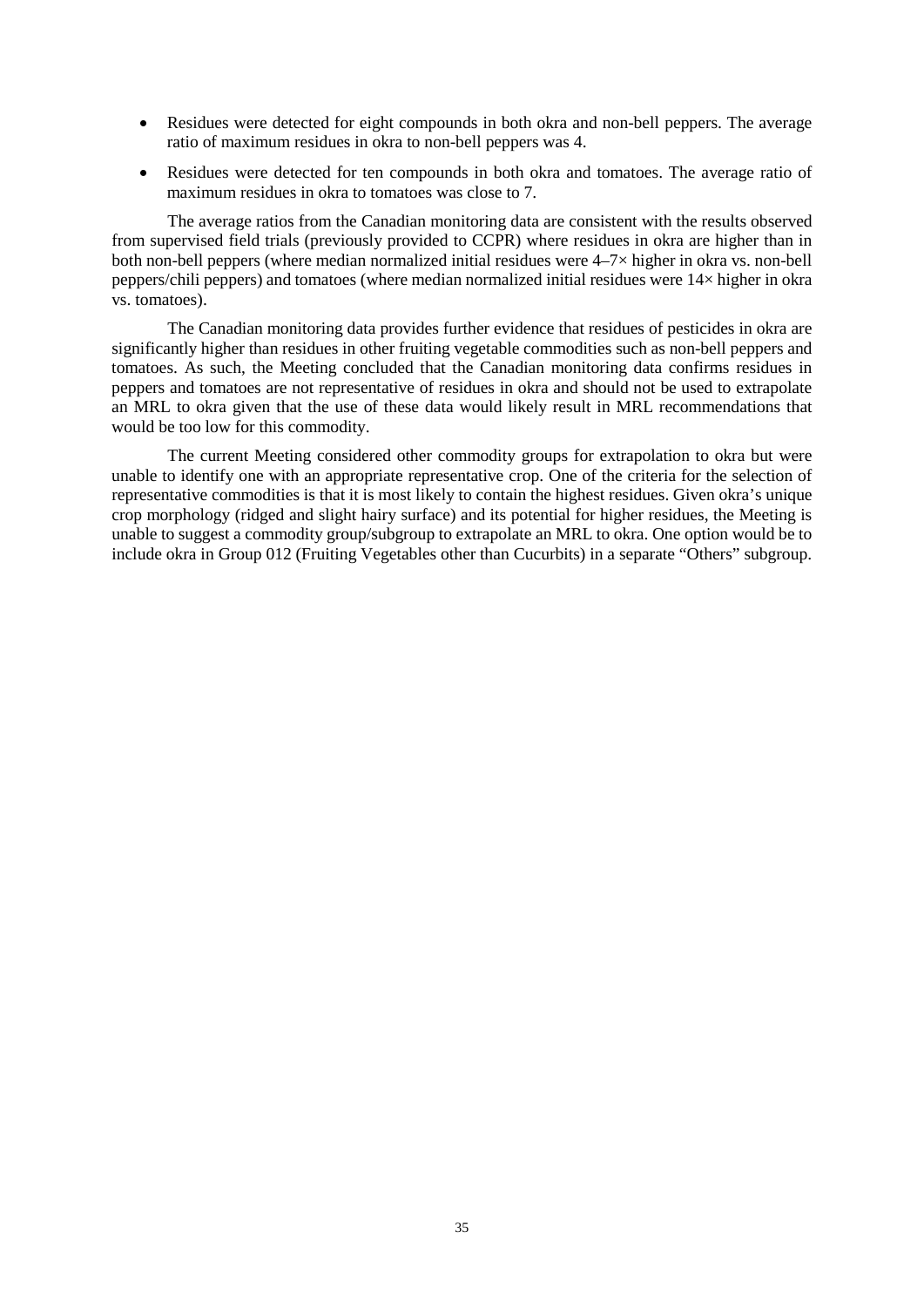- Residues were detected for eight compounds in both okra and non-bell peppers. The average ratio of maximum residues in okra to non-bell peppers was 4.
- Residues were detected for ten compounds in both okra and tomatoes. The average ratio of maximum residues in okra to tomatoes was close to 7.

The average ratios from the Canadian monitoring data are consistent with the results observed from supervised field trials (previously provided to CCPR) where residues in okra are higher than in both non-bell peppers (where median normalized initial residues were 4–7× higher in okra vs. non-bell peppers/chili peppers) and tomatoes (where median normalized initial residues were 14× higher in okra vs. tomatoes).

The Canadian monitoring data provides further evidence that residues of pesticides in okra are significantly higher than residues in other fruiting vegetable commodities such as non-bell peppers and tomatoes. As such, the Meeting concluded that the Canadian monitoring data confirms residues in peppers and tomatoes are not representative of residues in okra and should not be used to extrapolate an MRL to okra given that the use of these data would likely result in MRL recommendations that would be too low for this commodity.

The current Meeting considered other commodity groups for extrapolation to okra but were unable to identify one with an appropriate representative crop. One of the criteria for the selection of representative commodities is that it is most likely to contain the highest residues. Given okra's unique crop morphology (ridged and slight hairy surface) and its potential for higher residues, the Meeting is unable to suggest a commodity group/subgroup to extrapolate an MRL to okra. One option would be to include okra in Group 012 (Fruiting Vegetables other than Cucurbits) in a separate "Others" subgroup.